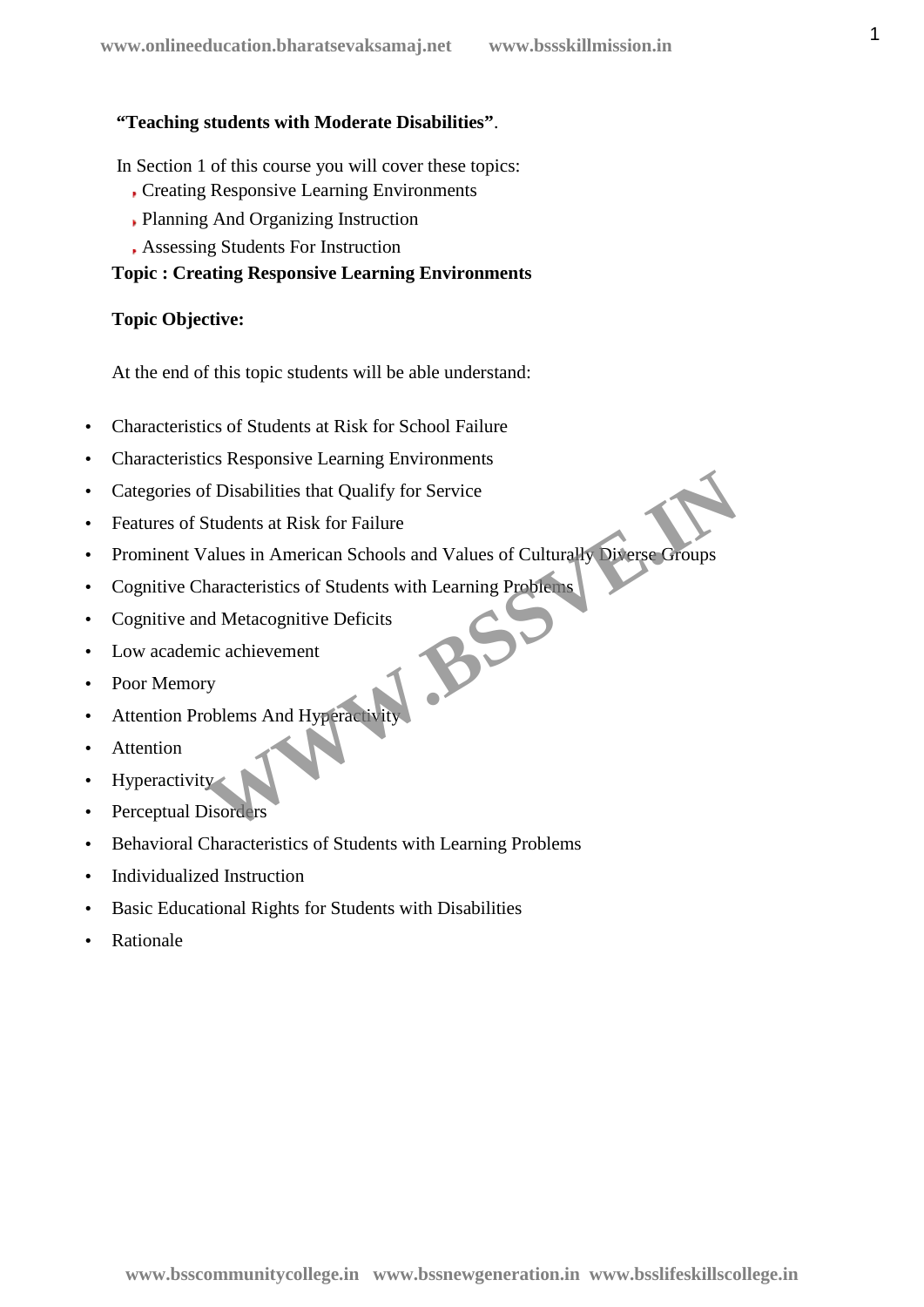**"Teaching students with Moderate Disabilities"**.

In Section 1 of this course you will cover these topics:

- Creating Responsive Learning Environments
- Planning And Organizing Instruction
- Assessing Students For Instruction

**Topic : Creating Responsive Learning Environments**

**Topic Objective:**

At the end of this topic students will be able understand:

- Characteristics of Students at Risk for School Failure
- Characteristics Responsive Learning Environments
- Categories of Disabilities that Qualify for Service
- Features of Students at Risk for Failure
- Prominent Values in American Schools and Values of Culturally Diverse Groups
- Cognitive Characteristics of Students with Learning Problems
- Cognitive and Metacognitive Deficits
- Low academic achievement
- Poor Memory
- Attention Problems And Hyperactivity
- Attention
- Hyperactivity
- Perceptual Disorders
- Behavioral Characteristics of Students with Learning Problems
- Individualized Instruction
- Basic Educational Rights for Students with Disabilities
- Rationale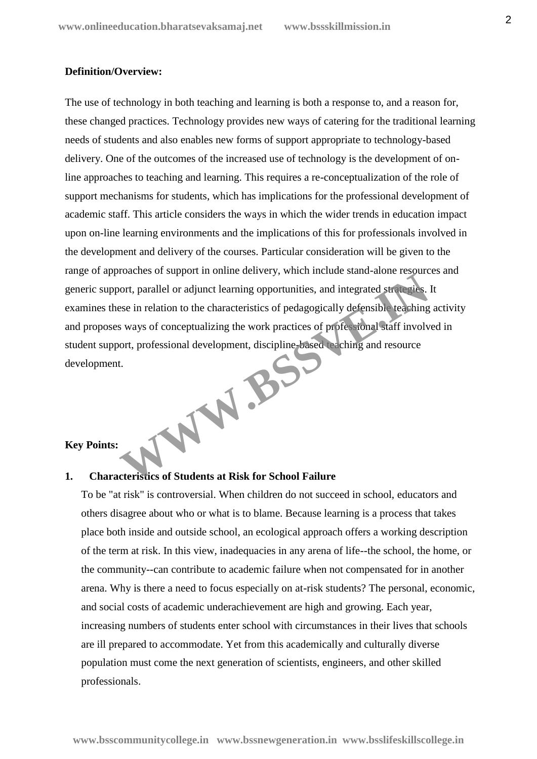**Definition/Overview:**

The use of technology in both teaching and learning is both a response to, and a reason for, these changed practices. Technology provides new ways of catering for the traditional learning needs of students and also enables new forms of support appropriate to technology-based delivery. One of the outcomes of the increased use of technology is the development of on-line approaches to teaching and learning. This requires a re-conceptualization of the role of support mechanisms for students, which has implications for the professional development of academic staff. This article considers the ways in which the wider trends in education impact upon on-line learning environments and the implications of this for professionals involved in the development and delivery of the courses. Particular consideration will be given to the range of approaches of support in online delivery, which include stand-alone resources and generic support, parallel or adjunct learning opportunities, and integrated strategies. It examines these in relation to the characteristics of pedagogically defensible teaching activity and proposes ways of conceptualizing the work practices of professional staff involved in student support, professional development, discipline-based teaching and resource development.

**Key Points:**

1. **Characteristics of Students at Risk for School Failure**

   To be "at risk" is controversial. When children do not succeed in school, educators and others disagree about who or what is to blame. Because learning is a process that takes place both inside and outside school, an ecological approach offers a working description of the term at risk. In this view, inadequacies in any arena of life--the school, the home, or the community--can contribute to academic failure when not compensated for in another arena. Why is there a need to focus especially on at-risk students? The personal, economic, and social costs of academic underachievement are high and growing. Each year, increasing numbers of students enter school with circumstances in their lives that schools are ill prepared to accommodate. Yet from this academically and culturally diverse population must come the next generation of scientists, engineers, and other skilled professionals.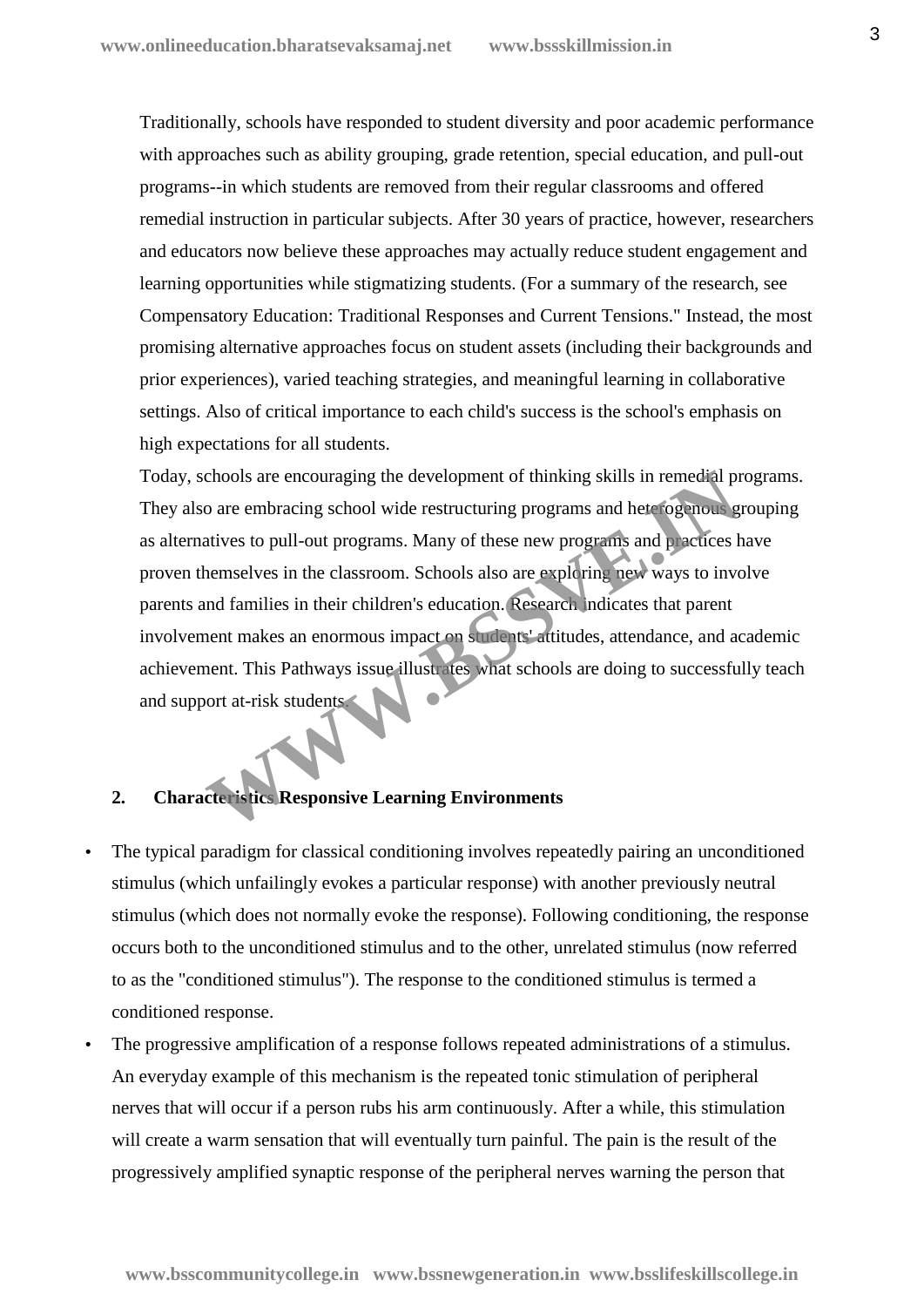Traditionally, schools have responded to student diversity and poor academic performance with approaches such as ability grouping, grade retention, special education, and pull-out programs--in which students are removed from their regular classrooms and offered remedial instruction in particular subjects. After 30 years of practice, however, researchers and educators now believe these approaches may actually reduce student engagement and learning opportunities while stigmatizing students. (For a summary of the research, see Compensatory Education: Traditional Responses and Current Tensions." Instead, the most promising alternative approaches focus on student assets (including their backgrounds and prior experiences), varied teaching strategies, and meaningful learning in collaborative settings. Also of critical importance to each child's success is the school's emphasis on high expectations for all students.

Today, schools are encouraging the development of thinking skills in remedial programs. They also are embracing school wide restructuring programs and heterogenous grouping as alternatives to pull-out programs. Many of these new programs and practices have proven themselves in the classroom. Schools also are exploring new ways to involve parents and families in their children's education. Research indicates that parent involvement makes an enormous impact on students' attitudes, attendance, and academic achievement. This Pathways issue illustrates what schools are doing to successfully teach and support at-risk students.

## 2. Characteristics Responsive Learning Environments

- The typical paradigm for classical conditioning involves repeatedly pairing an unconditioned stimulus (which unfailingly evokes a particular response) with another previously neutral stimulus (which does not normally evoke the response). Following conditioning, the response occurs both to the unconditioned stimulus and to the other, unrelated stimulus (now referred to as the "conditioned stimulus"). The response to the conditioned stimulus is termed a conditioned response.
- The progressive amplification of a response follows repeated administrations of a stimulus. An everyday example of this mechanism is the repeated tonic stimulation of peripheral nerves that will occur if a person rubs his arm continuously. After a while, this stimulation will create a warm sensation that will eventually turn painful. The pain is the result of the progressively amplified synaptic response of the peripheral nerves warning the person that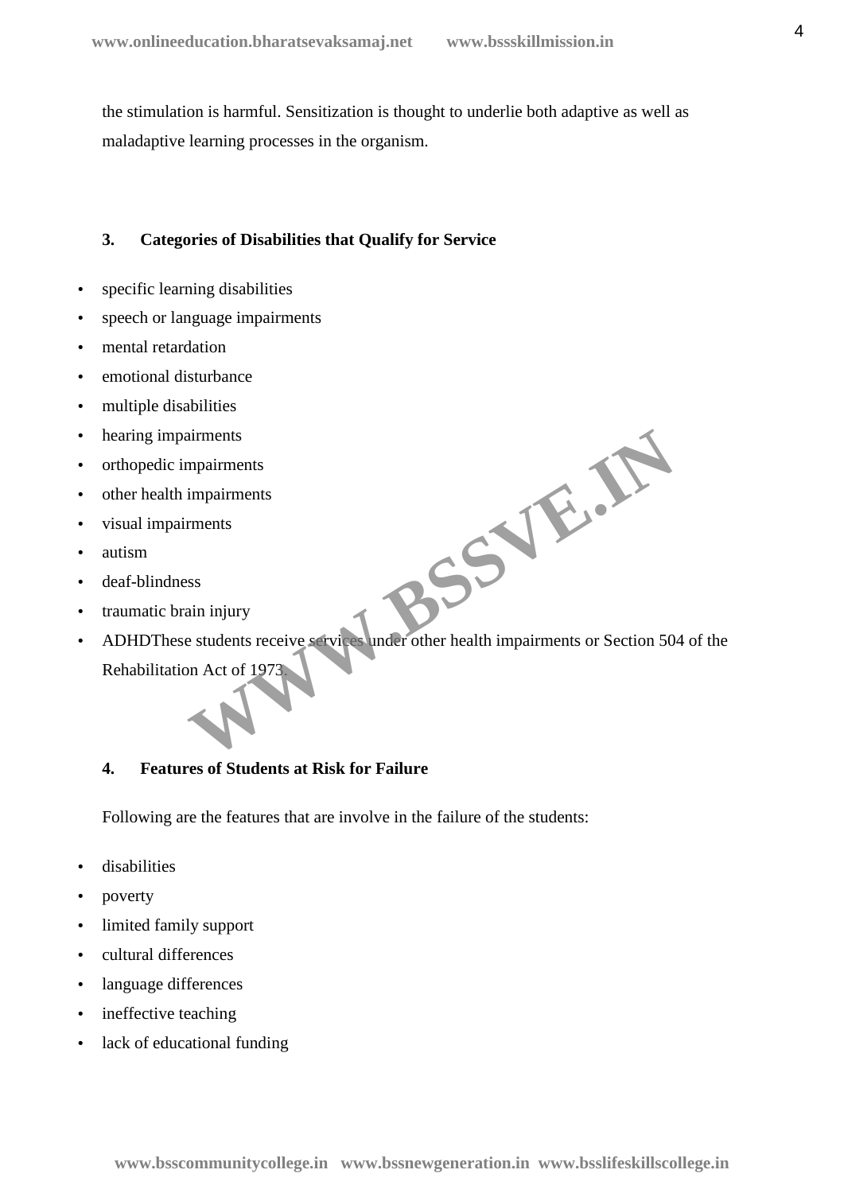the stimulation is harmful. Sensitization is thought to underlie both adaptive as well as maladaptive learning processes in the organism.

### 3. Categories of Disabilities that Qualify for Service

- specific learning disabilities
- speech or language impairments
- mental retardation
- emotional disturbance
- multiple disabilities
- hearing impairments
- orthopedic impairments
- other health impairments
- visual impairments
- autism
- deaf-blindness
- traumatic brain injury
- ADHDThese students receive services under other health impairments or Section 504 of the Rehabilitation Act of 1973.

### 4. Features of Students at Risk for Failure

Following are the features that are involve in the failure of the students:

- disabilities
- poverty
- limited family support
- cultural differences
- language differences
- ineffective teaching
- lack of educational funding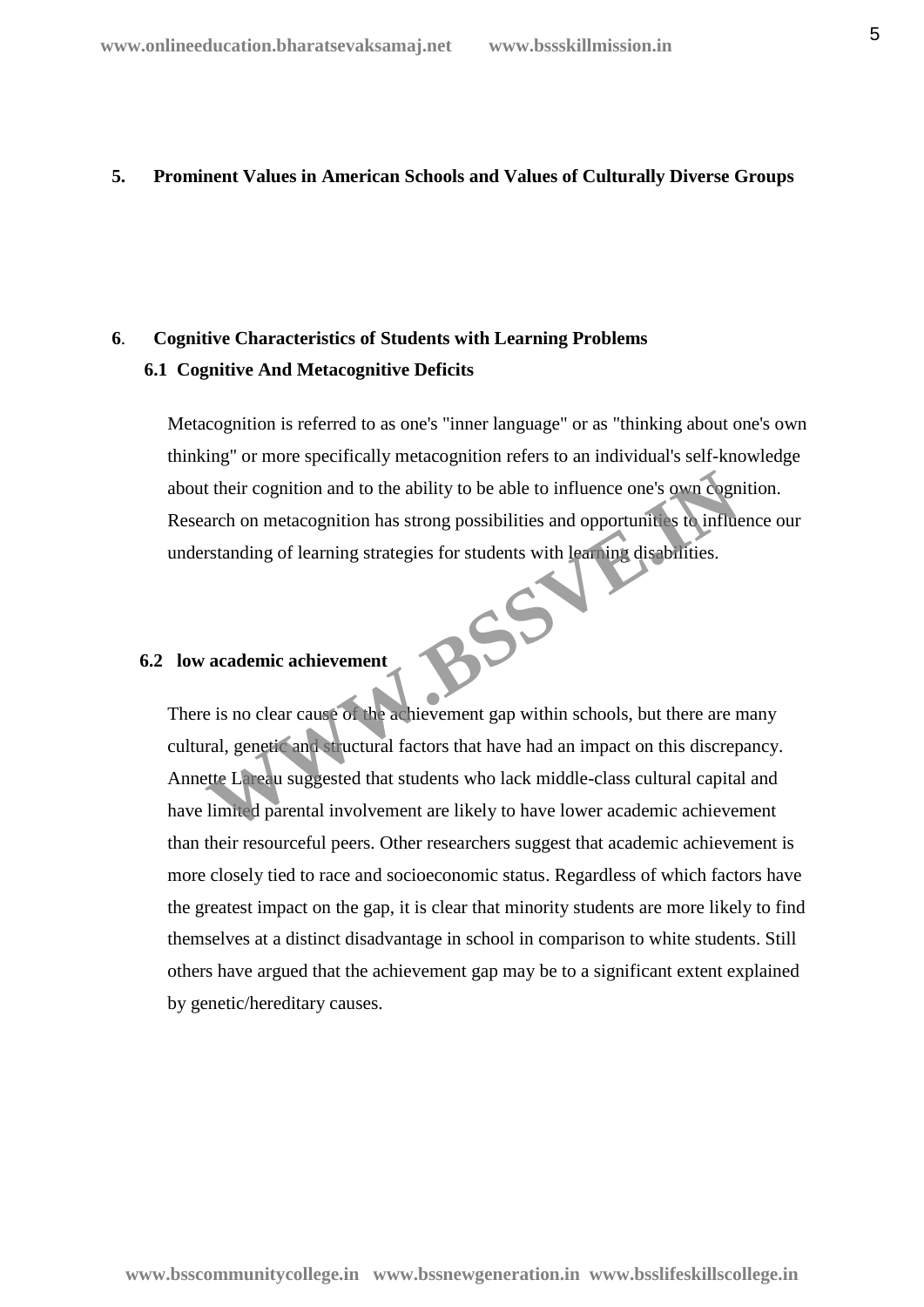## 5. Prominent Values in American Schools and Values of Culturally Diverse Groups

## 6. Cognitive Characteristics of Students with Learning Problems

### 6.1 Cognitive And Metacognitive Deficits

Metacognition is referred to as one's "inner language" or as "thinking about one's own thinking" or more specifically metacognition refers to an individual's self-knowledge about their cognition and to the ability to be able to influence one's own cognition. Research on metacognition has strong possibilities and opportunities to influence our understanding of learning strategies for students with learning disabilities.

### 6.2 low academic achievement

There is no clear cause of the achievement gap within schools, but there are many cultural, genetic and structural factors that have had an impact on this discrepancy. Annette Lareau suggested that students who lack middle-class cultural capital and have limited parental involvement are likely to have lower academic achievement than their resourceful peers. Other researchers suggest that academic achievement is more closely tied to race and socioeconomic status. Regardless of which factors have the greatest impact on the gap, it is clear that minority students are more likely to find themselves at a distinct disadvantage in school in comparison to white students. Still others have argued that the achievement gap may be to a significant extent explained by genetic/hereditary causes.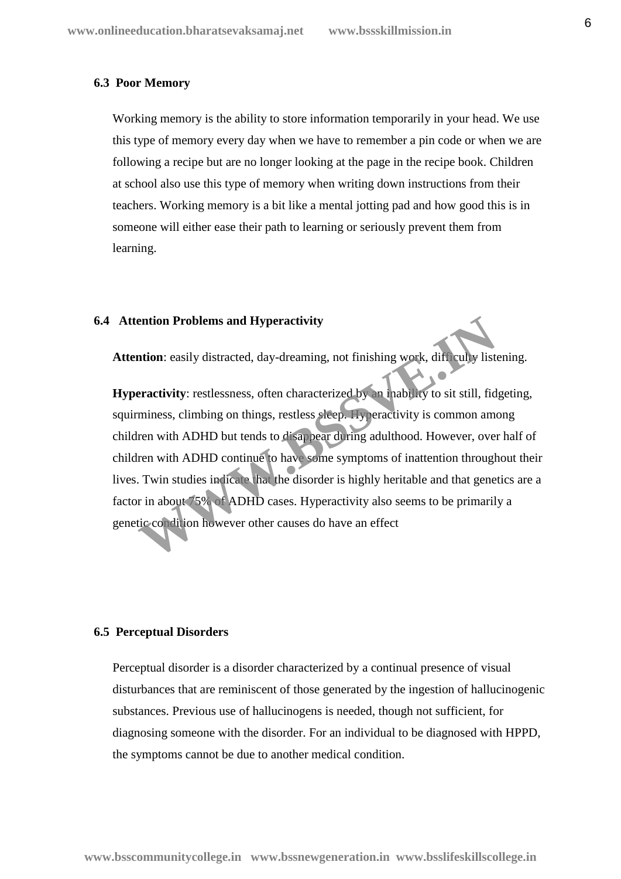### 6.3 Poor Memory

Working memory is the ability to store information temporarily in your head. We use this type of memory every day when we have to remember a pin code or when we are following a recipe but are no longer looking at the page in the recipe book. Children at school also use this type of memory when writing down instructions from their teachers. Working memory is a bit like a mental jotting pad and how good this is in someone will either ease their path to learning or seriously prevent them from learning.

### 6.4 Attention Problems and Hyperactivity

**Attention**: easily distracted, day-dreaming, not finishing work, difficulty listening.

**Hyperactivity**: restlessness, often characterized by an inability to sit still, fidgeting, squirminess, climbing on things, restless sleep. Hyperactivity is common among children with ADHD but tends to disappear during adulthood. However, over half of children with ADHD continue to have some symptoms of inattention throughout their lives. Twin studies indicate that the disorder is highly heritable and that genetics are a factor in about 75% of ADHD cases. Hyperactivity also seems to be primarily a genetic condition however other causes do have an effect

### 6.5 Perceptual Disorders

Perceptual disorder is a disorder characterized by a continual presence of visual disturbances that are reminiscent of those generated by the ingestion of hallucinogenic substances. Previous use of hallucinogens is needed, though not sufficient, for diagnosing someone with the disorder. For an individual to be diagnosed with HPPD, the symptoms cannot be due to another medical condition.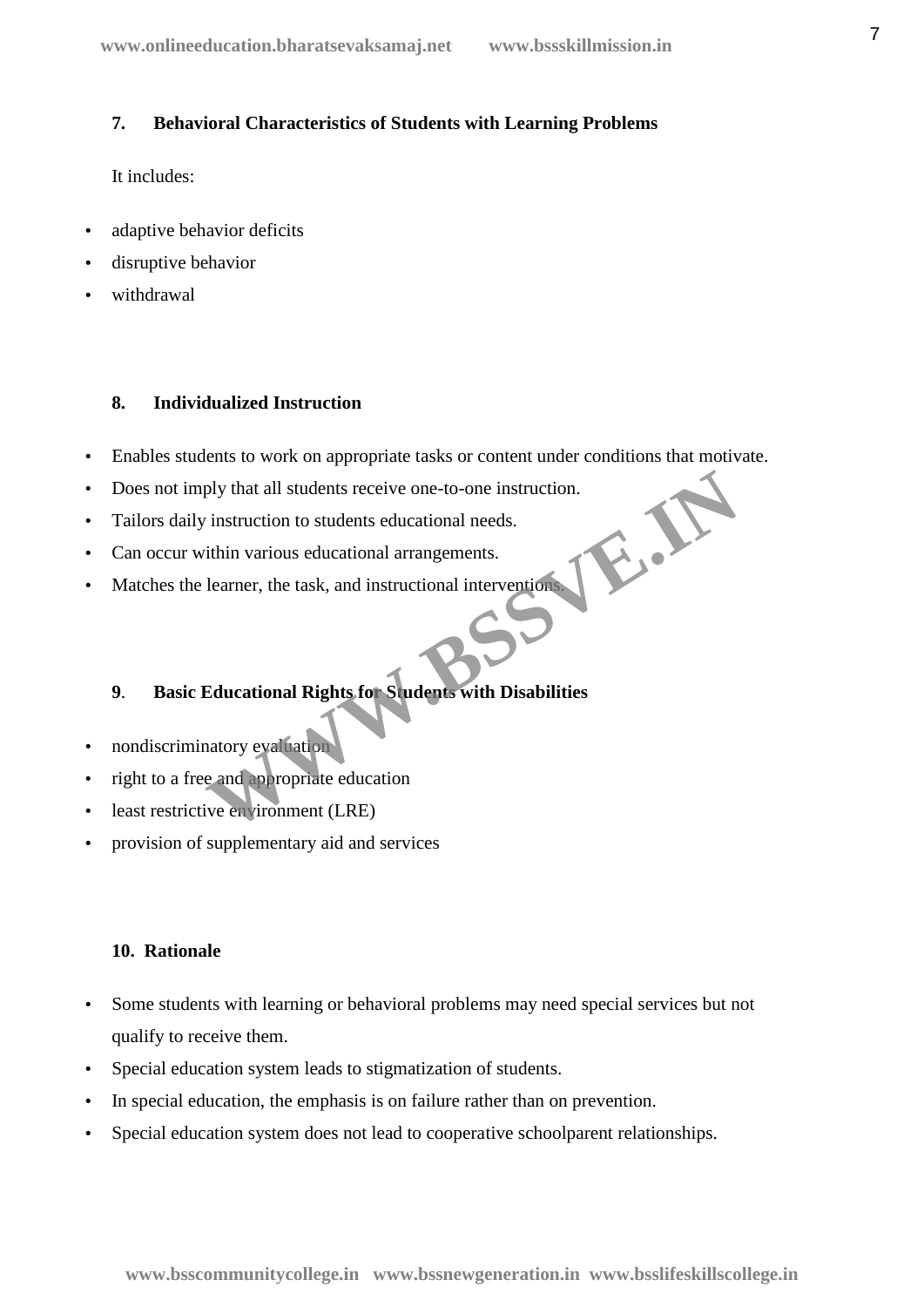### 7. Behavioral Characteristics of Students with Learning Problems

It includes:

- adaptive behavior deficits
- disruptive behavior
- withdrawal

### 8. Individualized Instruction

- Enables students to work on appropriate tasks or content under conditions that motivate.
- Does not imply that all students receive one-to-one instruction.
- Tailors daily instruction to students educational needs.
- Can occur within various educational arrangements.
- Matches the learner, the task, and instructional interventions.

### 9. Basic Educational Rights for Students with Disabilities

- nondiscriminatory evaluation
- right to a free and appropriate education
- least restrictive environment (LRE)
- provision of supplementary aid and services

### 10. Rationale

- Some students with learning or behavioral problems may need special services but not qualify to receive them.
- Special education system leads to stigmatization of students.
- In special education, the emphasis is on failure rather than on prevention.
- Special education system does not lead to cooperative schoolparent relationships.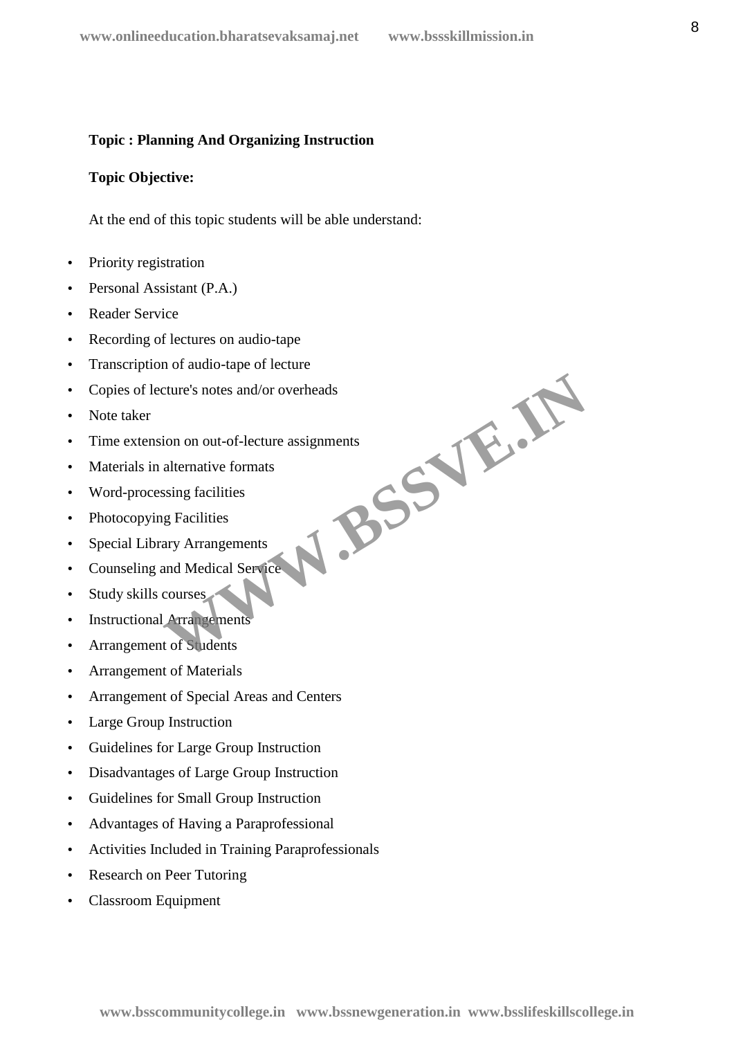**Topic : Planning And Organizing Instruction**

**Topic Objective:**

At the end of this topic students will be able understand:

- Priority registration
- Personal Assistant (P.A.)
- Reader Service
- Recording of lectures on audio-tape
- Transcription of audio-tape of lecture
- Copies of lecture's notes and/or overheads
- Note taker
- Time extension on out-of-lecture assignments
- Materials in alternative formats
- Word-processing facilities
- Photocopying Facilities
- Special Library Arrangements
- Counseling and Medical Service
- Study skills courses
- Instructional Arrangements
- Arrangement of Students
- Arrangement of Materials
- Arrangement of Special Areas and Centers
- Large Group Instruction
- Guidelines for Large Group Instruction
- Disadvantages of Large Group Instruction
- Guidelines for Small Group Instruction
- Advantages of Having a Paraprofessional
- Activities Included in Training Paraprofessionals
- Research on Peer Tutoring
- Classroom Equipment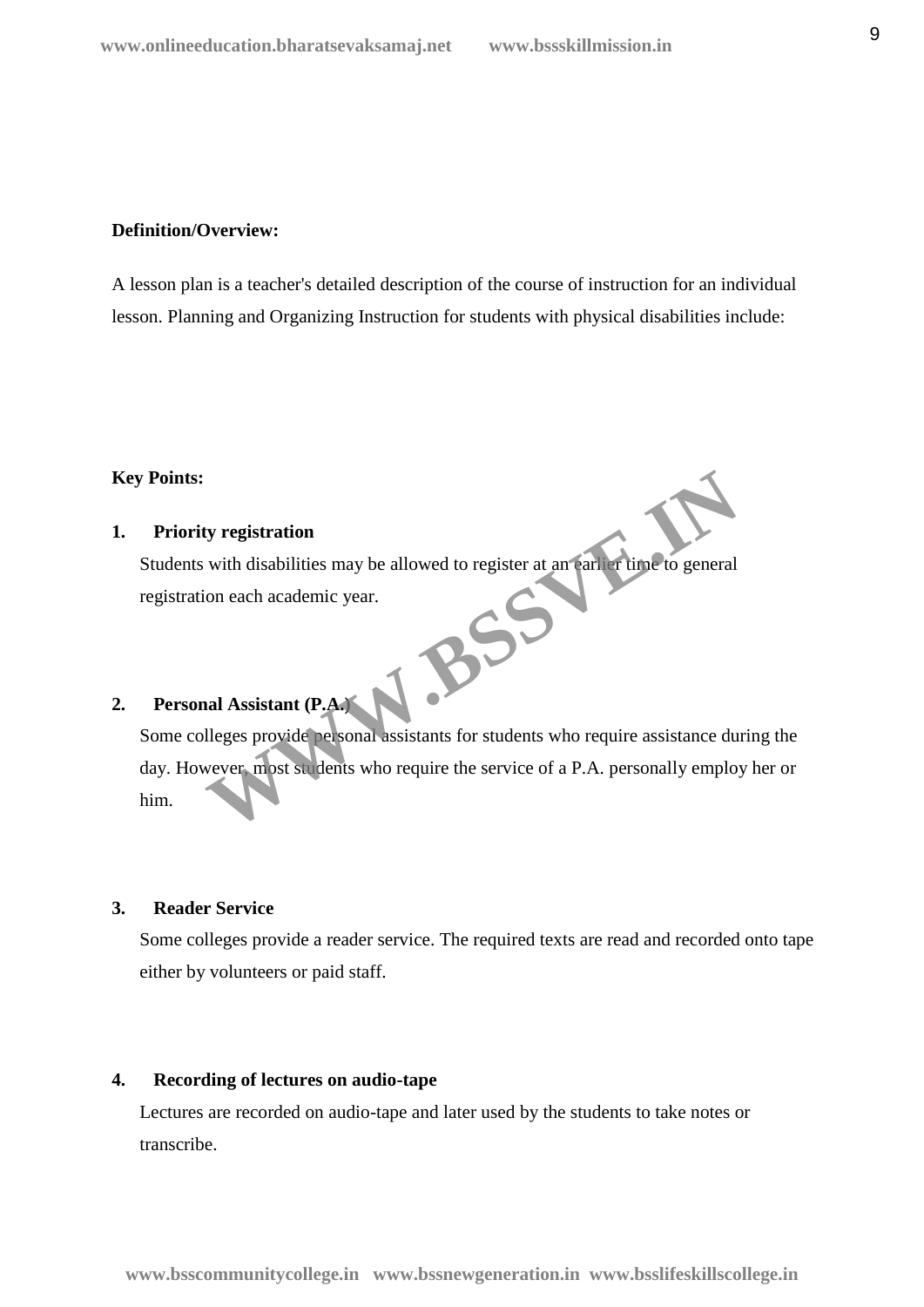**Definition/Overview:**

A lesson plan is a teacher's detailed description of the course of instruction for an individual lesson. Planning and Organizing Instruction for students with physical disabilities include:

**Key Points:**

1. **Priority registration**

   Students with disabilities may be allowed to register at an earlier time to general registration each academic year.

2. **Personal Assistant (P.A.)**

   Some colleges provide personal assistants for students who require assistance during the day. However, most students who require the service of a P.A. personally employ her or him.

3. **Reader Service**

   Some colleges provide a reader service. The required texts are read and recorded onto tape either by volunteers or paid staff.

4. **Recording of lectures on audio-tape**

   Lectures are recorded on audio-tape and later used by the students to take notes or transcribe.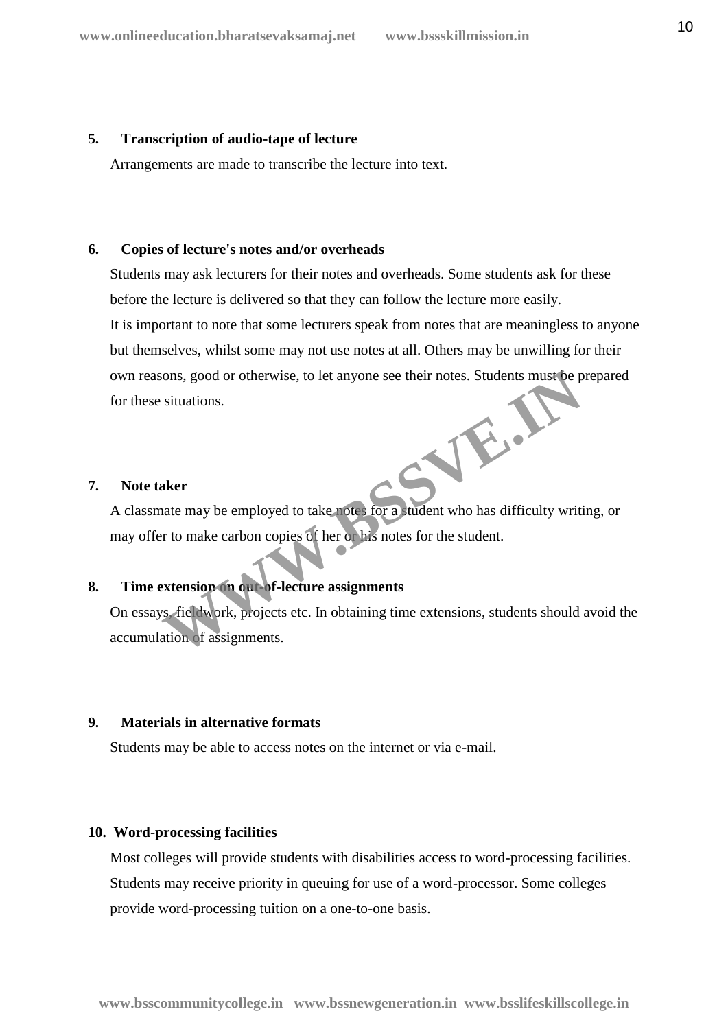**5. Transcription of audio-tape of lecture**

Arrangements are made to transcribe the lecture into text.

**6. Copies of lecture's notes and/or overheads**

Students may ask lecturers for their notes and overheads. Some students ask for these before the lecture is delivered so that they can follow the lecture more easily.

It is important to note that some lecturers speak from notes that are meaningless to anyone but themselves, whilst some may not use notes at all. Others may be unwilling for their own reasons, good or otherwise, to let anyone see their notes. Students must be prepared for these situations.

**7. Note taker**

A classmate may be employed to take notes for a student who has difficulty writing, or may offer to make carbon copies of her or his notes for the student.

**8. Time extension on out-of-lecture assignments**

On essays, fieldwork, projects etc. In obtaining time extensions, students should avoid the accumulation of assignments.

**9. Materials in alternative formats**

Students may be able to access notes on the internet or via e-mail.

**10. Word-processing facilities**

Most colleges will provide students with disabilities access to word-processing facilities. Students may receive priority in queuing for use of a word-processor. Some colleges provide word-processing tuition on a one-to-one basis.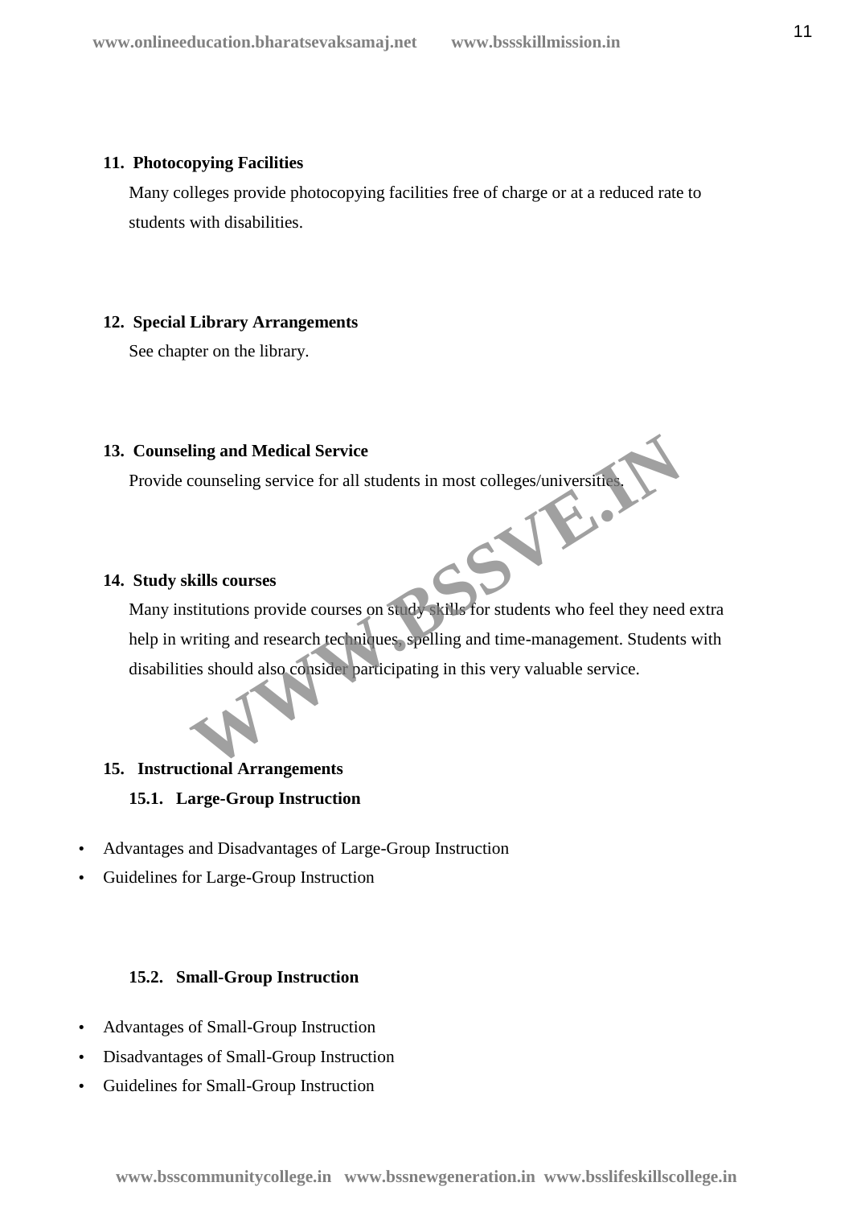**11. Photocopying Facilities**

Many colleges provide photocopying facilities free of charge or at a reduced rate to students with disabilities.

**12. Special Library Arrangements**

See chapter on the library.

**13. Counseling and Medical Service**

Provide counseling service for all students in most colleges/universities.

**14. Study skills courses**

Many institutions provide courses on study skills for students who feel they need extra help in writing and research techniques, spelling and time-management. Students with disabilities should also consider participating in this very valuable service.

**15. Instructional Arrangements**

**15.1. Large-Group Instruction**

- Advantages and Disadvantages of Large-Group Instruction
- Guidelines for Large-Group Instruction

**15.2. Small-Group Instruction**

- Advantages of Small-Group Instruction
- Disadvantages of Small-Group Instruction
- Guidelines for Small-Group Instruction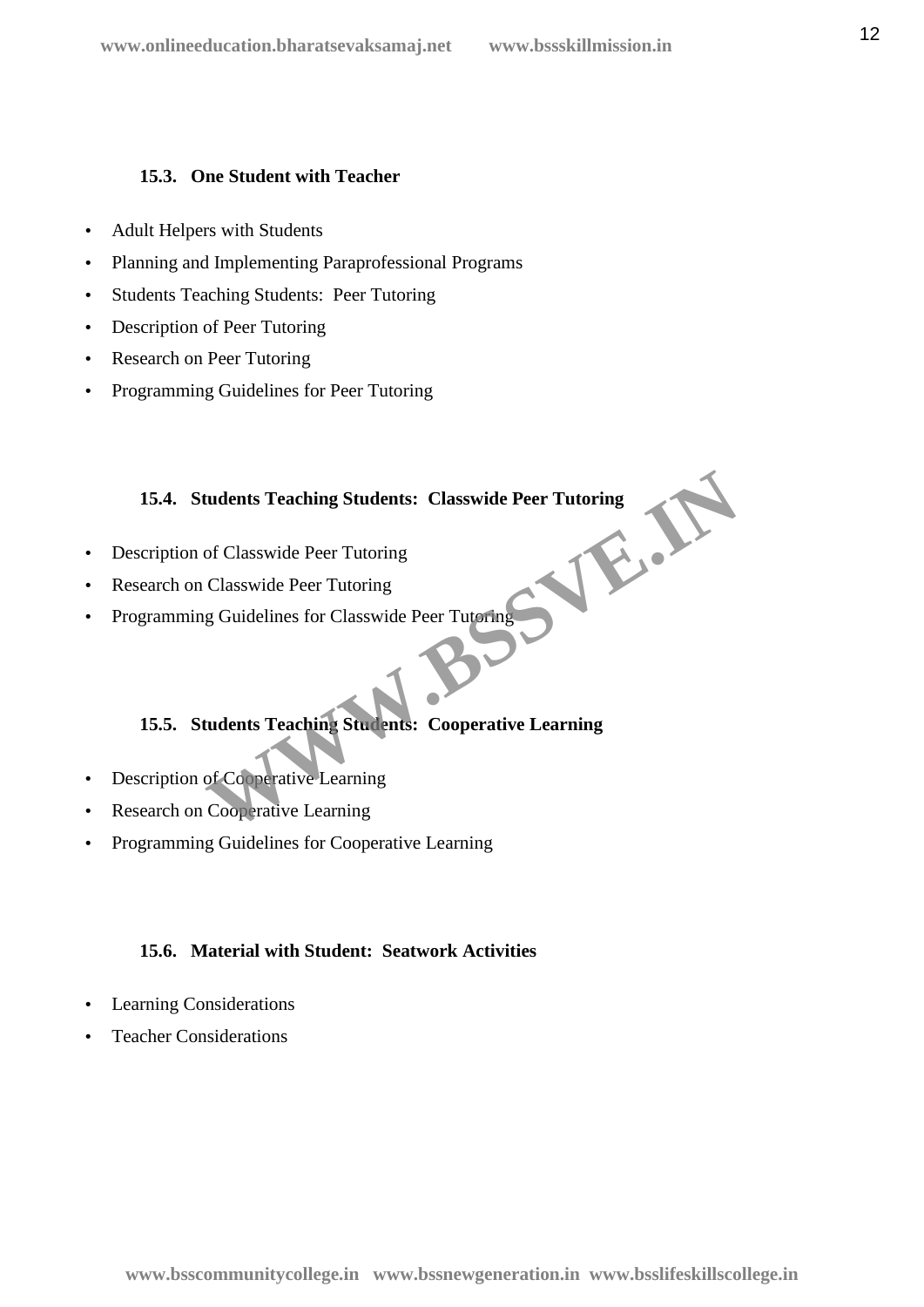### 15.3. One Student with Teacher

- Adult Helpers with Students
- Planning and Implementing Paraprofessional Programs
- Students Teaching Students: Peer Tutoring
- Description of Peer Tutoring
- Research on Peer Tutoring
- Programming Guidelines for Peer Tutoring

### 15.4. Students Teaching Students: Classwide Peer Tutoring

- Description of Classwide Peer Tutoring
- Research on Classwide Peer Tutoring
- Programming Guidelines for Classwide Peer Tutoring

### 15.5. Students Teaching Students: Cooperative Learning

- Description of Cooperative Learning
- Research on Cooperative Learning
- Programming Guidelines for Cooperative Learning

### 15.6. Material with Student: Seatwork Activities

- Learning Considerations
- Teacher Considerations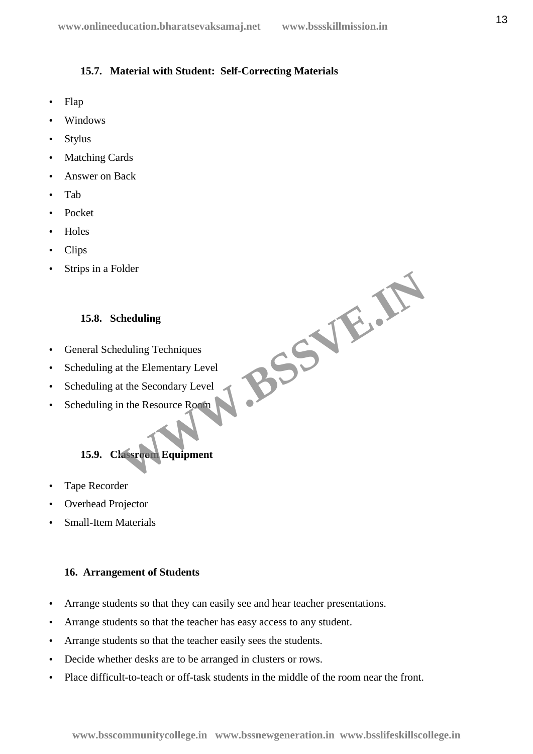### 15.7. Material with Student: Self-Correcting Materials

- Flap
- Windows
- Stylus
- Matching Cards
- Answer on Back
- Tab
- Pocket
- Holes
- Clips
- Strips in a Folder

### 15.8. Scheduling

- General Scheduling Techniques
- Scheduling at the Elementary Level
- Scheduling at the Secondary Level
- Scheduling in the Resource Room

### 15.9. Classroom Equipment

- Tape Recorder
- Overhead Projector
- Small-Item Materials

## 16. Arrangement of Students

- Arrange students so that they can easily see and hear teacher presentations.
- Arrange students so that the teacher has easy access to any student.
- Arrange students so that the teacher easily sees the students.
- Decide whether desks are to be arranged in clusters or rows.
- Place difficult-to-teach or off-task students in the middle of the room near the front.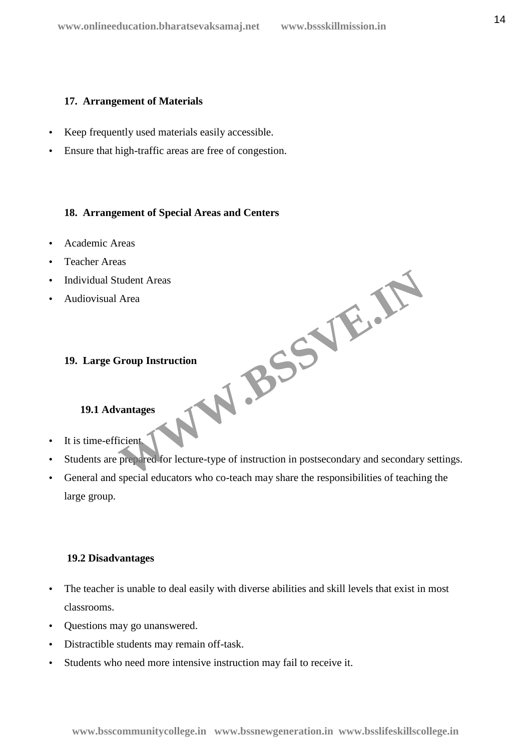### 17. Arrangement of Materials

- Keep frequently used materials easily accessible.
- Ensure that high-traffic areas are free of congestion.

### 18. Arrangement of Special Areas and Centers

- Academic Areas
- Teacher Areas
- Individual Student Areas
- Audiovisual Area

### 19. Large Group Instruction

#### 19.1 Advantages

- It is time-efficient.
- Students are prepared for lecture-type of instruction in postsecondary and secondary settings.
- General and special educators who co-teach may share the responsibilities of teaching the large group.

#### 19.2 Disadvantages

- The teacher is unable to deal easily with diverse abilities and skill levels that exist in most classrooms.
- Questions may go unanswered.
- Distractible students may remain off-task.
- Students who need more intensive instruction may fail to receive it.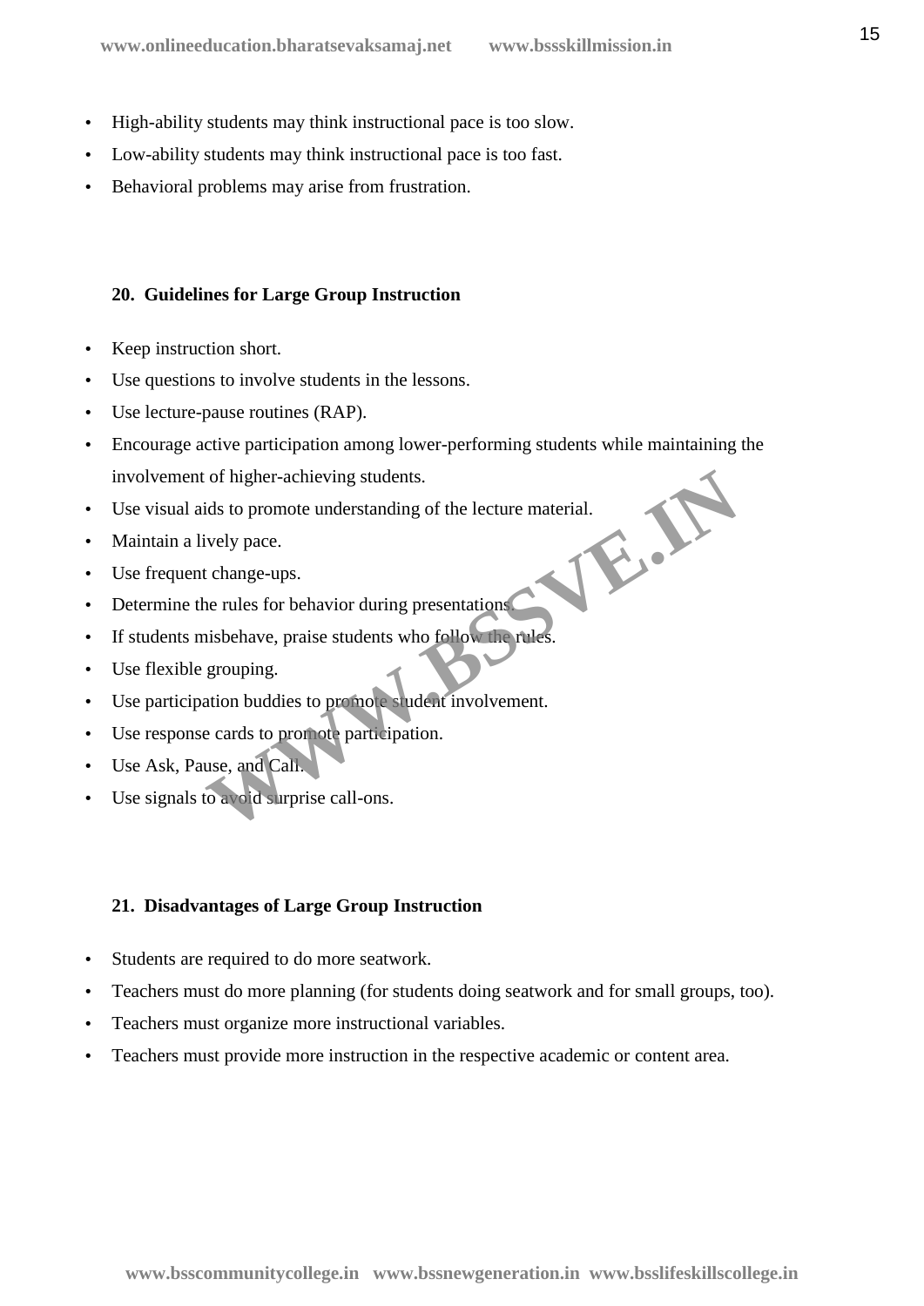- High-ability students may think instructional pace is too slow.
- Low-ability students may think instructional pace is too fast.
- Behavioral problems may arise from frustration.

## 20. Guidelines for Large Group Instruction

- Keep instruction short.
- Use questions to involve students in the lessons.
- Use lecture-pause routines (RAP).
- Encourage active participation among lower-performing students while maintaining the involvement of higher-achieving students.
- Use visual aids to promote understanding of the lecture material.
- Maintain a lively pace.
- Use frequent change-ups.
- Determine the rules for behavior during presentations.
- If students misbehave, praise students who follow the rules.
- Use flexible grouping.
- Use participation buddies to promote student involvement.
- Use response cards to promote participation.
- Use Ask, Pause, and Call.
- Use signals to avoid surprise call-ons.

## 21. Disadvantages of Large Group Instruction

- Students are required to do more seatwork.
- Teachers must do more planning (for students doing seatwork and for small groups, too).
- Teachers must organize more instructional variables.
- Teachers must provide more instruction in the respective academic or content area.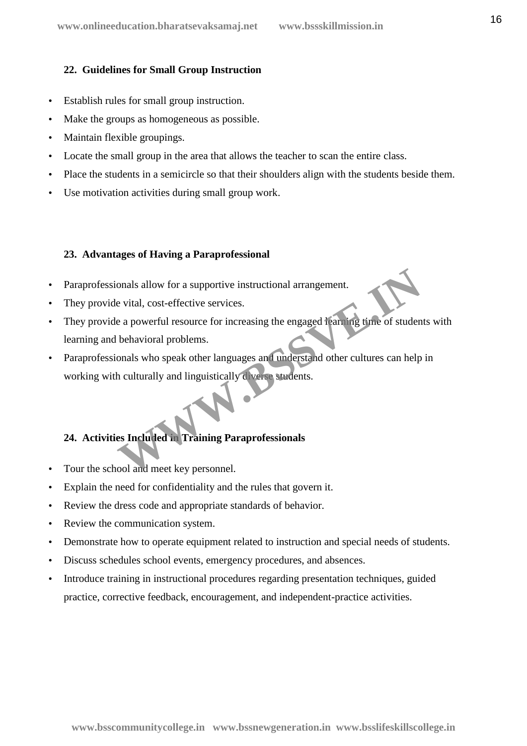### 22. Guidelines for Small Group Instruction

- Establish rules for small group instruction.
- Make the groups as homogeneous as possible.
- Maintain flexible groupings.
- Locate the small group in the area that allows the teacher to scan the entire class.
- Place the students in a semicircle so that their shoulders align with the students beside them.
- Use motivation activities during small group work.

### 23. Advantages of Having a Paraprofessional

- Paraprofessionals allow for a supportive instructional arrangement.
- They provide vital, cost-effective services.
- They provide a powerful resource for increasing the engaged learning time of students with learning and behavioral problems.
- Paraprofessionals who speak other languages and understand other cultures can help in working with culturally and linguistically diverse students.

### 24. Activities Included in Training Paraprofessionals

- Tour the school and meet key personnel.
- Explain the need for confidentiality and the rules that govern it.
- Review the dress code and appropriate standards of behavior.
- Review the communication system.
- Demonstrate how to operate equipment related to instruction and special needs of students.
- Discuss schedules school events, emergency procedures, and absences.
- Introduce training in instructional procedures regarding presentation techniques, guided practice, corrective feedback, encouragement, and independent-practice activities.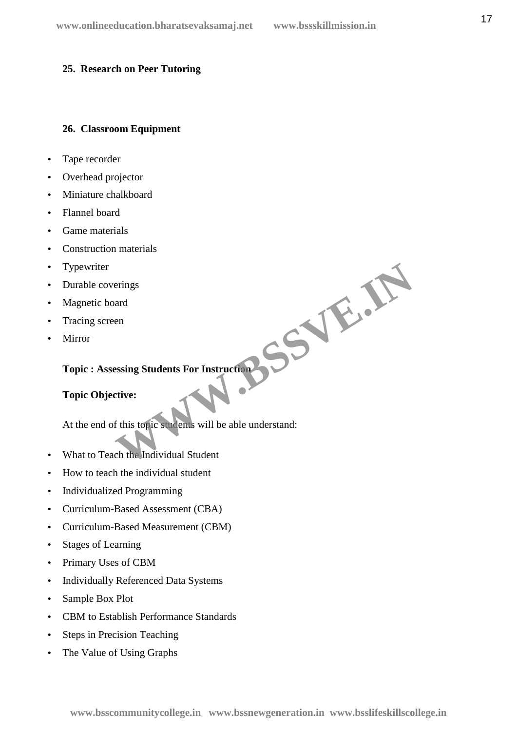**25. Research on Peer Tutoring**

**26. Classroom Equipment**

- Tape recorder
- Overhead projector
- Miniature chalkboard
- Flannel board
- Game materials
- Construction materials
- Typewriter
- Durable coverings
- Magnetic board
- Tracing screen
- Mirror

**Topic : Assessing Students For Instruction**

**Topic Objective:**

At the end of this topic students will be able understand:

- What to Teach the Individual Student
- How to teach the individual student
- Individualized Programming
- Curriculum-Based Assessment (CBA)
- Curriculum-Based Measurement (CBM)
- Stages of Learning
- Primary Uses of CBM
- Individually Referenced Data Systems
- Sample Box Plot
- CBM to Establish Performance Standards
- Steps in Precision Teaching
- The Value of Using Graphs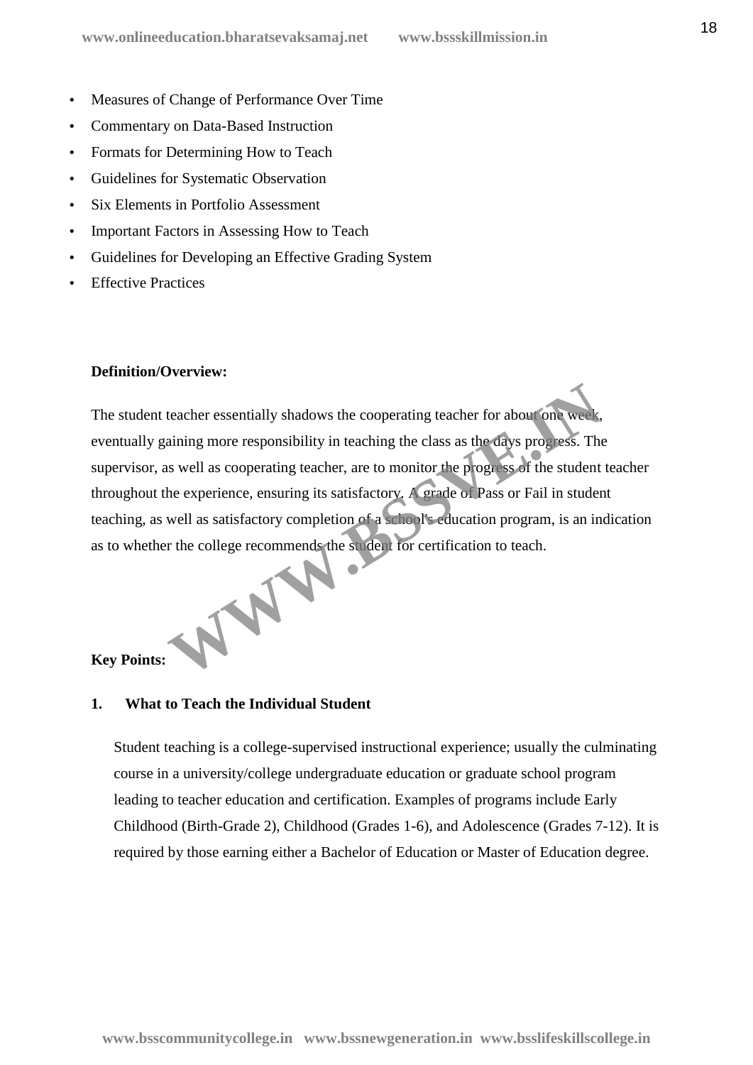- Measures of Change of Performance Over Time
- Commentary on Data-Based Instruction
- Formats for Determining How to Teach
- Guidelines for Systematic Observation
- Six Elements in Portfolio Assessment
- Important Factors in Assessing How to Teach
- Guidelines for Developing an Effective Grading System
- Effective Practices

**Definition/Overview:**

The student teacher essentially shadows the cooperating teacher for about one week, eventually gaining more responsibility in teaching the class as the days progress. The supervisor, as well as cooperating teacher, are to monitor the progress of the student teacher throughout the experience, ensuring its satisfactory. A grade of Pass or Fail in student teaching, as well as satisfactory completion of a school's education program, is an indication as to whether the college recommends the student for certification to teach.

**Key Points:**

**1. What to Teach the Individual Student**

Student teaching is a college-supervised instructional experience; usually the culminating course in a university/college undergraduate education or graduate school program leading to teacher education and certification. Examples of programs include Early Childhood (Birth-Grade 2), Childhood (Grades 1-6), and Adolescence (Grades 7-12). It is required by those earning either a Bachelor of Education or Master of Education degree.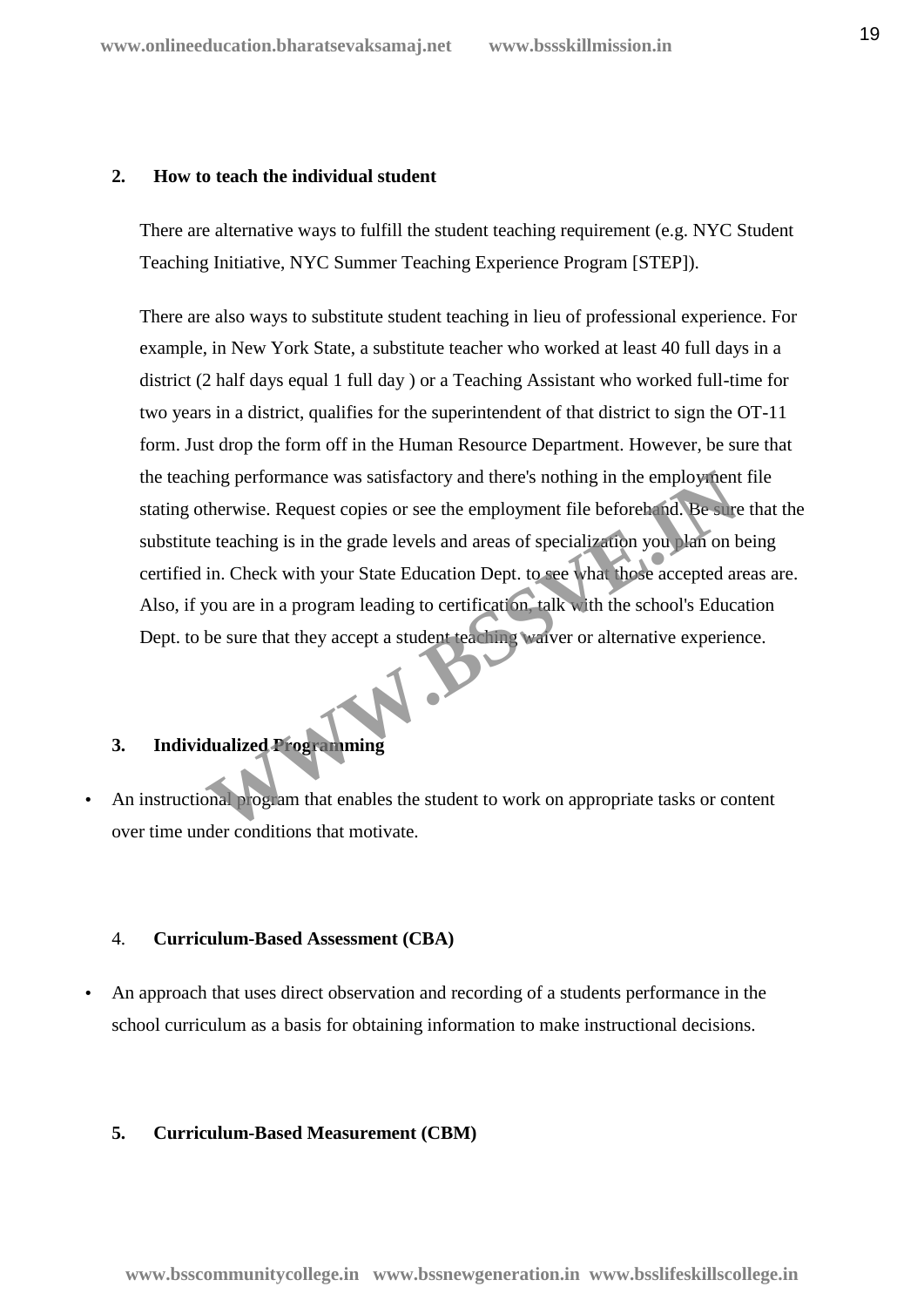## 2. How to teach the individual student

There are alternative ways to fulfill the student teaching requirement (e.g. NYC Student Teaching Initiative, NYC Summer Teaching Experience Program [STEP]).

There are also ways to substitute student teaching in lieu of professional experience. For example, in New York State, a substitute teacher who worked at least 40 full days in a district (2 half days equal 1 full day ) or a Teaching Assistant who worked full-time for two years in a district, qualifies for the superintendent of that district to sign the OT-11 form. Just drop the form off in the Human Resource Department. However, be sure that the teaching performance was satisfactory and there's nothing in the employment file stating otherwise. Request copies or see the employment file beforehand. Be sure that the substitute teaching is in the grade levels and areas of specialization you plan on being certified in. Check with your State Education Dept. to see what those accepted areas are. Also, if you are in a program leading to certification, talk with the school's Education Dept. to be sure that they accept a student teaching waiver or alternative experience.

## 3. Individualized Programming

- An instructional program that enables the student to work on appropriate tasks or content over time under conditions that motivate.

## 4. Curriculum-Based Assessment (CBA)

- An approach that uses direct observation and recording of a students performance in the school curriculum as a basis for obtaining information to make instructional decisions.

## 5. Curriculum-Based Measurement (CBM)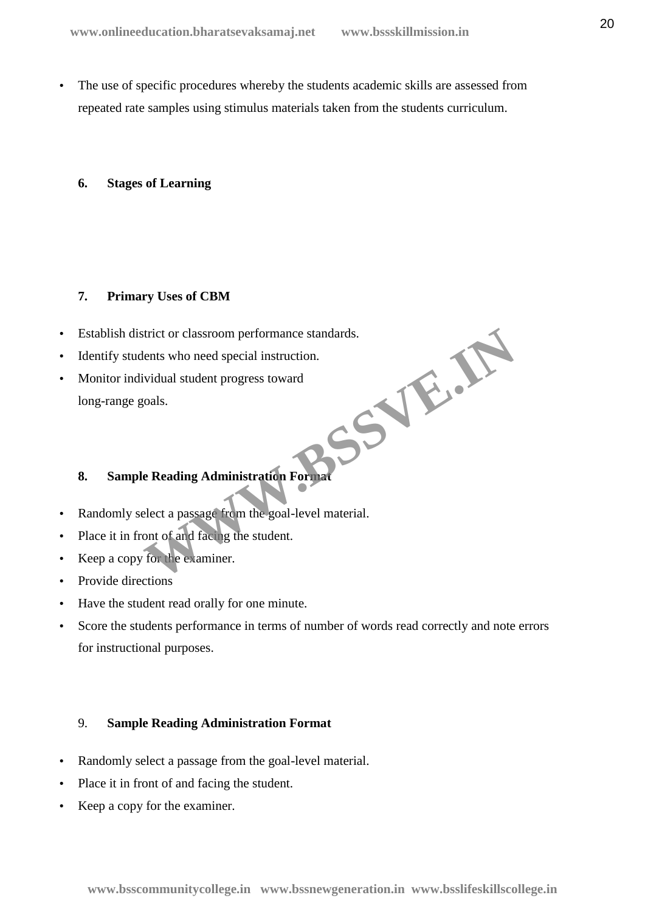- The use of specific procedures whereby the students academic skills are assessed from repeated rate samples using stimulus materials taken from the students curriculum.

**6. Stages of Learning**

**7. Primary Uses of CBM**

- Establish district or classroom performance standards.
- Identify students who need special instruction.
- Monitor individual student progress toward long-range goals.

**8. Sample Reading Administration Format**

- Randomly select a passage from the goal-level material.
- Place it in front of and facing the student.
- Keep a copy for the examiner.
- Provide directions
- Have the student read orally for one minute.
- Score the students performance in terms of number of words read correctly and note errors for instructional purposes.

9. **Sample Reading Administration Format**

- Randomly select a passage from the goal-level material.
- Place it in front of and facing the student.
- Keep a copy for the examiner.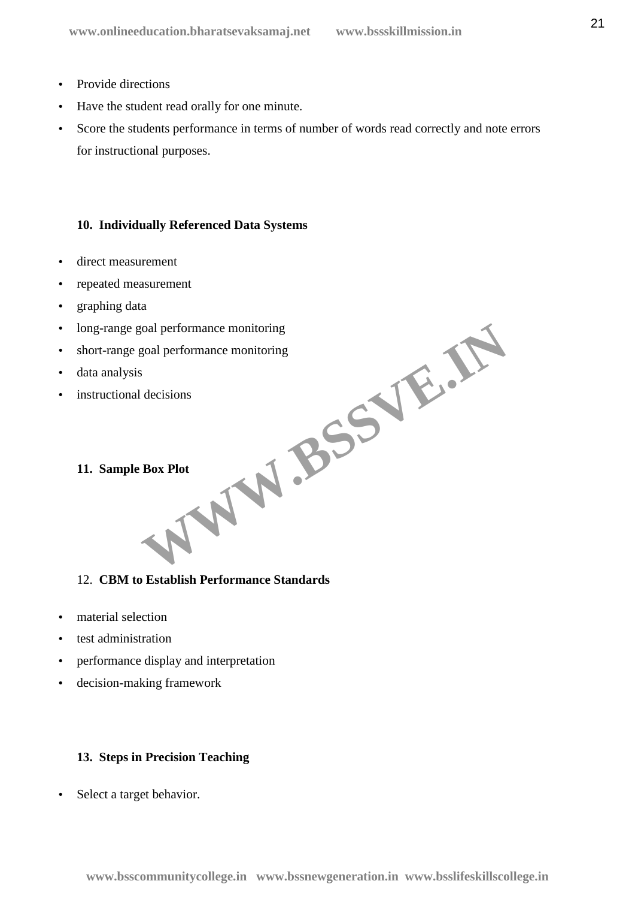- Provide directions
- Have the student read orally for one minute.
- Score the students performance in terms of number of words read correctly and note errors for instructional purposes.

**10. Individually Referenced Data Systems**

- direct measurement
- repeated measurement
- graphing data
- long-range goal performance monitoring
- short-range goal performance monitoring
- data analysis
- instructional decisions

**11. Sample Box Plot**

12. **CBM to Establish Performance Standards**

- material selection
- test administration
- performance display and interpretation
- decision-making framework

**13. Steps in Precision Teaching**

- Select a target behavior.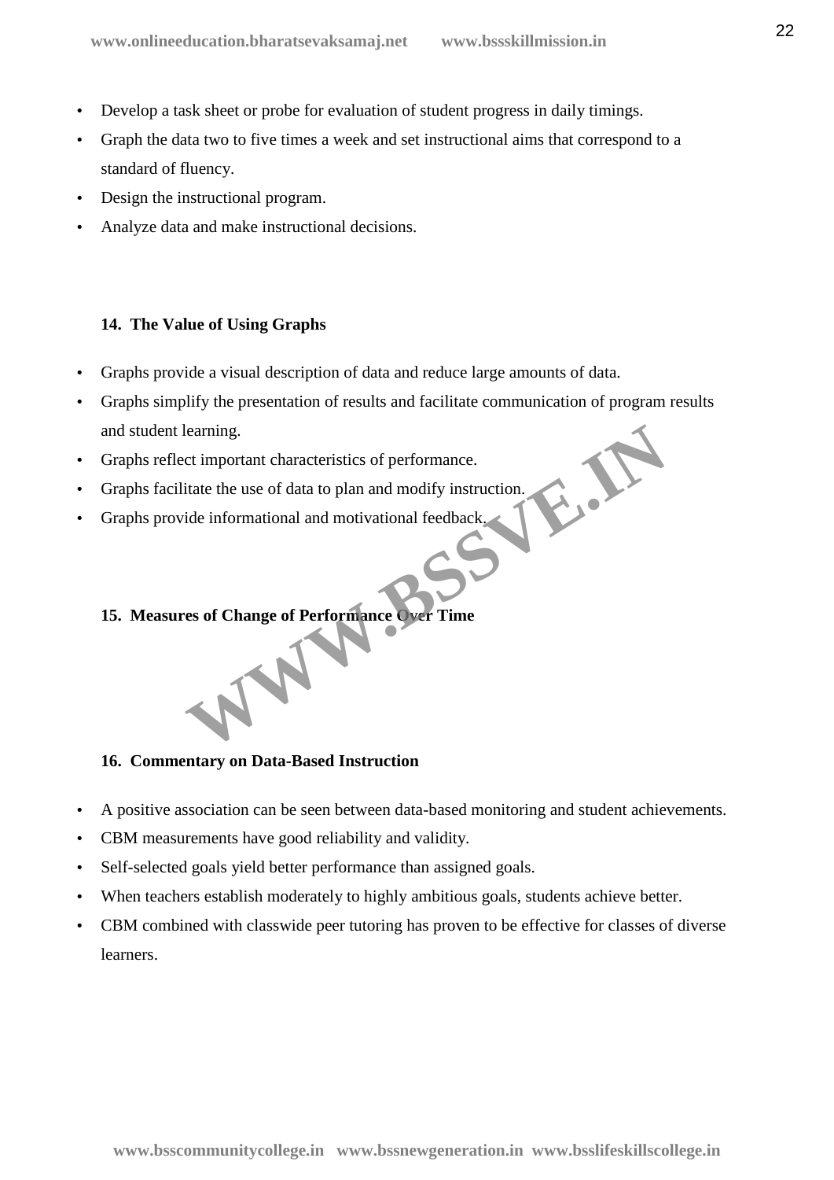- Develop a task sheet or probe for evaluation of student progress in daily timings.
- Graph the data two to five times a week and set instructional aims that correspond to a standard of fluency.
- Design the instructional program.
- Analyze data and make instructional decisions.

**14. The Value of Using Graphs**

- Graphs provide a visual description of data and reduce large amounts of data.
- Graphs simplify the presentation of results and facilitate communication of program results and student learning.
- Graphs reflect important characteristics of performance.
- Graphs facilitate the use of data to plan and modify instruction.
- Graphs provide informational and motivational feedback.

**15. Measures of Change of Performance Over Time**

**16. Commentary on Data-Based Instruction**

- A positive association can be seen between data-based monitoring and student achievements.
- CBM measurements have good reliability and validity.
- Self-selected goals yield better performance than assigned goals.
- When teachers establish moderately to highly ambitious goals, students achieve better.
- CBM combined with classwide peer tutoring has proven to be effective for classes of diverse learners.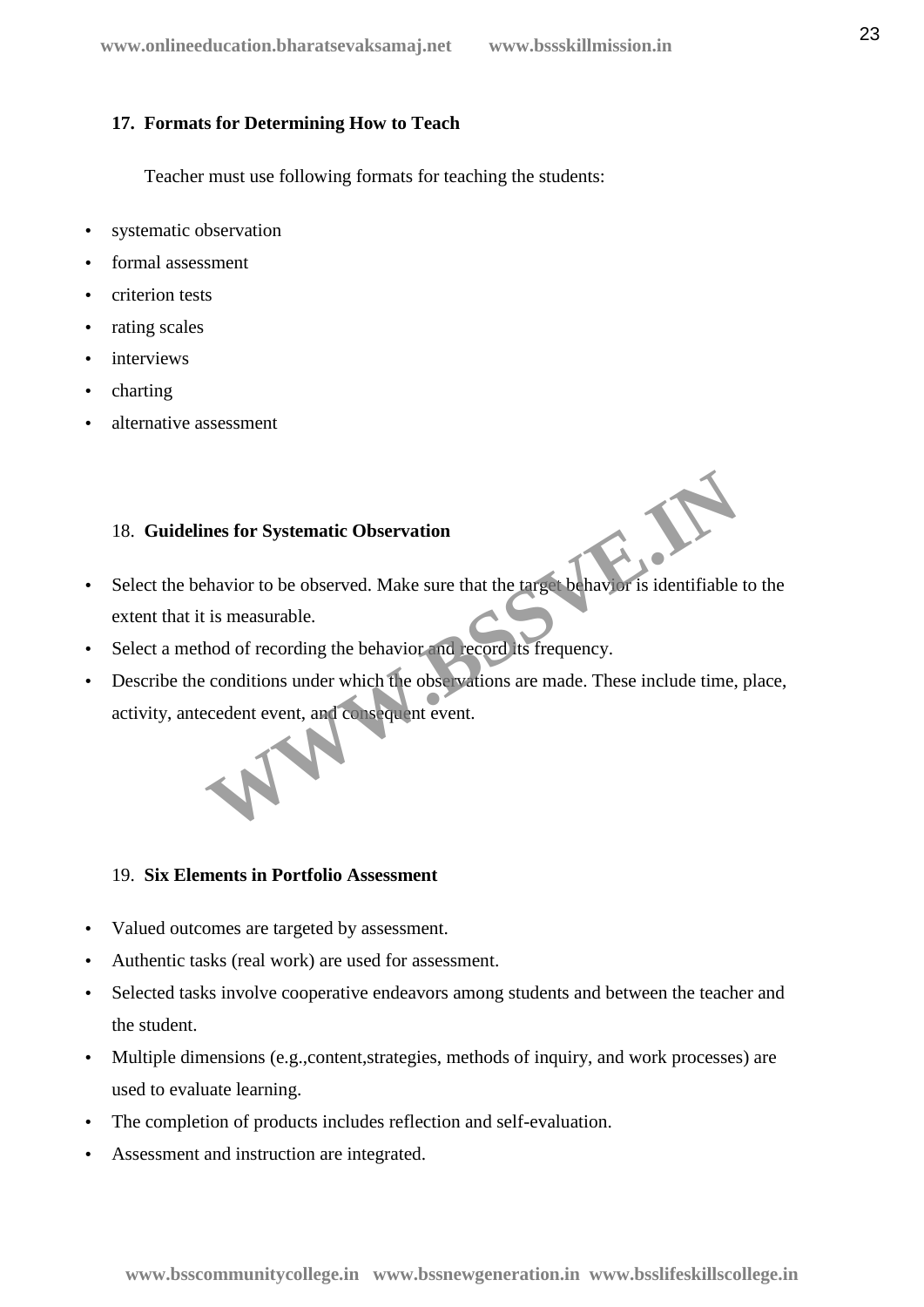### 17. Formats for Determining How to Teach

Teacher must use following formats for teaching the students:

- systematic observation
- formal assessment
- criterion tests
- rating scales
- interviews
- charting
- alternative assessment

### 18. Guidelines for Systematic Observation

- Select the behavior to be observed. Make sure that the target behavior is identifiable to the extent that it is measurable.
- Select a method of recording the behavior and record its frequency.
- Describe the conditions under which the observations are made. These include time, place, activity, antecedent event, and consequent event.

### 19. Six Elements in Portfolio Assessment

- Valued outcomes are targeted by assessment.
- Authentic tasks (real work) are used for assessment.
- Selected tasks involve cooperative endeavors among students and between the teacher and the student.
- Multiple dimensions (e.g.,content,strategies, methods of inquiry, and work processes) are used to evaluate learning.
- The completion of products includes reflection and self-evaluation.
- Assessment and instruction are integrated.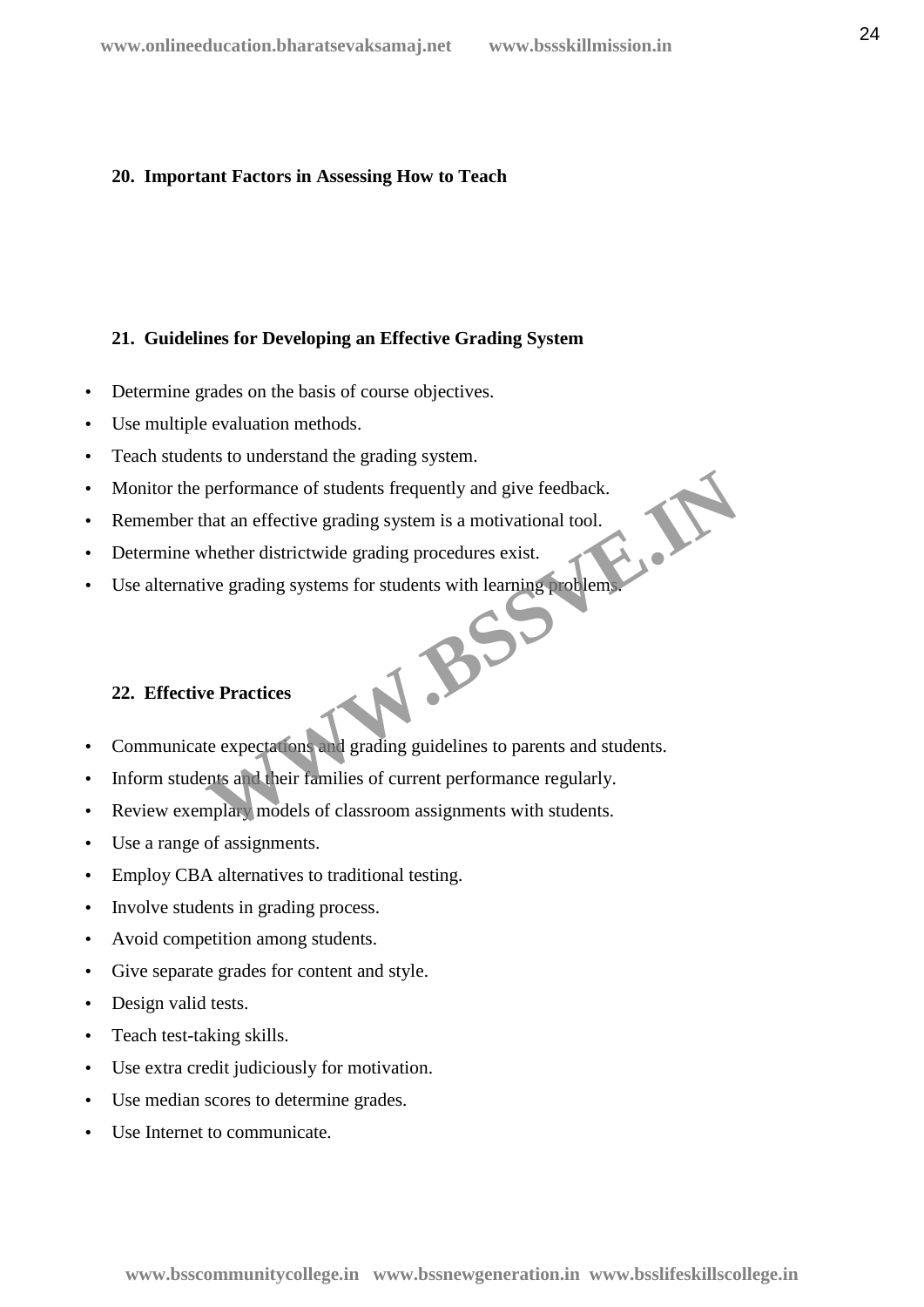## 20. Important Factors in Assessing How to Teach

## 21. Guidelines for Developing an Effective Grading System

- Determine grades on the basis of course objectives.
- Use multiple evaluation methods.
- Teach students to understand the grading system.
- Monitor the performance of students frequently and give feedback.
- Remember that an effective grading system is a motivational tool.
- Determine whether districtwide grading procedures exist.
- Use alternative grading systems for students with learning problems.

## 22. Effective Practices

- Communicate expectations and grading guidelines to parents and students.
- Inform students and their families of current performance regularly.
- Review exemplary models of classroom assignments with students.
- Use a range of assignments.
- Employ CBA alternatives to traditional testing.
- Involve students in grading process.
- Avoid competition among students.
- Give separate grades for content and style.
- Design valid tests.
- Teach test-taking skills.
- Use extra credit judiciously for motivation.
- Use median scores to determine grades.
- Use Internet to communicate.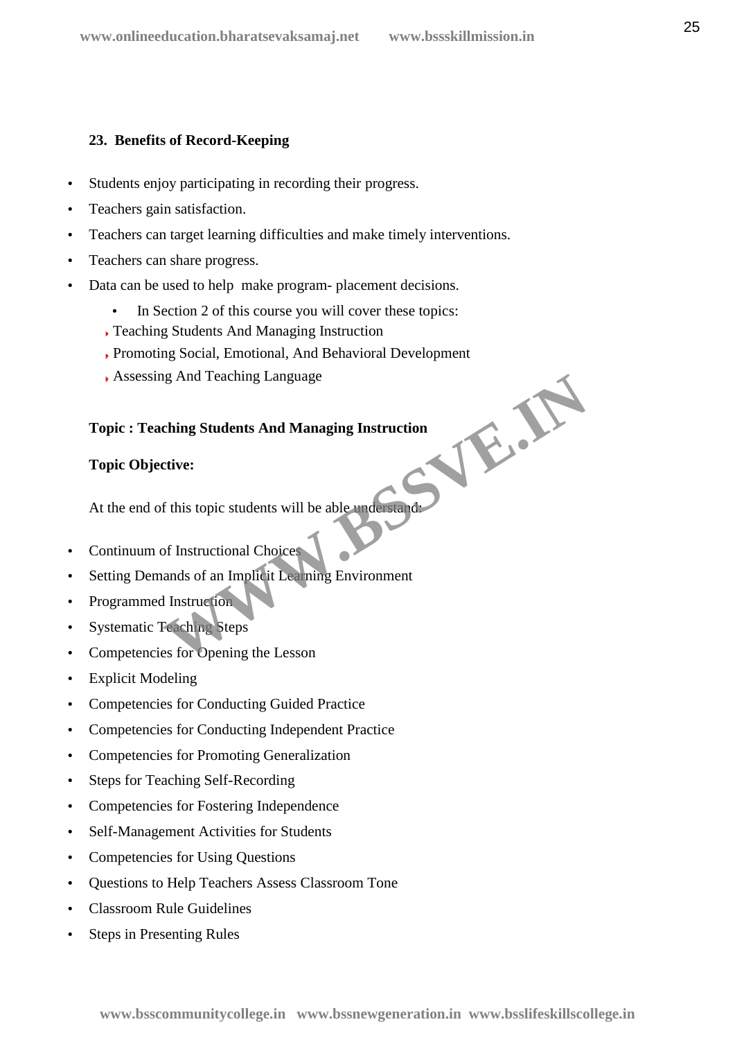**23. Benefits of Record-Keeping**

- Students enjoy participating in recording their progress.
- Teachers gain satisfaction.
- Teachers can target learning difficulties and make timely interventions.
- Teachers can share progress.
- Data can be used to help make program- placement decisions.
    - In Section 2 of this course you will cover these topics:
    - Teaching Students And Managing Instruction
    - Promoting Social, Emotional, And Behavioral Development
    - Assessing And Teaching Language

**Topic : Teaching Students And Managing Instruction**

**Topic Objective:**

At the end of this topic students will be able understand:

- Continuum of Instructional Choices
- Setting Demands of an Implicit Learning Environment
- Programmed Instruction
- Systematic Teaching Steps
- Competencies for Opening the Lesson
- Explicit Modeling
- Competencies for Conducting Guided Practice
- Competencies for Conducting Independent Practice
- Competencies for Promoting Generalization
- Steps for Teaching Self-Recording
- Competencies for Fostering Independence
- Self-Management Activities for Students
- Competencies for Using Questions
- Questions to Help Teachers Assess Classroom Tone
- Classroom Rule Guidelines
- Steps in Presenting Rules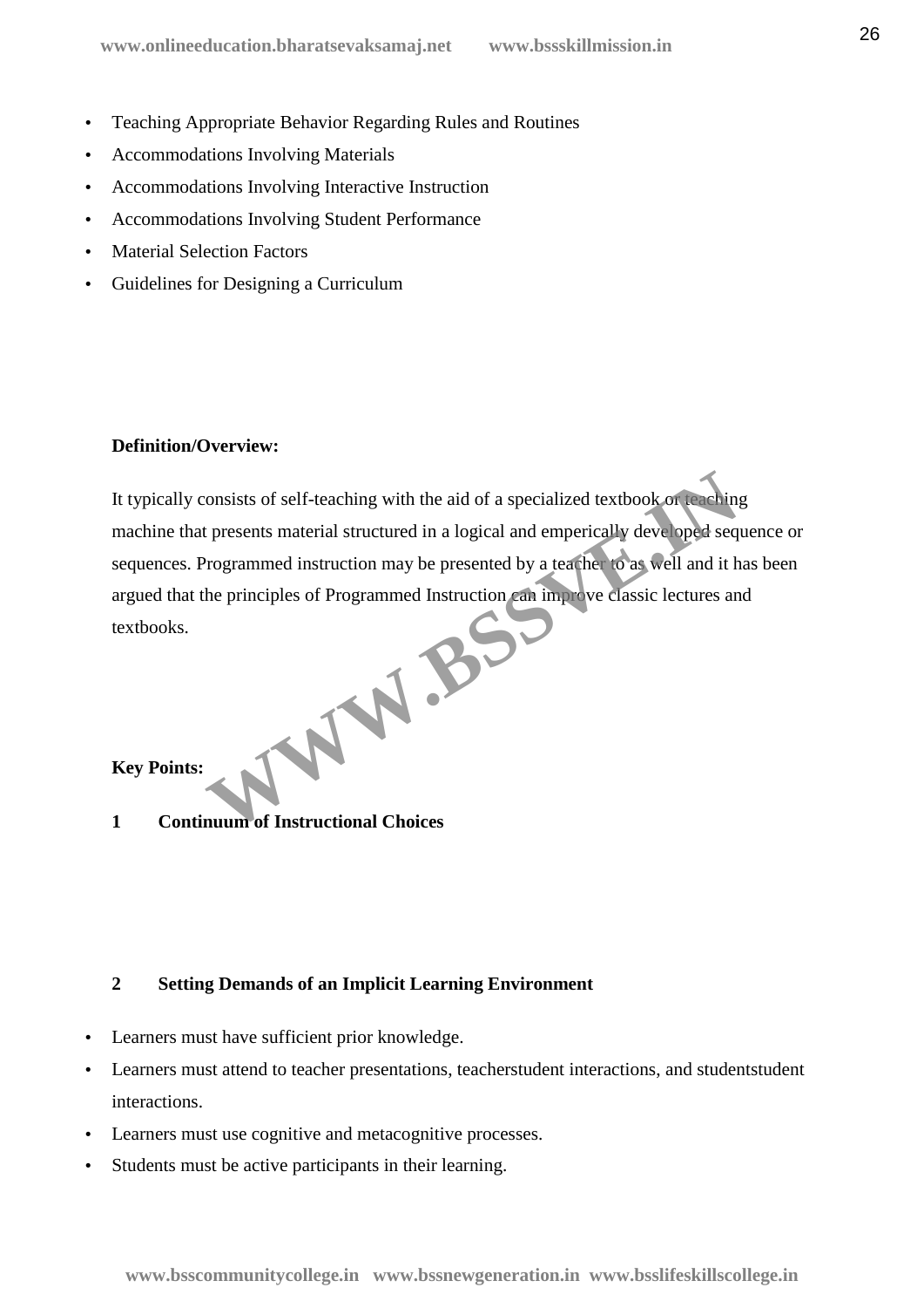- Teaching Appropriate Behavior Regarding Rules and Routines
- Accommodations Involving Materials
- Accommodations Involving Interactive Instruction
- Accommodations Involving Student Performance
- Material Selection Factors
- Guidelines for Designing a Curriculum

**Definition/Overview:**

It typically consists of self-teaching with the aid of a specialized textbook or teaching machine that presents material structured in a logical and emperically developed sequence or sequences. Programmed instruction may be presented by a teacher to as well and it has been argued that the principles of Programmed Instruction can improve classic lectures and textbooks.

**Key Points:**

**1 Continuum of Instructional Choices**

**2 Setting Demands of an Implicit Learning Environment**

- Learners must have sufficient prior knowledge.
- Learners must attend to teacher presentations, teacherstudent interactions, and studentstudent interactions.
- Learners must use cognitive and metacognitive processes.
- Students must be active participants in their learning.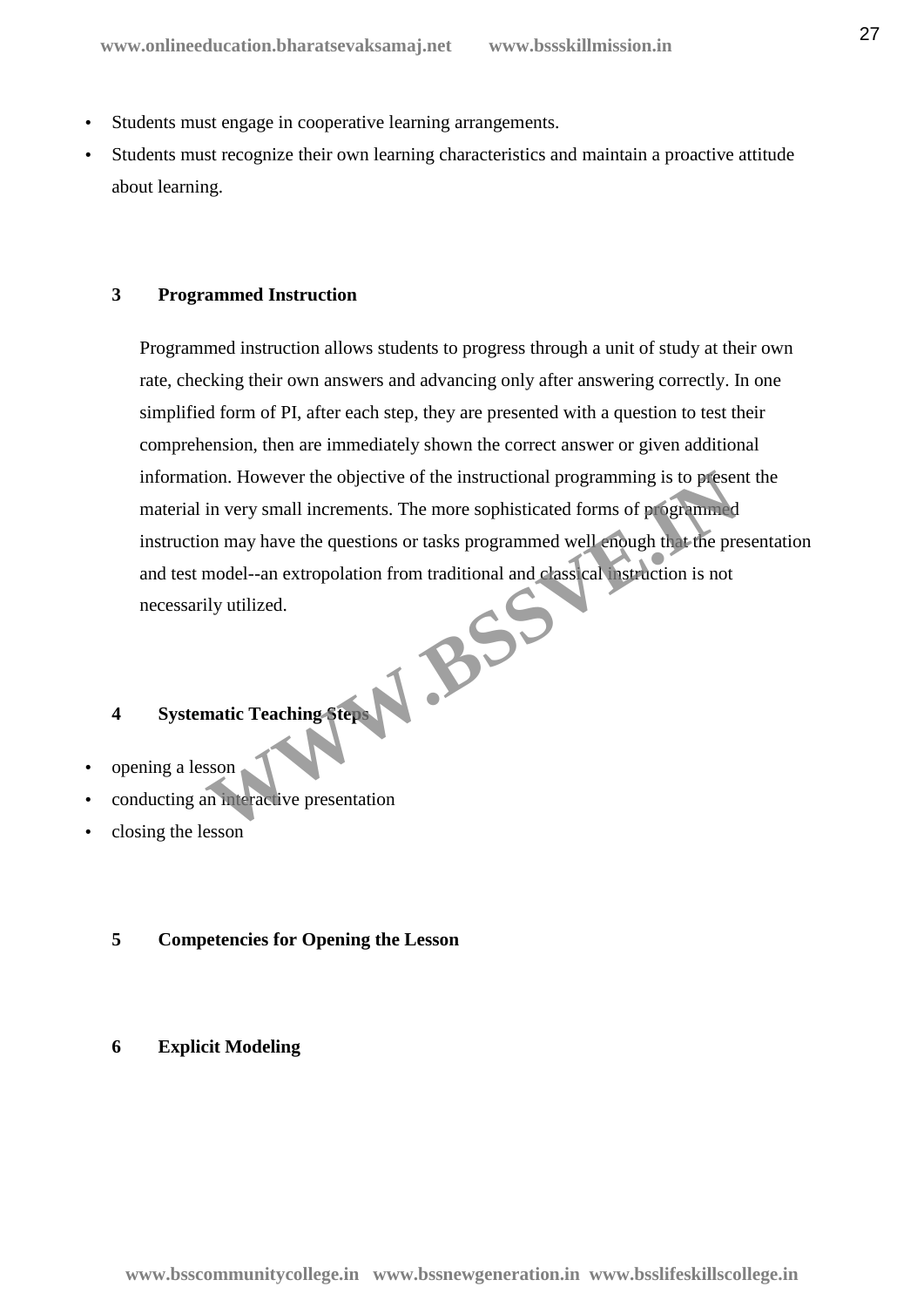- Students must engage in cooperative learning arrangements.
- Students must recognize their own learning characteristics and maintain a proactive attitude about learning.

### 3 Programmed Instruction

Programmed instruction allows students to progress through a unit of study at their own rate, checking their own answers and advancing only after answering correctly. In one simplified form of PI, after each step, they are presented with a question to test their comprehension, then are immediately shown the correct answer or given additional information. However the objective of the instructional programming is to present the material in very small increments. The more sophisticated forms of programmed instruction may have the questions or tasks programmed well enough that the presentation and test model--an extropolation from traditional and classical instruction is not necessarily utilized.

### 4 Systematic Teaching Steps

- opening a lesson
- conducting an interactive presentation
- closing the lesson

### 5 Competencies for Opening the Lesson

### 6 Explicit Modeling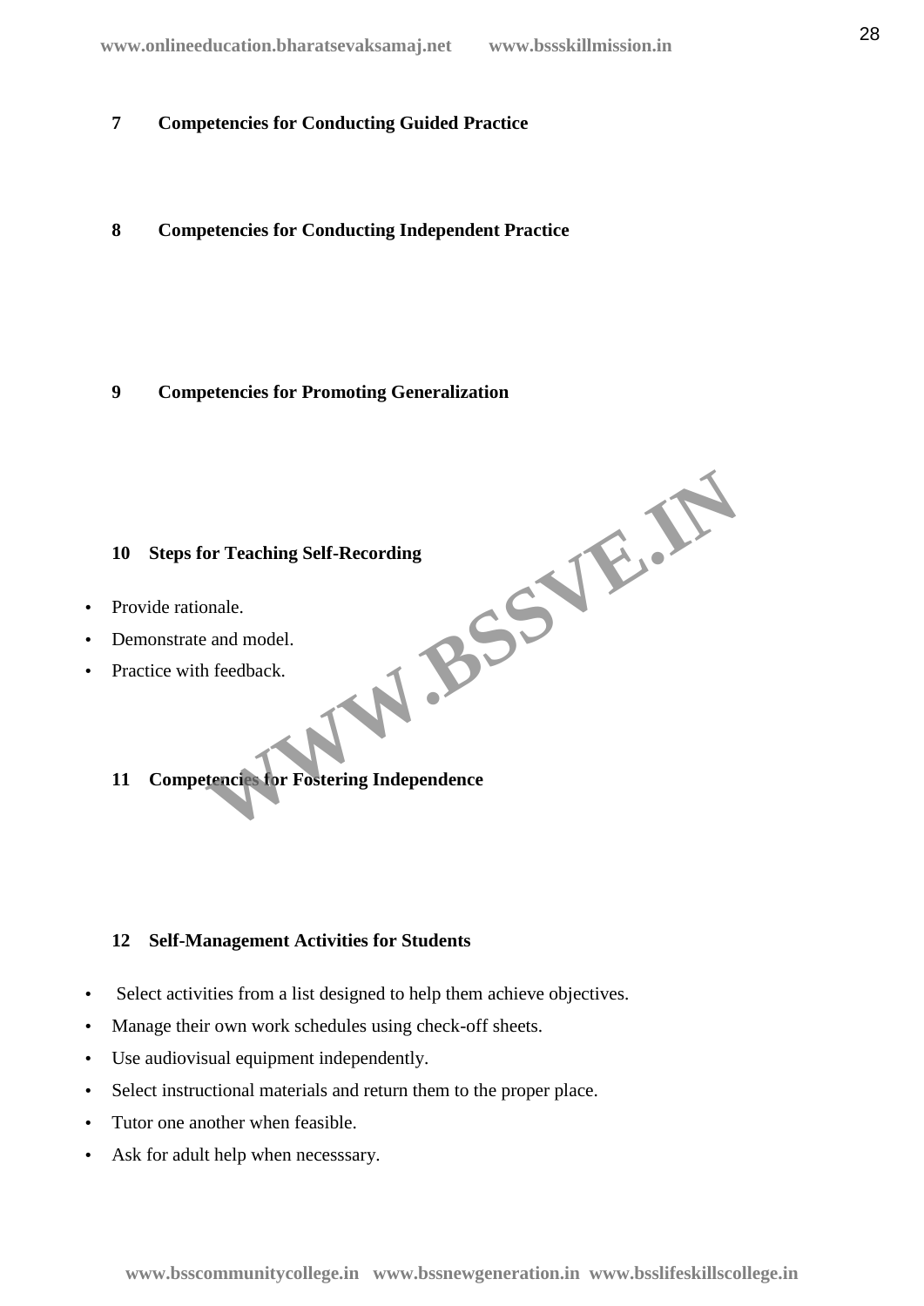## 7 Competencies for Conducting Guided Practice

## 8 Competencies for Conducting Independent Practice

## 9 Competencies for Promoting Generalization

## 10 Steps for Teaching Self-Recording

- Provide rationale.
- Demonstrate and model.
- Practice with feedback.

## 11 Competencies for Fostering Independence

## 12 Self-Management Activities for Students

- Select activities from a list designed to help them achieve objectives.
- Manage their own work schedules using check-off sheets.
- Use audiovisual equipment independently.
- Select instructional materials and return them to the proper place.
- Tutor one another when feasible.
- Ask for adult help when necesssary.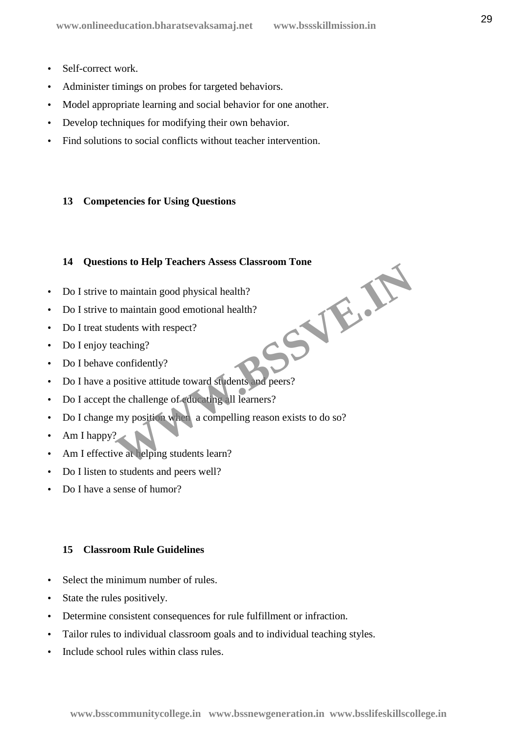- Self-correct work.
- Administer timings on probes for targeted behaviors.
- Model appropriate learning and social behavior for one another.
- Develop techniques for modifying their own behavior.
- Find solutions to social conflicts without teacher intervention.

## 13 Competencies for Using Questions

## 14 Questions to Help Teachers Assess Classroom Tone

- Do I strive to maintain good physical health?
- Do I strive to maintain good emotional health?
- Do I treat students with respect?
- Do I enjoy teaching?
- Do I behave confidently?
- Do I have a positive attitude toward students and peers?
- Do I accept the challenge of educating all learners?
- Do I change my position when a compelling reason exists to do so?
- Am I happy?
- Am I effective at helping students learn?
- Do I listen to students and peers well?
- Do I have a sense of humor?

## 15 Classroom Rule Guidelines

- Select the minimum number of rules.
- State the rules positively.
- Determine consistent consequences for rule fulfillment or infraction.
- Tailor rules to individual classroom goals and to individual teaching styles.
- Include school rules within class rules.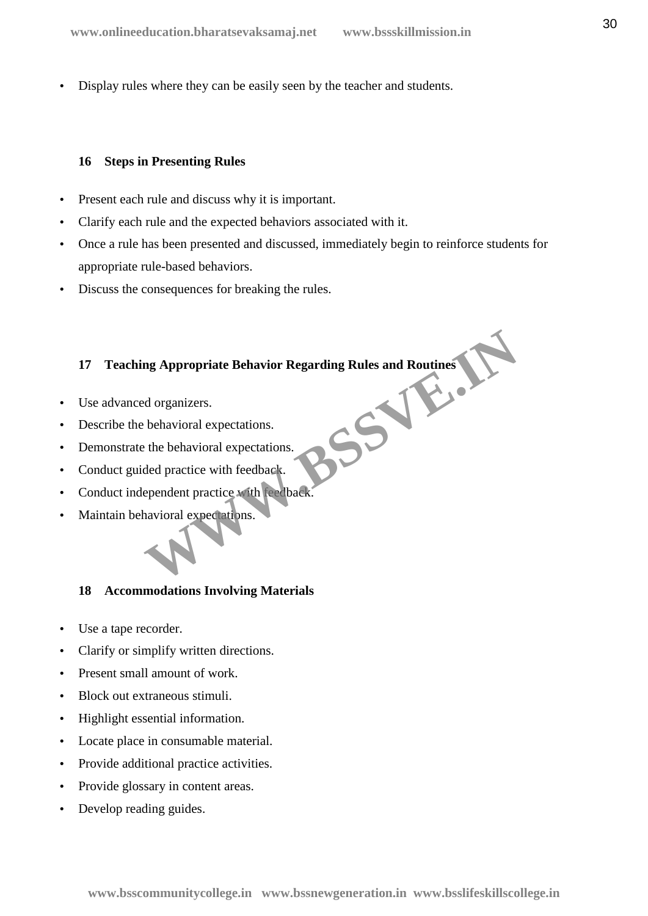- Display rules where they can be easily seen by the teacher and students.

### 16 Steps in Presenting Rules

- Present each rule and discuss why it is important.
- Clarify each rule and the expected behaviors associated with it.
- Once a rule has been presented and discussed, immediately begin to reinforce students for appropriate rule-based behaviors.
- Discuss the consequences for breaking the rules.

### 17 Teaching Appropriate Behavior Regarding Rules and Routines

- Use advanced organizers.
- Describe the behavioral expectations.
- Demonstrate the behavioral expectations.
- Conduct guided practice with feedback.
- Conduct independent practice with feedback.
- Maintain behavioral expectations.

### 18 Accommodations Involving Materials

- Use a tape recorder.
- Clarify or simplify written directions.
- Present small amount of work.
- Block out extraneous stimuli.
- Highlight essential information.
- Locate place in consumable material.
- Provide additional practice activities.
- Provide glossary in content areas.
- Develop reading guides.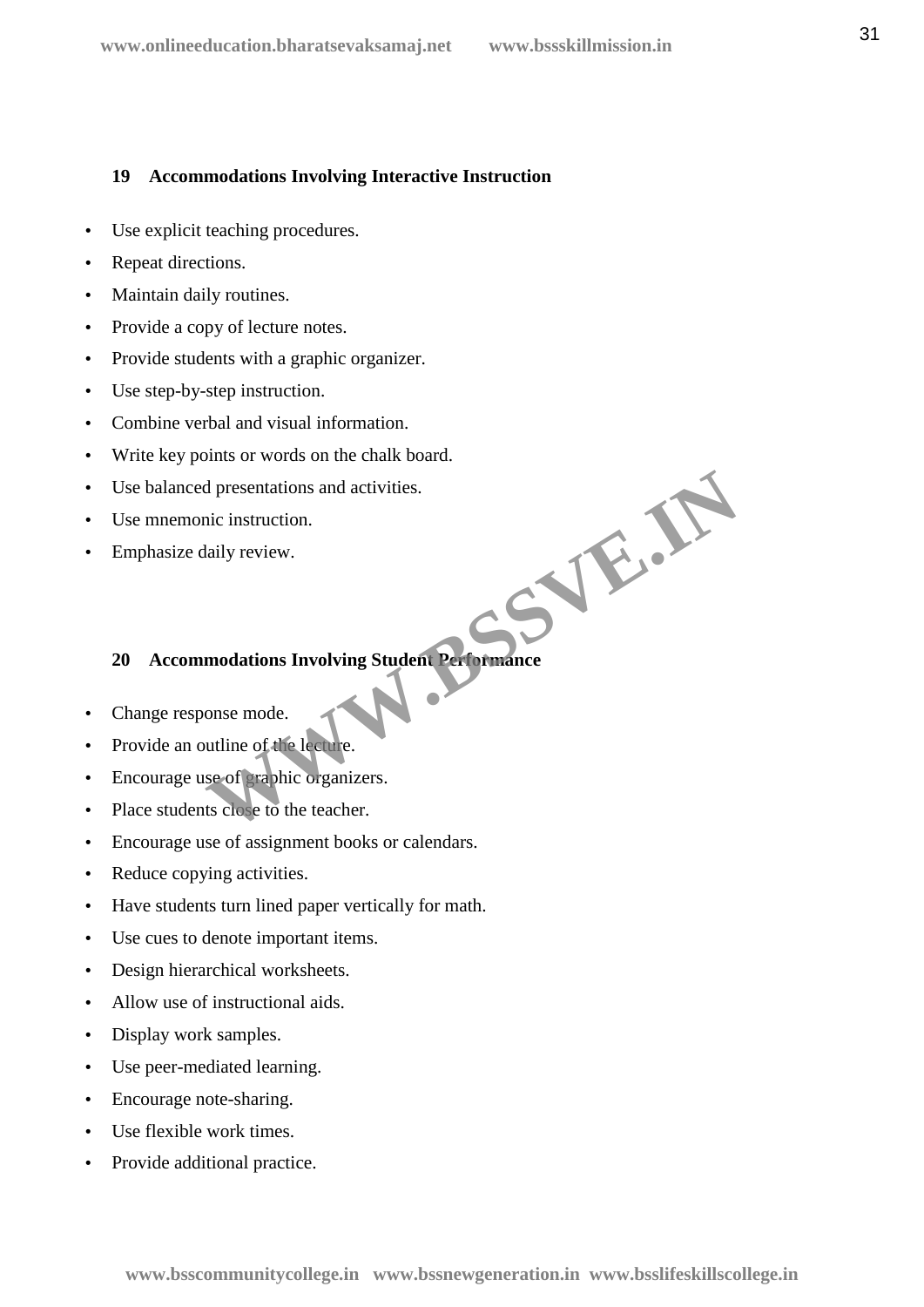## 19 Accommodations Involving Interactive Instruction

- Use explicit teaching procedures.
- Repeat directions.
- Maintain daily routines.
- Provide a copy of lecture notes.
- Provide students with a graphic organizer.
- Use step-by-step instruction.
- Combine verbal and visual information.
- Write key points or words on the chalk board.
- Use balanced presentations and activities.
- Use mnemonic instruction.
- Emphasize daily review.

## 20 Accommodations Involving Student Performance

- Change response mode.
- Provide an outline of the lecture.
- Encourage use of graphic organizers.
- Place students close to the teacher.
- Encourage use of assignment books or calendars.
- Reduce copying activities.
- Have students turn lined paper vertically for math.
- Use cues to denote important items.
- Design hierarchical worksheets.
- Allow use of instructional aids.
- Display work samples.
- Use peer-mediated learning.
- Encourage note-sharing.
- Use flexible work times.
- Provide additional practice.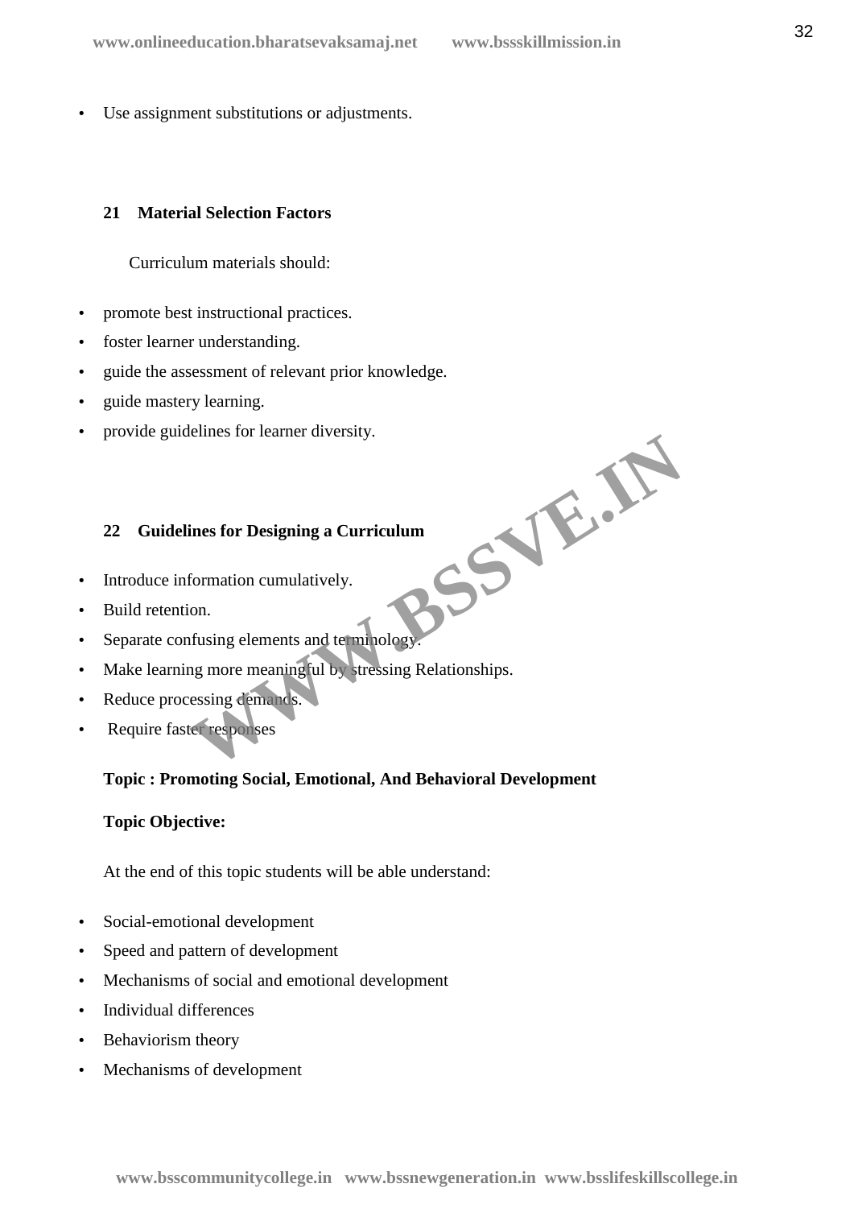- Use assignment substitutions or adjustments.

### 21 Material Selection Factors

Curriculum materials should:

- promote best instructional practices.
- foster learner understanding.
- guide the assessment of relevant prior knowledge.
- guide mastery learning.
- provide guidelines for learner diversity.

### 22 Guidelines for Designing a Curriculum

- Introduce information cumulatively.
- Build retention.
- Separate confusing elements and terminology.
- Make learning more meaningful by stressing Relationships.
- Reduce processing demands.
- Require faster responses

**Topic : Promoting Social, Emotional, And Behavioral Development**

**Topic Objective:**

At the end of this topic students will be able understand:

- Social-emotional development
- Speed and pattern of development
- Mechanisms of social and emotional development
- Individual differences
- Behaviorism theory
- Mechanisms of development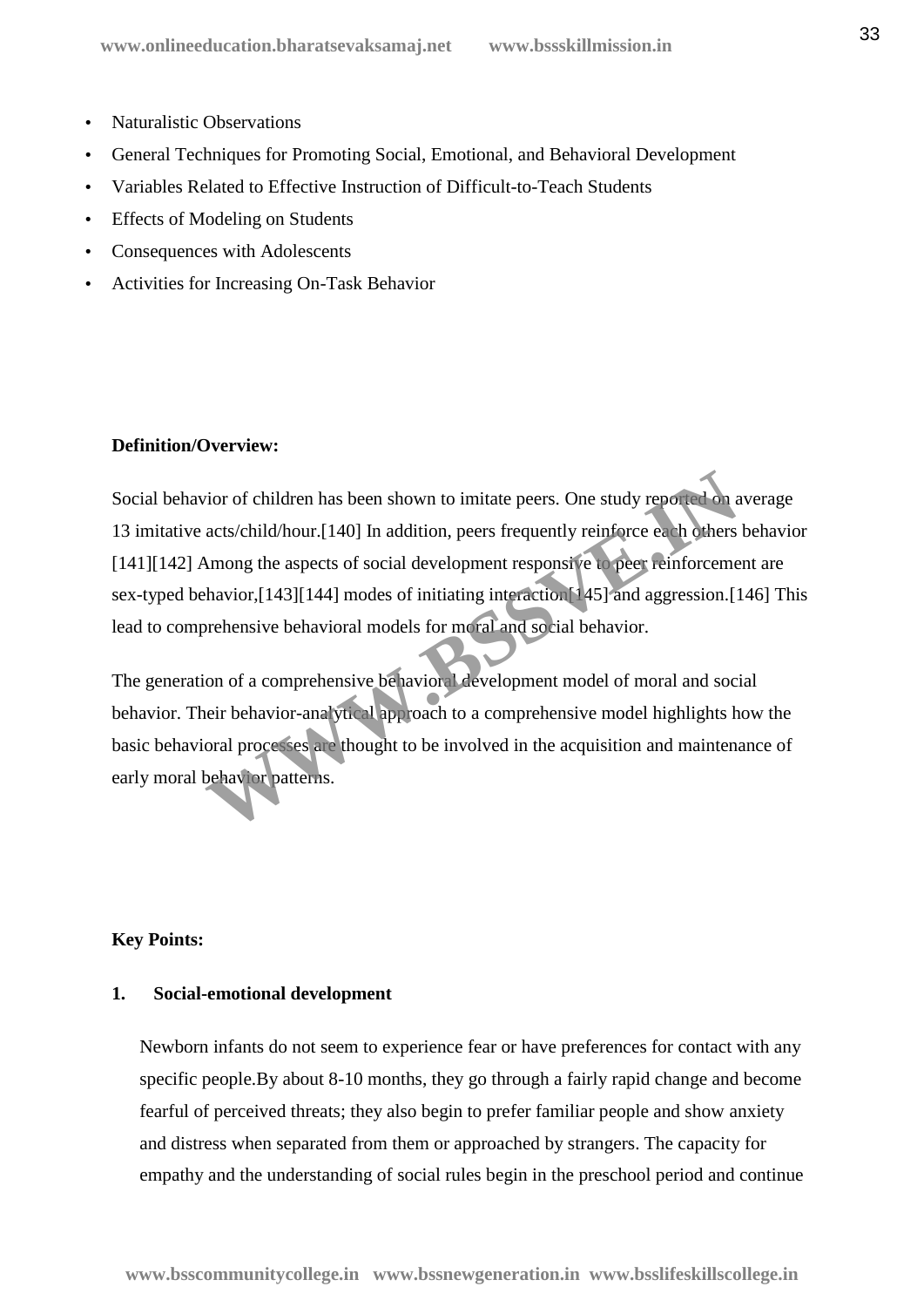- Naturalistic Observations
- General Techniques for Promoting Social, Emotional, and Behavioral Development
- Variables Related to Effective Instruction of Difficult-to-Teach Students
- Effects of Modeling on Students
- Consequences with Adolescents
- Activities for Increasing On-Task Behavior

**Definition/Overview:**

Social behavior of children has been shown to imitate peers. One study reported on average 13 imitative acts/child/hour.[140] In addition, peers frequently reinforce each others behavior [141][142] Among the aspects of social development responsive to peer reinforcement are sex-typed behavior,[143][144] modes of initiating interaction[145] and aggression.[146] This lead to comprehensive behavioral models for moral and social behavior.

The generation of a comprehensive behavioral development model of moral and social behavior. Their behavior-analytical approach to a comprehensive model highlights how the basic behavioral processes are thought to be involved in the acquisition and maintenance of early moral behavior patterns.

**Key Points:**

**1. Social-emotional development**

Newborn infants do not seem to experience fear or have preferences for contact with any specific people.By about 8-10 months, they go through a fairly rapid change and become fearful of perceived threats; they also begin to prefer familiar people and show anxiety and distress when separated from them or approached by strangers. The capacity for empathy and the understanding of social rules begin in the preschool period and continue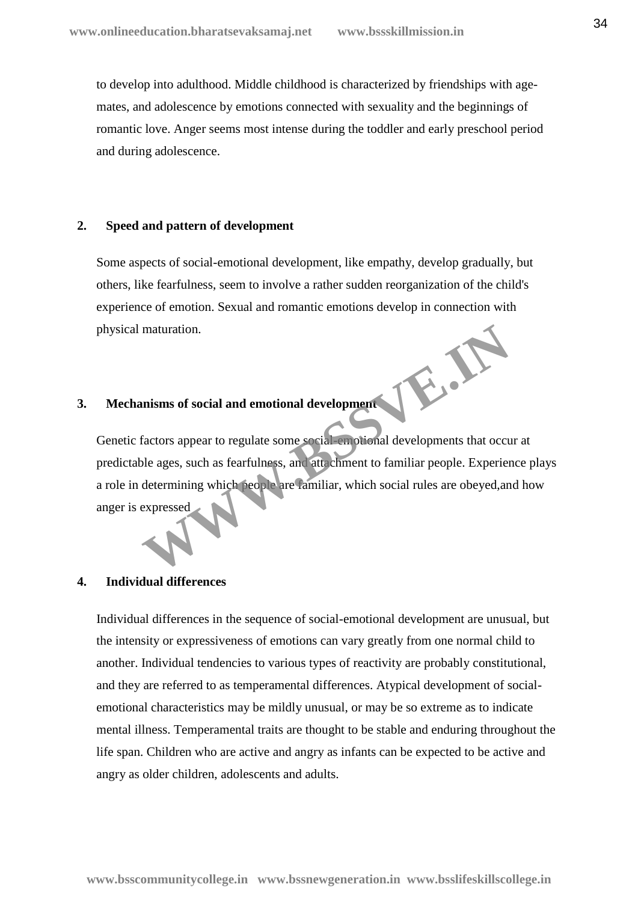to develop into adulthood. Middle childhood is characterized by friendships with age-mates, and adolescence by emotions connected with sexuality and the beginnings of romantic love. Anger seems most intense during the toddler and early preschool period and during adolescence.

**2. Speed and pattern of development**

Some aspects of social-emotional development, like empathy, develop gradually, but others, like fearfulness, seem to involve a rather sudden reorganization of the child's experience of emotion. Sexual and romantic emotions develop in connection with physical maturation.

**3. Mechanisms of social and emotional development**

Genetic factors appear to regulate some social-emotional developments that occur at predictable ages, such as fearfulness, and attachment to familiar people. Experience plays a role in determining which people are familiar, which social rules are obeyed,and how anger is expressed

**4. Individual differences**

Individual differences in the sequence of social-emotional development are unusual, but the intensity or expressiveness of emotions can vary greatly from one normal child to another. Individual tendencies to various types of reactivity are probably constitutional, and they are referred to as temperamental differences. Atypical development of social-emotional characteristics may be mildly unusual, or may be so extreme as to indicate mental illness. Temperamental traits are thought to be stable and enduring throughout the life span. Children who are active and angry as infants can be expected to be active and angry as older children, adolescents and adults.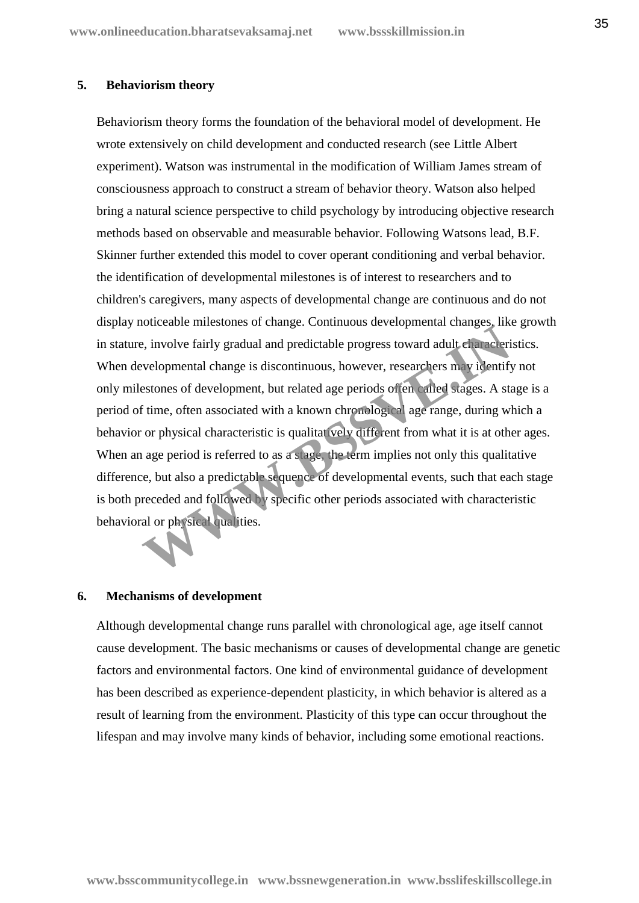### 5. Behaviorism theory

Behaviorism theory forms the foundation of the behavioral model of development. He wrote extensively on child development and conducted research (see Little Albert experiment). Watson was instrumental in the modification of William James stream of consciousness approach to construct a stream of behavior theory. Watson also helped bring a natural science perspective to child psychology by introducing objective research methods based on observable and measurable behavior. Following Watsons lead, B.F. Skinner further extended this model to cover operant conditioning and verbal behavior. the identification of developmental milestones is of interest to researchers and to children's caregivers, many aspects of developmental change are continuous and do not display noticeable milestones of change. Continuous developmental changes, like growth in stature, involve fairly gradual and predictable progress toward adult characteristics. When developmental change is discontinuous, however, researchers may identify not only milestones of development, but related age periods often called stages. A stage is a period of time, often associated with a known chronological age range, during which a behavior or physical characteristic is qualitatively different from what it is at other ages. When an age period is referred to as a stage, the term implies not only this qualitative difference, but also a predictable sequence of developmental events, such that each stage is both preceded and followed by specific other periods associated with characteristic behavioral or physical qualities.

### 6. Mechanisms of development

Although developmental change runs parallel with chronological age, age itself cannot cause development. The basic mechanisms or causes of developmental change are genetic factors and environmental factors. One kind of environmental guidance of development has been described as experience-dependent plasticity, in which behavior is altered as a result of learning from the environment. Plasticity of this type can occur throughout the lifespan and may involve many kinds of behavior, including some emotional reactions.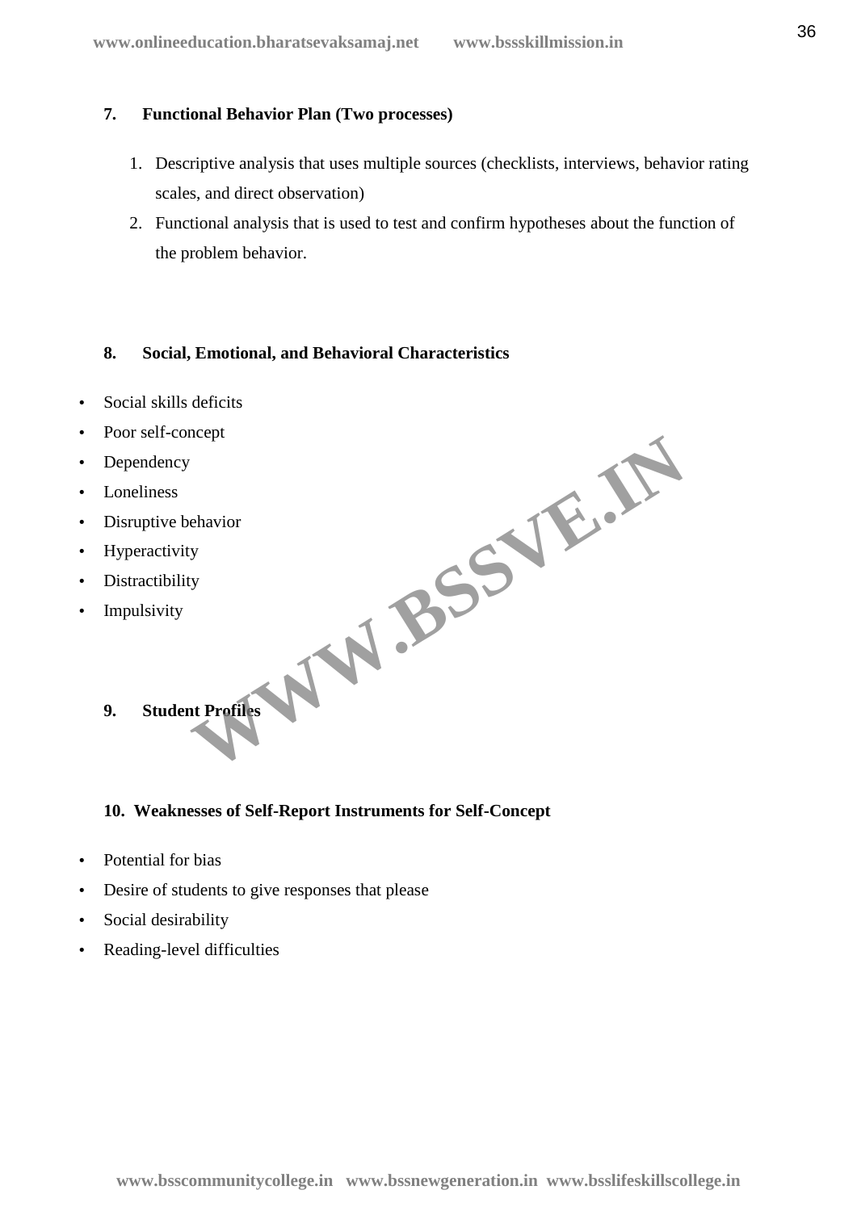### 7. Functional Behavior Plan (Two processes)

1. Descriptive analysis that uses multiple sources (checklists, interviews, behavior rating scales, and direct observation)
2. Functional analysis that is used to test and confirm hypotheses about the function of the problem behavior.

### 8. Social, Emotional, and Behavioral Characteristics

- Social skills deficits
- Poor self-concept
- Dependency
- Loneliness
- Disruptive behavior
- Hyperactivity
- Distractibility
- Impulsivity

### 9. Student Profiles

### 10. Weaknesses of Self-Report Instruments for Self-Concept

- Potential for bias
- Desire of students to give responses that please
- Social desirability
- Reading-level difficulties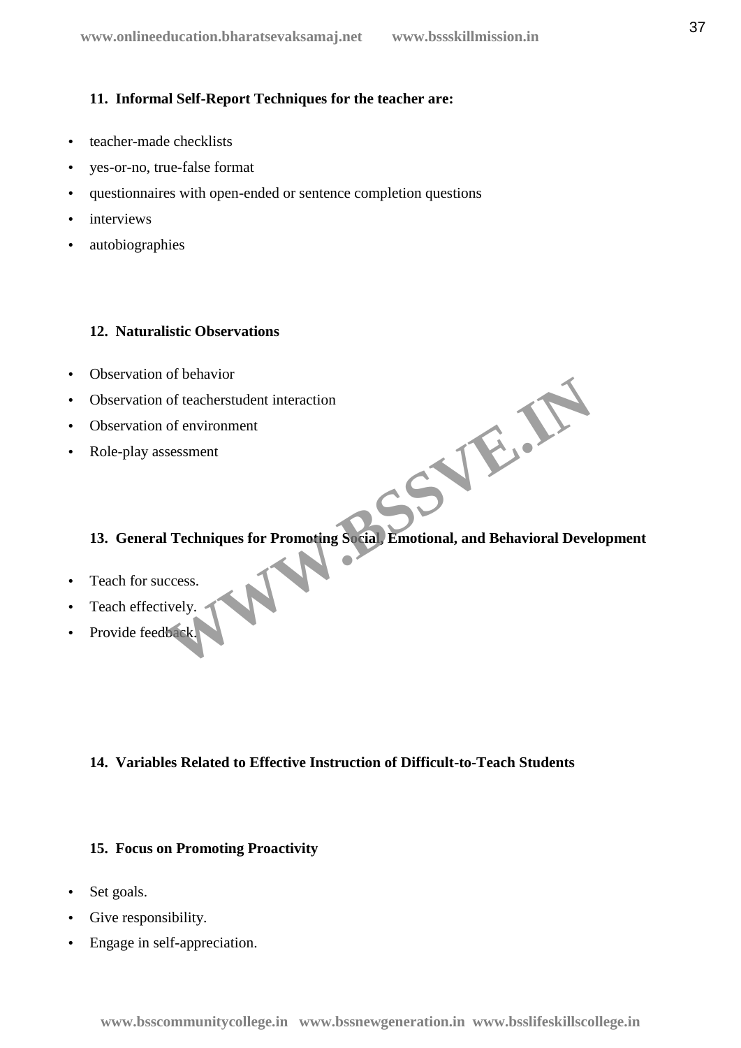**11. Informal Self-Report Techniques for the teacher are:**

- teacher-made checklists
- yes-or-no, true-false format
- questionnaires with open-ended or sentence completion questions
- interviews
- autobiographies

**12. Naturalistic Observations**

- Observation of behavior
- Observation of teacherstudent interaction
- Observation of environment
- Role-play assessment

**13. General Techniques for Promoting Social, Emotional, and Behavioral Development**

- Teach for success.
- Teach effectively.
- Provide feedback.

**14. Variables Related to Effective Instruction of Difficult-to-Teach Students**

**15. Focus on Promoting Proactivity**

- Set goals.
- Give responsibility.
- Engage in self-appreciation.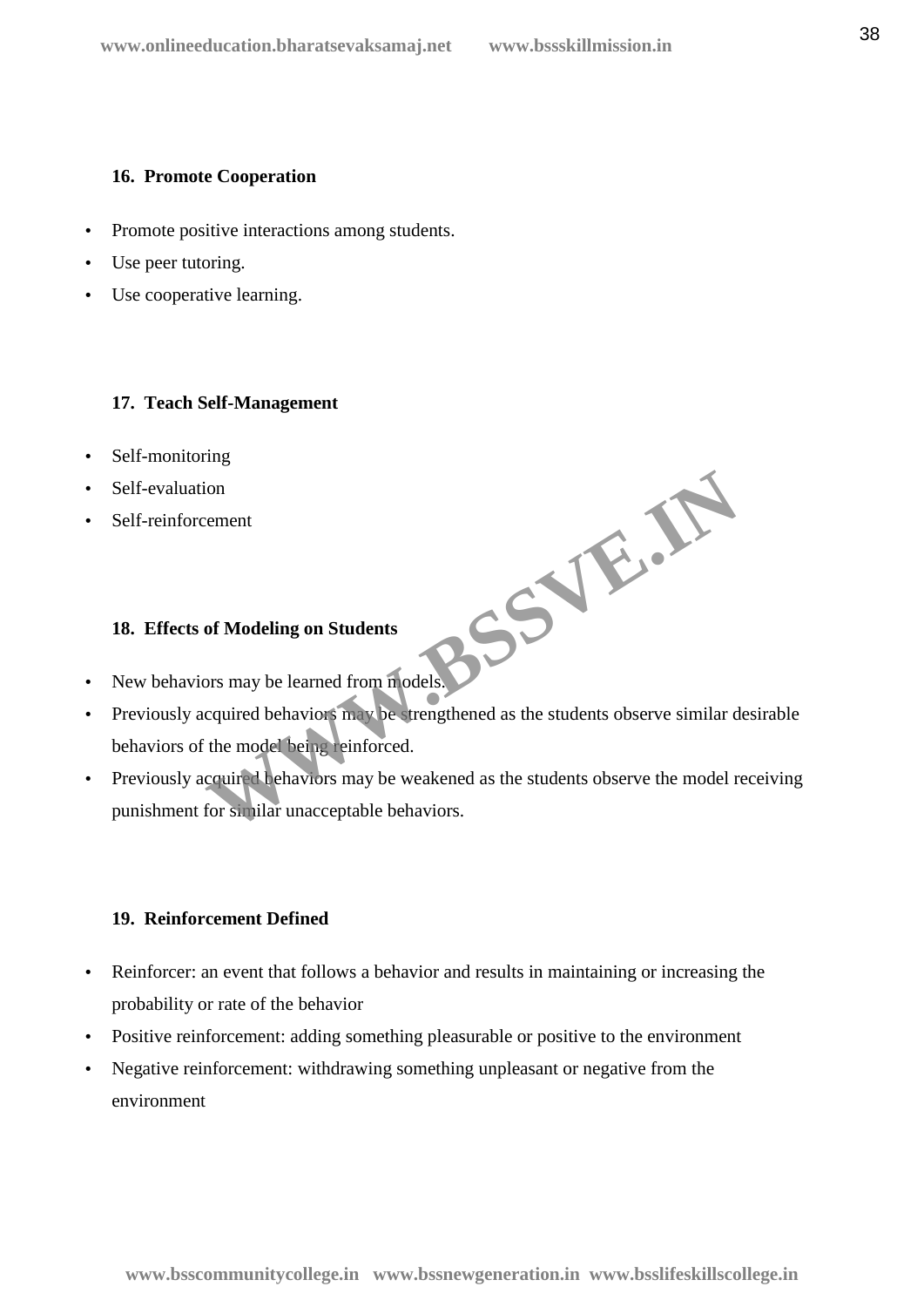### 16. Promote Cooperation

- Promote positive interactions among students.
- Use peer tutoring.
- Use cooperative learning.

### 17. Teach Self-Management

- Self-monitoring
- Self-evaluation
- Self-reinforcement

### 18. Effects of Modeling on Students

- New behaviors may be learned from models.
- Previously acquired behaviors may be strengthened as the students observe similar desirable behaviors of the model being reinforced.
- Previously acquired behaviors may be weakened as the students observe the model receiving punishment for similar unacceptable behaviors.

### 19. Reinforcement Defined

- Reinforcer: an event that follows a behavior and results in maintaining or increasing the probability or rate of the behavior
- Positive reinforcement: adding something pleasurable or positive to the environment
- Negative reinforcement: withdrawing something unpleasant or negative from the environment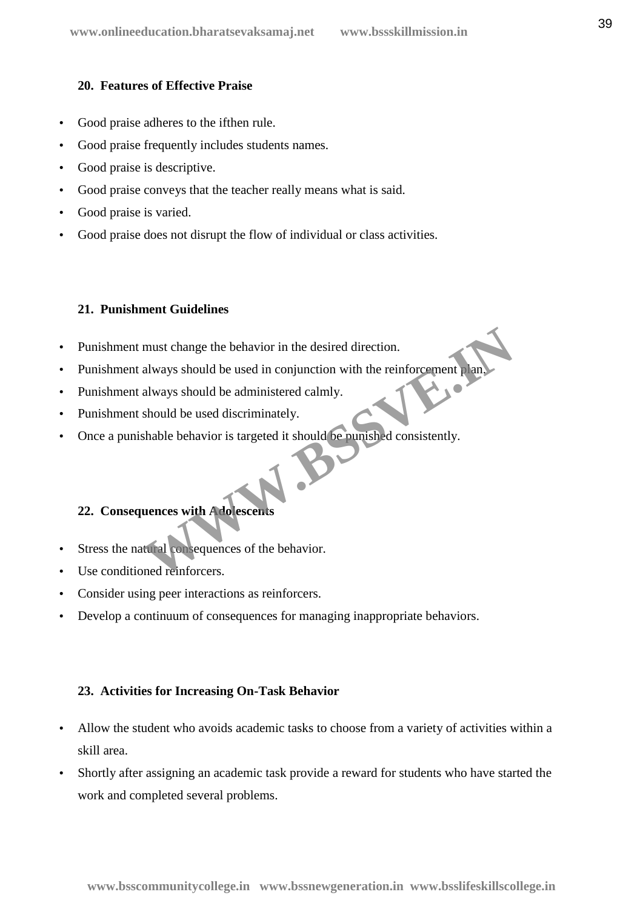## 20. Features of Effective Praise

- Good praise adheres to the ifthen rule.
- Good praise frequently includes students names.
- Good praise is descriptive.
- Good praise conveys that the teacher really means what is said.
- Good praise is varied.
- Good praise does not disrupt the flow of individual or class activities.

## 21. Punishment Guidelines

- Punishment must change the behavior in the desired direction.
- Punishment always should be used in conjunction with the reinforcement plan.
- Punishment always should be administered calmly.
- Punishment should be used discriminately.
- Once a punishable behavior is targeted it should be punished consistently.

## 22. Consequences with Adolescents

- Stress the natural consequences of the behavior.
- Use conditioned reinforcers.
- Consider using peer interactions as reinforcers.
- Develop a continuum of consequences for managing inappropriate behaviors.

## 23. Activities for Increasing On-Task Behavior

- Allow the student who avoids academic tasks to choose from a variety of activities within a skill area.
- Shortly after assigning an academic task provide a reward for students who have started the work and completed several problems.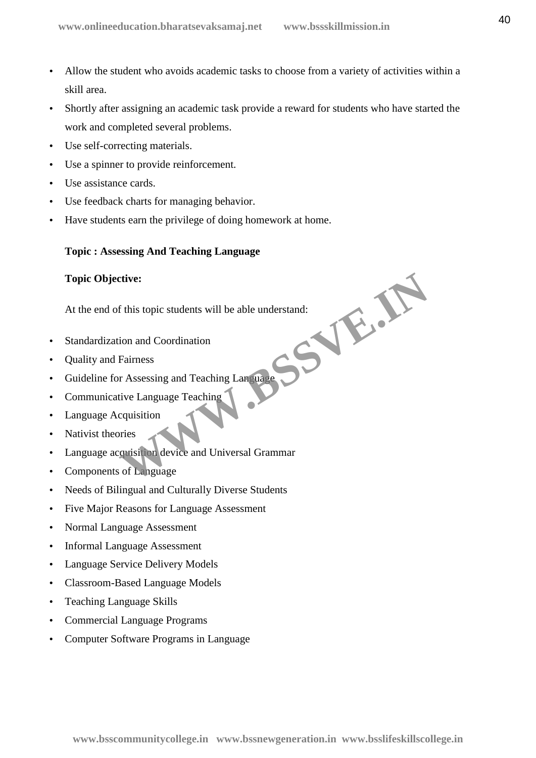- Allow the student who avoids academic tasks to choose from a variety of activities within a skill area.
- Shortly after assigning an academic task provide a reward for students who have started the work and completed several problems.
- Use self-correcting materials.
- Use a spinner to provide reinforcement.
- Use assistance cards.
- Use feedback charts for managing behavior.
- Have students earn the privilege of doing homework at home.

**Topic : Assessing And Teaching Language**

**Topic Objective:**

At the end of this topic students will be able understand:

- Standardization and Coordination
- Quality and Fairness
- Guideline for Assessing and Teaching Language
- Communicative Language Teaching
- Language Acquisition
- Nativist theories
- Language acquisition device and Universal Grammar
- Components of Language
- Needs of Bilingual and Culturally Diverse Students
- Five Major Reasons for Language Assessment
- Normal Language Assessment
- Informal Language Assessment
- Language Service Delivery Models
- Classroom-Based Language Models
- Teaching Language Skills
- Commercial Language Programs
- Computer Software Programs in Language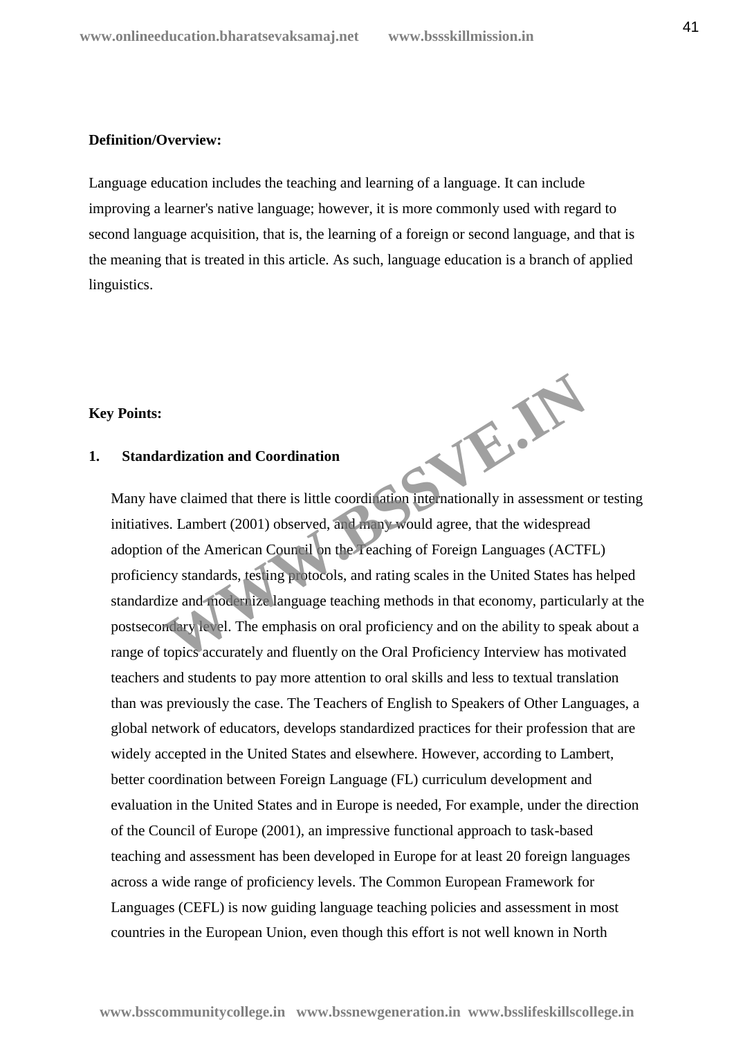**Definition/Overview:**

Language education includes the teaching and learning of a language. It can include improving a learner's native language; however, it is more commonly used with regard to second language acquisition, that is, the learning of a foreign or second language, and that is the meaning that is treated in this article. As such, language education is a branch of applied linguistics.

**Key Points:**

**1. Standardization and Coordination**

Many have claimed that there is little coordination internationally in assessment or testing initiatives. Lambert (2001) observed, and many would agree, that the widespread adoption of the American Council on the Teaching of Foreign Languages (ACTFL) proficiency standards, testing protocols, and rating scales in the United States has helped standardize and modernize language teaching methods in that economy, particularly at the postsecondary level. The emphasis on oral proficiency and on the ability to speak about a range of topics accurately and fluently on the Oral Proficiency Interview has motivated teachers and students to pay more attention to oral skills and less to textual translation than was previously the case. The Teachers of English to Speakers of Other Languages, a global network of educators, develops standardized practices for their profession that are widely accepted in the United States and elsewhere. However, according to Lambert, better coordination between Foreign Language (FL) curriculum development and evaluation in the United States and in Europe is needed, For example, under the direction of the Council of Europe (2001), an impressive functional approach to task-based teaching and assessment has been developed in Europe for at least 20 foreign languages across a wide range of proficiency levels. The Common European Framework for Languages (CEFL) is now guiding language teaching policies and assessment in most countries in the European Union, even though this effort is not well known in North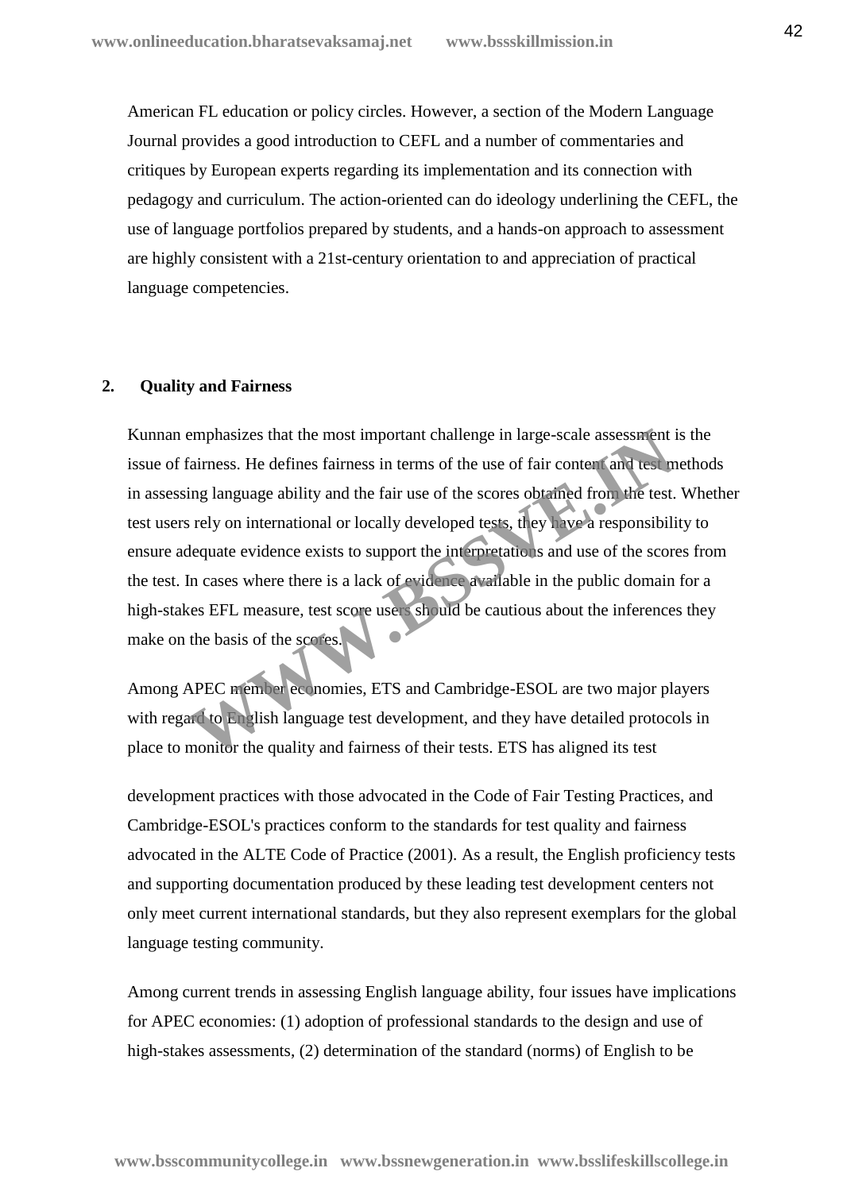American FL education or policy circles. However, a section of the Modern Language Journal provides a good introduction to CEFL and a number of commentaries and critiques by European experts regarding its implementation and its connection with pedagogy and curriculum. The action-oriented can do ideology underlining the CEFL, the use of language portfolios prepared by students, and a hands-on approach to assessment are highly consistent with a 21st-century orientation to and appreciation of practical language competencies.

## 2. Quality and Fairness

Kunnan emphasizes that the most important challenge in large-scale assessment is the issue of fairness. He defines fairness in terms of the use of fair content and test methods in assessing language ability and the fair use of the scores obtained from the test. Whether test users rely on international or locally developed tests, they have a responsibility to ensure adequate evidence exists to support the interpretations and use of the scores from the test. In cases where there is a lack of evidence available in the public domain for a high-stakes EFL measure, test score users should be cautious about the inferences they make on the basis of the scores.

Among APEC member economies, ETS and Cambridge-ESOL are two major players with regard to English language test development, and they have detailed protocols in place to monitor the quality and fairness of their tests. ETS has aligned its test development practices with those advocated in the Code of Fair Testing Practices, and Cambridge-ESOL's practices conform to the standards for test quality and fairness advocated in the ALTE Code of Practice (2001). As a result, the English proficiency tests and supporting documentation produced by these leading test development centers not only meet current international standards, but they also represent exemplars for the global language testing community.

Among current trends in assessing English language ability, four issues have implications for APEC economies: (1) adoption of professional standards to the design and use of high-stakes assessments, (2) determination of the standard (norms) of English to be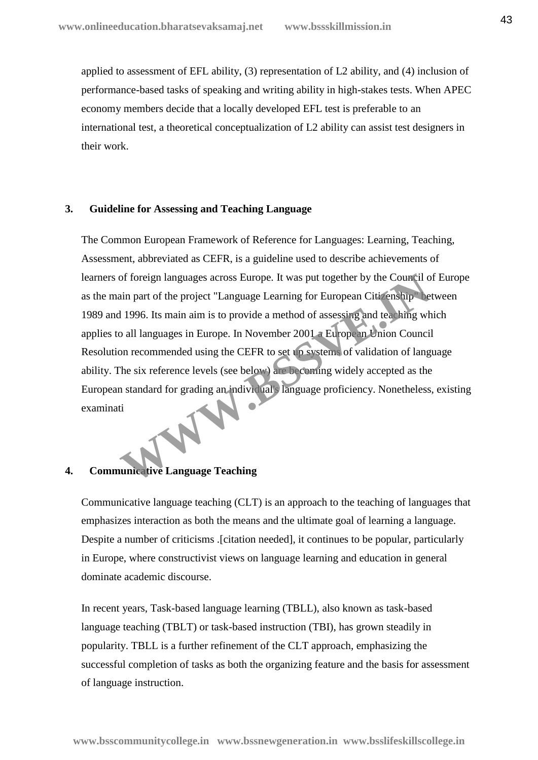applied to assessment of EFL ability, (3) representation of L2 ability, and (4) inclusion of performance-based tasks of speaking and writing ability in high-stakes tests. When APEC economy members decide that a locally developed EFL test is preferable to an international test, a theoretical conceptualization of L2 ability can assist test designers in their work.

## 3. Guideline for Assessing and Teaching Language

The Common European Framework of Reference for Languages: Learning, Teaching, Assessment, abbreviated as CEFR, is a guideline used to describe achievements of learners of foreign languages across Europe. It was put together by the Council of Europe as the main part of the project "Language Learning for European Citizenship" between 1989 and 1996. Its main aim is to provide a method of assessing and teaching which applies to all languages in Europe. In November 2001 a European Union Council Resolution recommended using the CEFR to set up systems of validation of language ability. The six reference levels (see below) are becoming widely accepted as the European standard for grading an individual's language proficiency. Nonetheless, existing examinati

## 4. Communicative Language Teaching

Communicative language teaching (CLT) is an approach to the teaching of languages that emphasizes interaction as both the means and the ultimate goal of learning a language. Despite a number of criticisms .[citation needed], it continues to be popular, particularly in Europe, where constructivist views on language learning and education in general dominate academic discourse.

In recent years, Task-based language learning (TBLL), also known as task-based language teaching (TBLT) or task-based instruction (TBI), has grown steadily in popularity. TBLL is a further refinement of the CLT approach, emphasizing the successful completion of tasks as both the organizing feature and the basis for assessment of language instruction.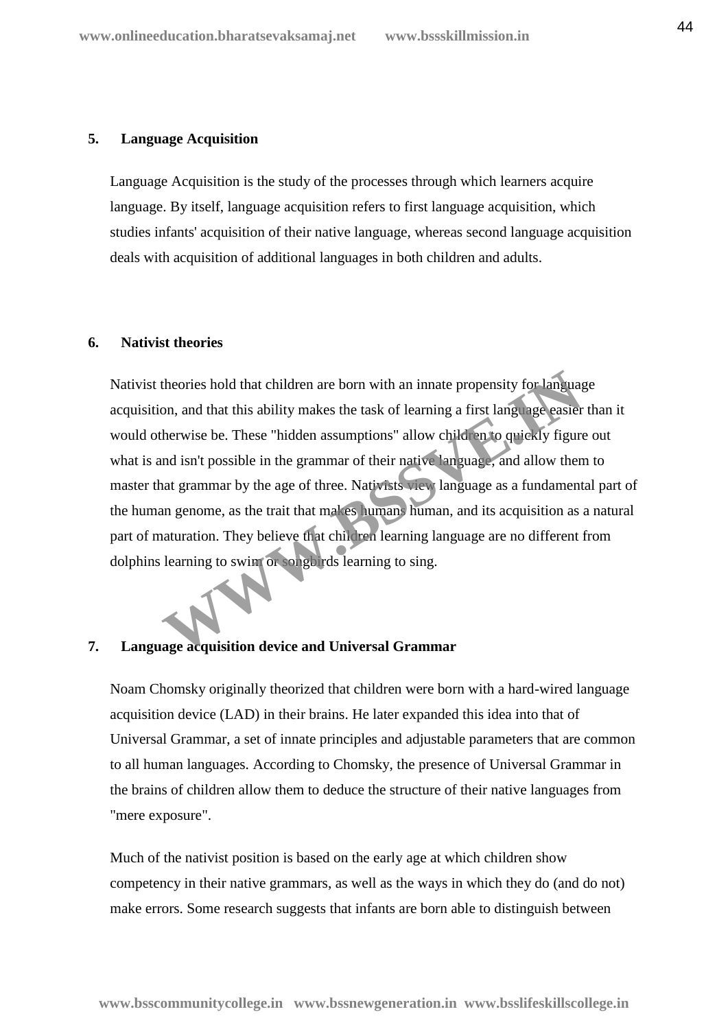## 5. Language Acquisition

Language Acquisition is the study of the processes through which learners acquire language. By itself, language acquisition refers to first language acquisition, which studies infants' acquisition of their native language, whereas second language acquisition deals with acquisition of additional languages in both children and adults.

## 6. Nativist theories

Nativist theories hold that children are born with an innate propensity for language acquisition, and that this ability makes the task of learning a first language easier than it would otherwise be. These "hidden assumptions" allow children to quickly figure out what is and isn't possible in the grammar of their native language, and allow them to master that grammar by the age of three. Nativists view language as a fundamental part of the human genome, as the trait that makes humans human, and its acquisition as a natural part of maturation. They believe that children learning language are no different from dolphins learning to swim or songbirds learning to sing.

## 7. Language acquisition device and Universal Grammar

Noam Chomsky originally theorized that children were born with a hard-wired language acquisition device (LAD) in their brains. He later expanded this idea into that of Universal Grammar, a set of innate principles and adjustable parameters that are common to all human languages. According to Chomsky, the presence of Universal Grammar in the brains of children allow them to deduce the structure of their native languages from "mere exposure".

Much of the nativist position is based on the early age at which children show competency in their native grammars, as well as the ways in which they do (and do not) make errors. Some research suggests that infants are born able to distinguish between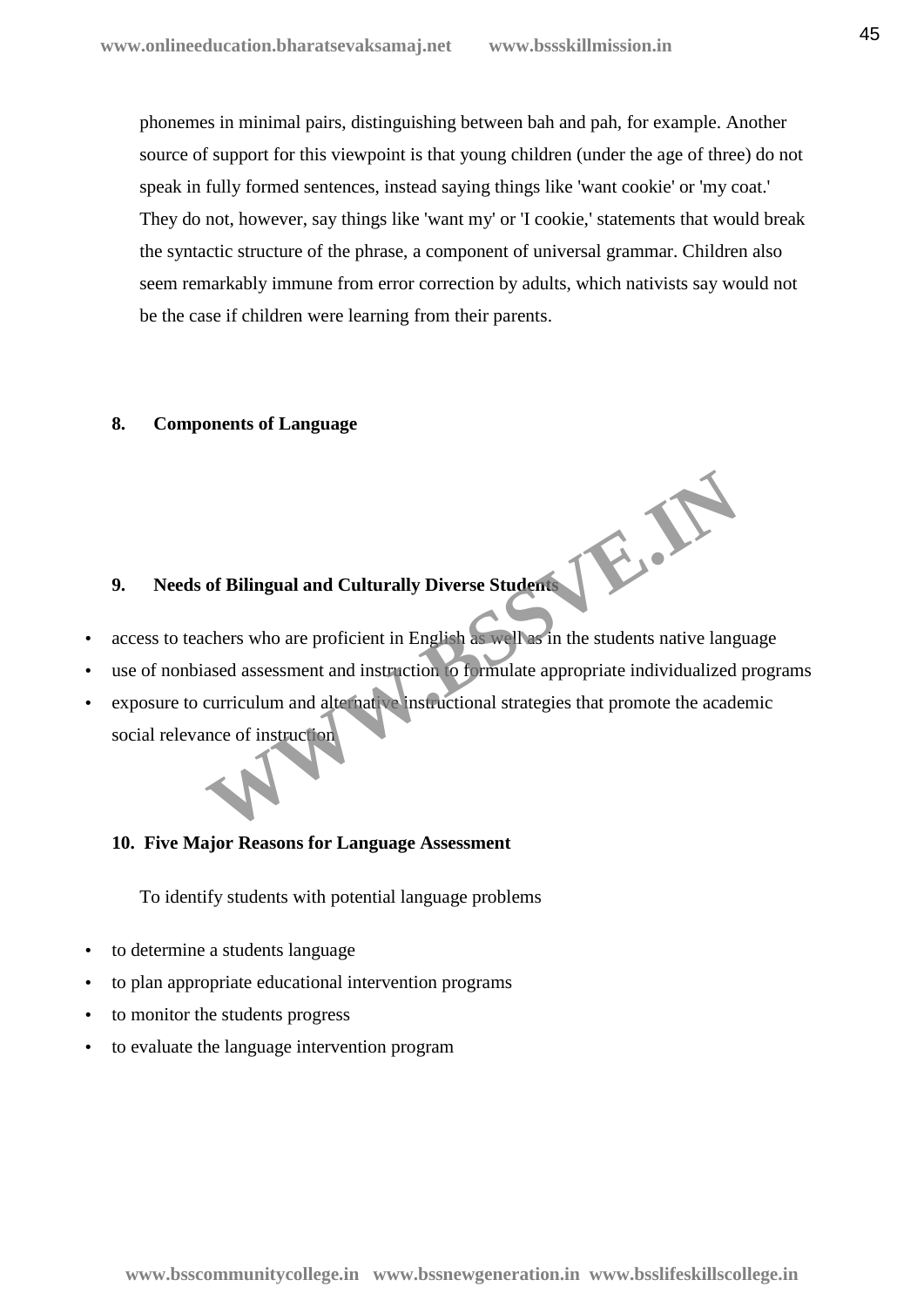phonemes in minimal pairs, distinguishing between bah and pah, for example. Another source of support for this viewpoint is that young children (under the age of three) do not speak in fully formed sentences, instead saying things like 'want cookie' or 'my coat.' They do not, however, say things like 'want my' or 'I cookie,' statements that would break the syntactic structure of the phrase, a component of universal grammar. Children also seem remarkably immune from error correction by adults, which nativists say would not be the case if children were learning from their parents.

**8. Components of Language**

**9. Needs of Bilingual and Culturally Diverse Students**

- access to teachers who are proficient in English as well as in the students native language
- use of nonbiased assessment and instruction to formulate appropriate individualized programs
- exposure to curriculum and alternative instructional strategies that promote the academic social relevance of instruction

**10. Five Major Reasons for Language Assessment**

To identify students with potential language problems

- to determine a students language
- to plan appropriate educational intervention programs
- to monitor the students progress
- to evaluate the language intervention program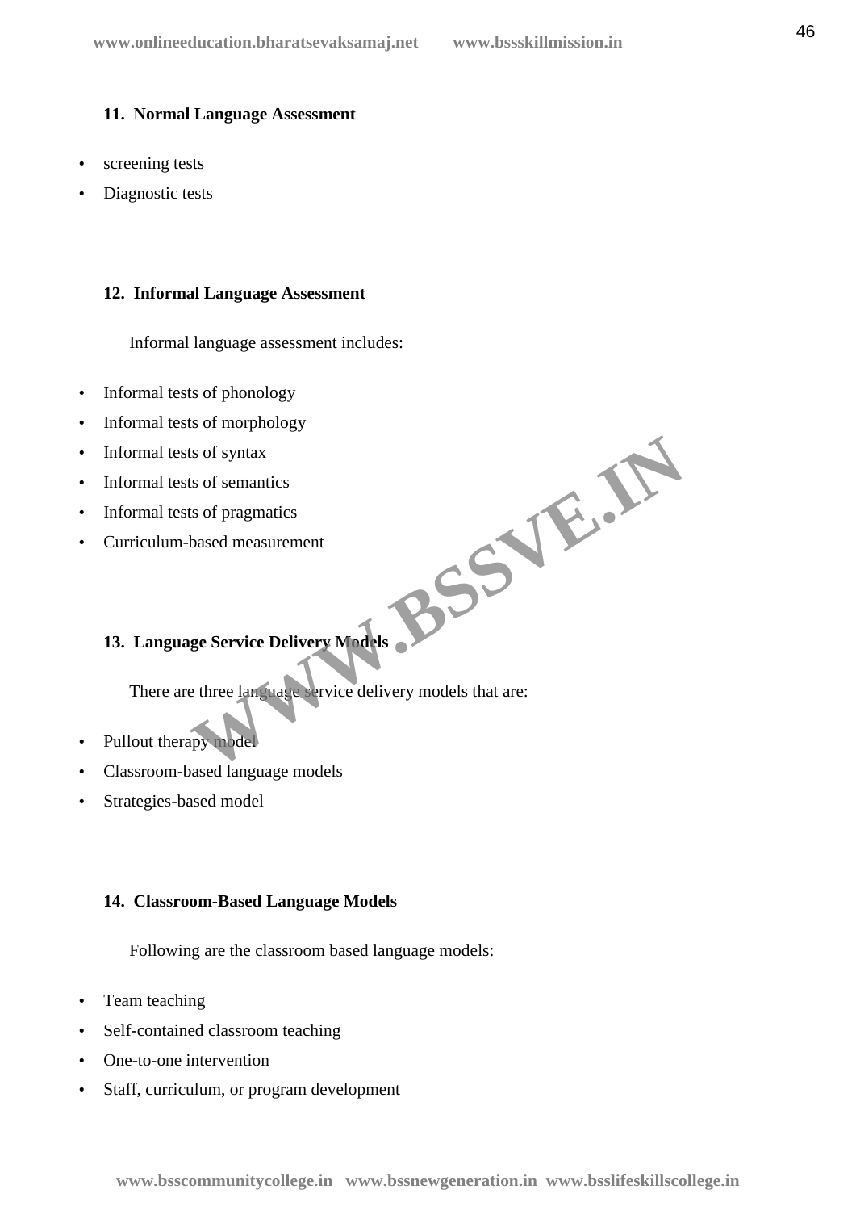### 11. Normal Language Assessment

- screening tests
- Diagnostic tests

### 12. Informal Language Assessment

Informal language assessment includes:

- Informal tests of phonology
- Informal tests of morphology
- Informal tests of syntax
- Informal tests of semantics
- Informal tests of pragmatics
- Curriculum-based measurement

### 13. Language Service Delivery Models

There are three language service delivery models that are:

- Pullout therapy model
- Classroom-based language models
- Strategies-based model

### 14. Classroom-Based Language Models

Following are the classroom based language models:

- Team teaching
- Self-contained classroom teaching
- One-to-one intervention
- Staff, curriculum, or program development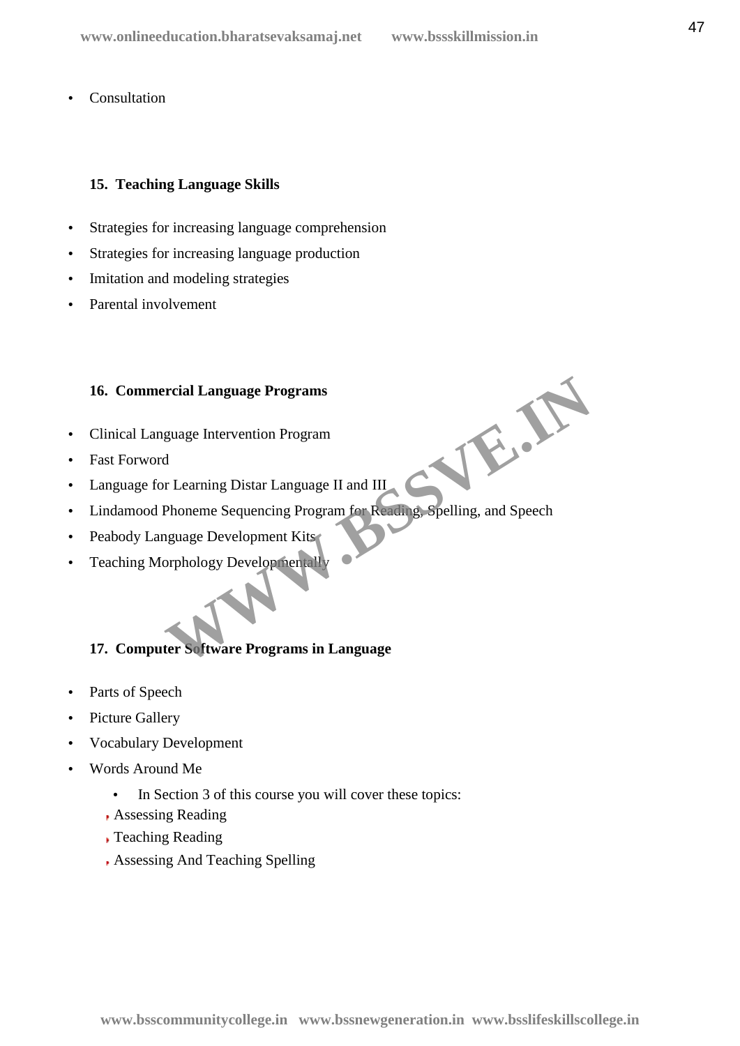- Consultation

### 15. Teaching Language Skills

- Strategies for increasing language comprehension
- Strategies for increasing language production
- Imitation and modeling strategies
- Parental involvement

### 16. Commercial Language Programs

- Clinical Language Intervention Program
- Fast Forword
- Language for Learning Distar Language II and III
- Lindamood Phoneme Sequencing Program for Reading, Spelling, and Speech
- Peabody Language Development Kits
- Teaching Morphology Developmentally

### 17. Computer Software Programs in Language

- Parts of Speech
- Picture Gallery
- Vocabulary Development
- Words Around Me
  - In Section 3 of this course you will cover these topics:
  - Assessing Reading
  - Teaching Reading
  - Assessing And Teaching Spelling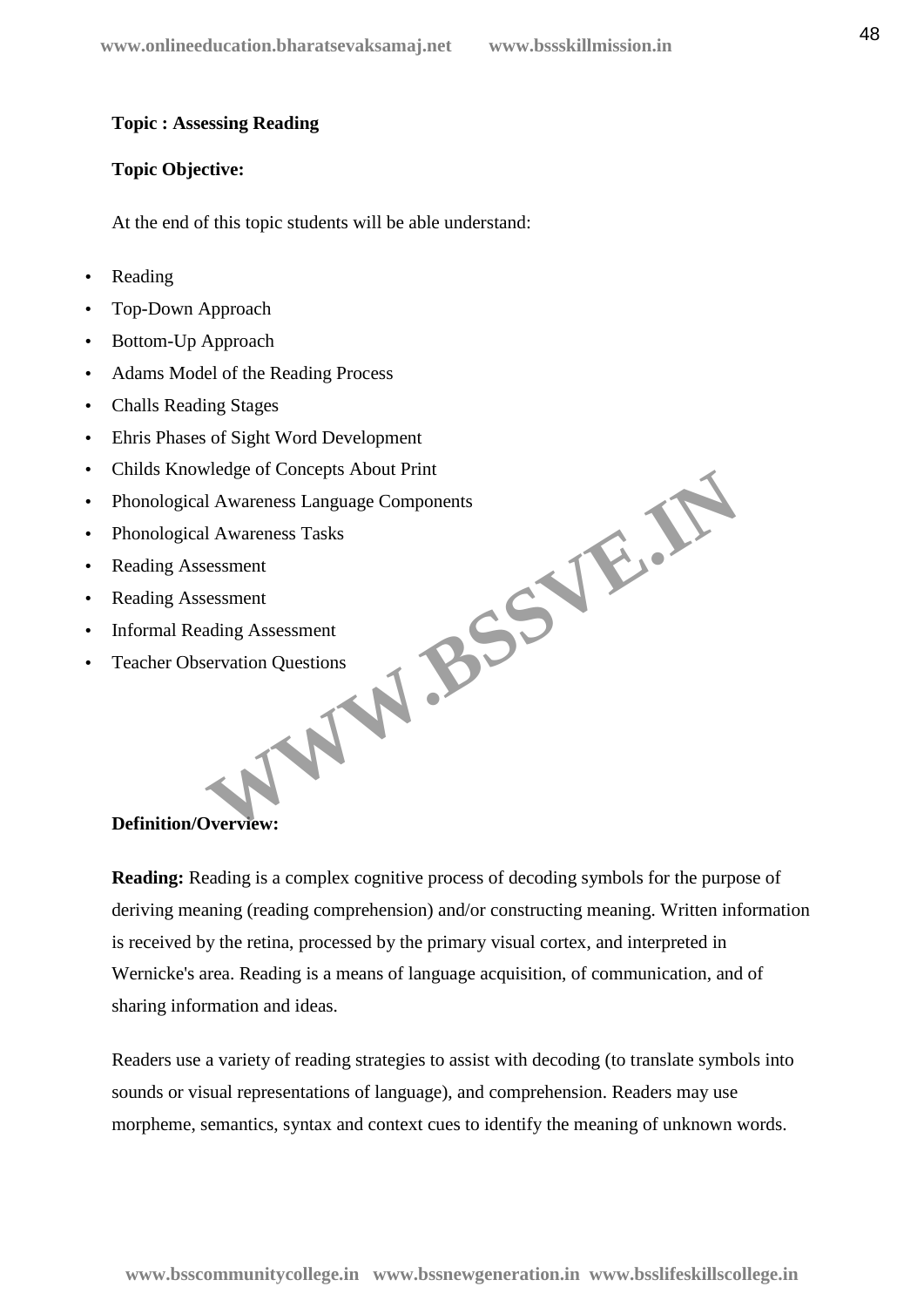**Topic : Assessing Reading**

**Topic Objective:**

At the end of this topic students will be able understand:

- Reading
- Top-Down Approach
- Bottom-Up Approach
- Adams Model of the Reading Process
- Challs Reading Stages
- Ehris Phases of Sight Word Development
- Childs Knowledge of Concepts About Print
- Phonological Awareness Language Components
- Phonological Awareness Tasks
- Reading Assessment
- Reading Assessment
- Informal Reading Assessment
- Teacher Observation Questions

**Definition/Overview:**

**Reading:** Reading is a complex cognitive process of decoding symbols for the purpose of deriving meaning (reading comprehension) and/or constructing meaning. Written information is received by the retina, processed by the primary visual cortex, and interpreted in Wernicke's area. Reading is a means of language acquisition, of communication, and of sharing information and ideas.

Readers use a variety of reading strategies to assist with decoding (to translate symbols into sounds or visual representations of language), and comprehension. Readers may use morpheme, semantics, syntax and context cues to identify the meaning of unknown words.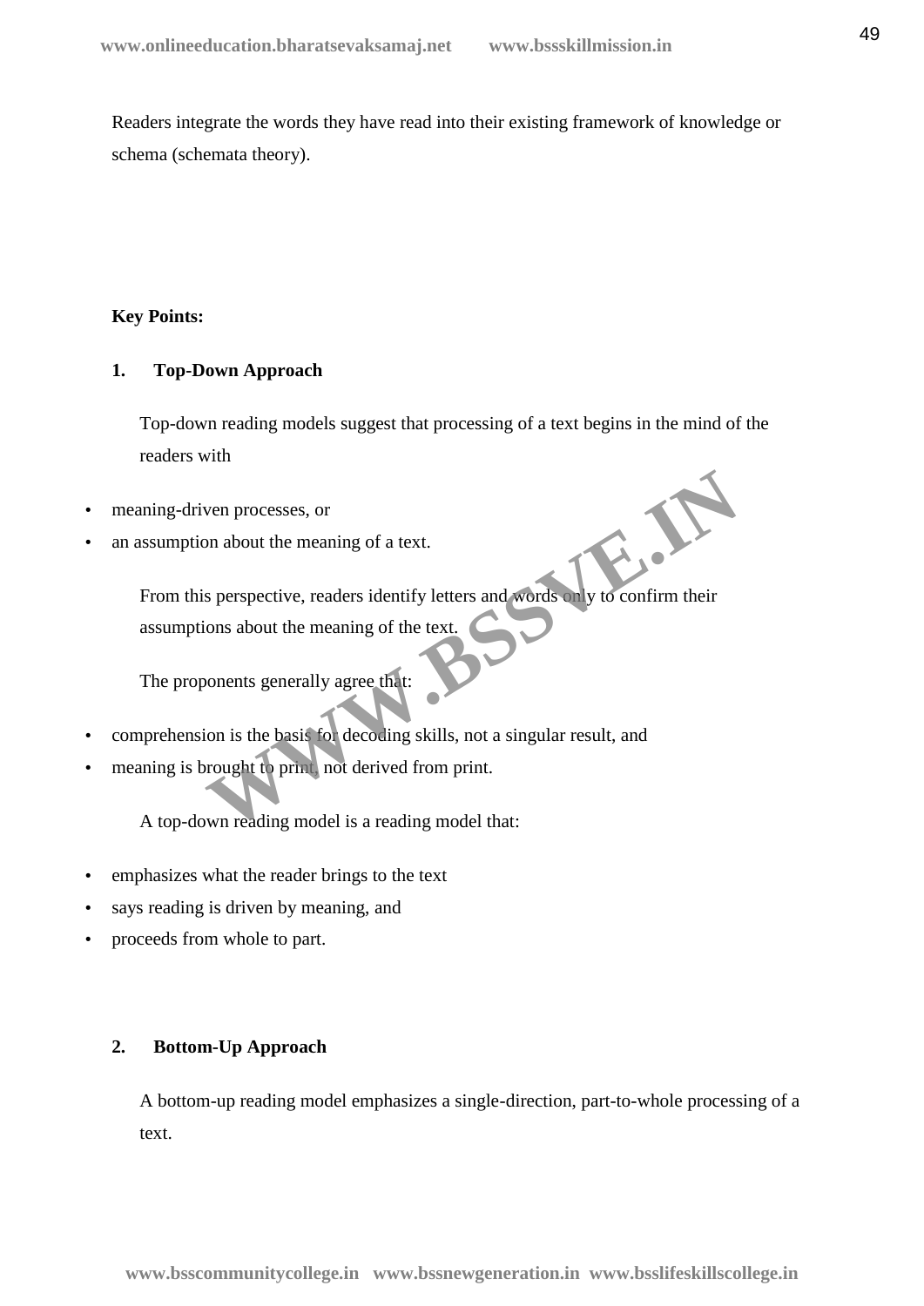Readers integrate the words they have read into their existing framework of knowledge or schema (schemata theory).

**Key Points:**

**1. Top-Down Approach**

Top-down reading models suggest that processing of a text begins in the mind of the readers with

- meaning-driven processes, or
- an assumption about the meaning of a text.

From this perspective, readers identify letters and words only to confirm their assumptions about the meaning of the text.

The proponents generally agree that:

- comprehension is the basis for decoding skills, not a singular result, and
- meaning is brought to print, not derived from print.

A top-down reading model is a reading model that:

- emphasizes what the reader brings to the text
- says reading is driven by meaning, and
- proceeds from whole to part.

**2. Bottom-Up Approach**

A bottom-up reading model emphasizes a single-direction, part-to-whole processing of a text.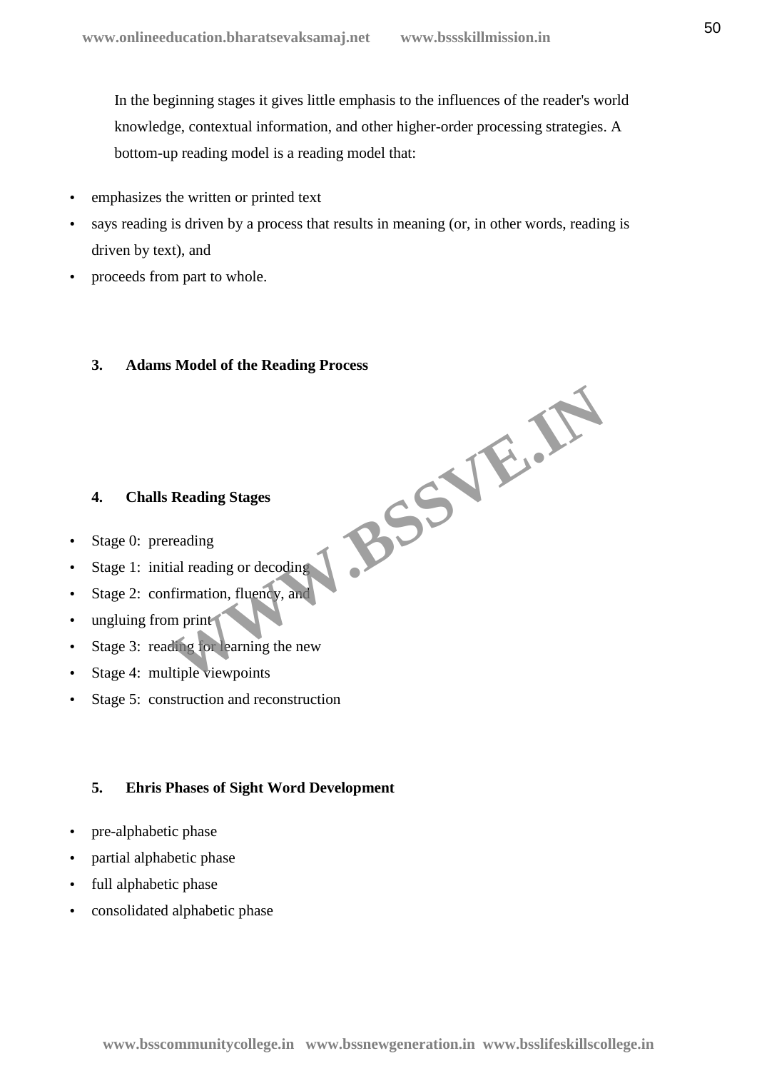In the beginning stages it gives little emphasis to the influences of the reader's world knowledge, contextual information, and other higher-order processing strategies. A bottom-up reading model is a reading model that:

- emphasizes the written or printed text
- says reading is driven by a process that results in meaning (or, in other words, reading is driven by text), and
- proceeds from part to whole.

### 3. Adams Model of the Reading Process

### 4. Challs Reading Stages

- Stage 0: prereading
- Stage 1: initial reading or decoding
- Stage 2: confirmation, fluency, and
- ungluing from print
- Stage 3: reading for learning the new
- Stage 4: multiple viewpoints
- Stage 5: construction and reconstruction

### 5. Ehris Phases of Sight Word Development

- pre-alphabetic phase
- partial alphabetic phase
- full alphabetic phase
- consolidated alphabetic phase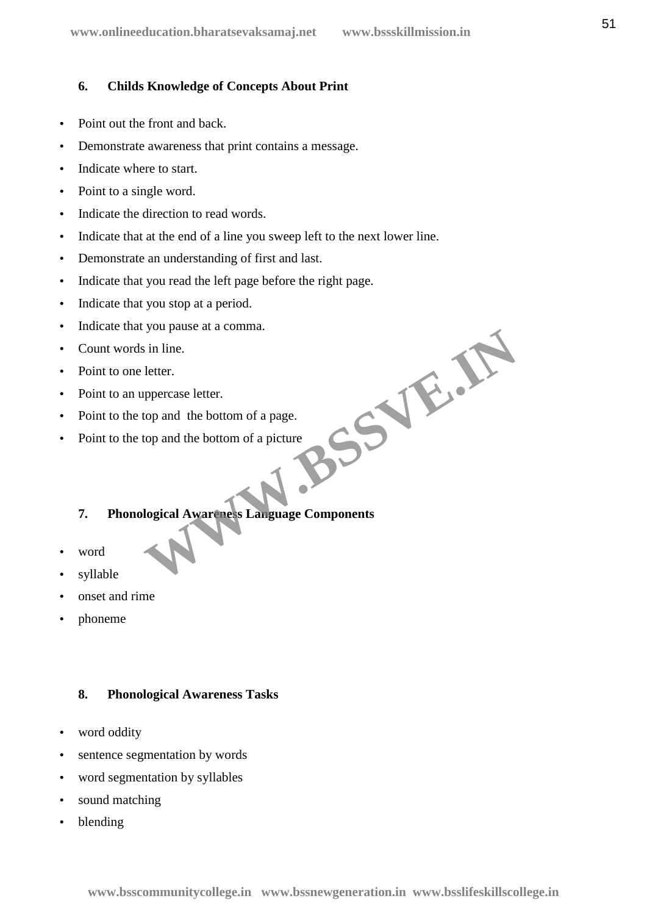### 6. Childs Knowledge of Concepts About Print

- Point out the front and back.
- Demonstrate awareness that print contains a message.
- Indicate where to start.
- Point to a single word.
- Indicate the direction to read words.
- Indicate that at the end of a line you sweep left to the next lower line.
- Demonstrate an understanding of first and last.
- Indicate that you read the left page before the right page.
- Indicate that you stop at a period.
- Indicate that you pause at a comma.
- Count words in line.
- Point to one letter.
- Point to an uppercase letter.
- Point to the top and the bottom of a page.
- Point to the top and the bottom of a picture

### 7. Phonological Awareness Language Components

- word
- syllable
- onset and rime
- phoneme

### 8. Phonological Awareness Tasks

- word oddity
- sentence segmentation by words
- word segmentation by syllables
- sound matching
- blending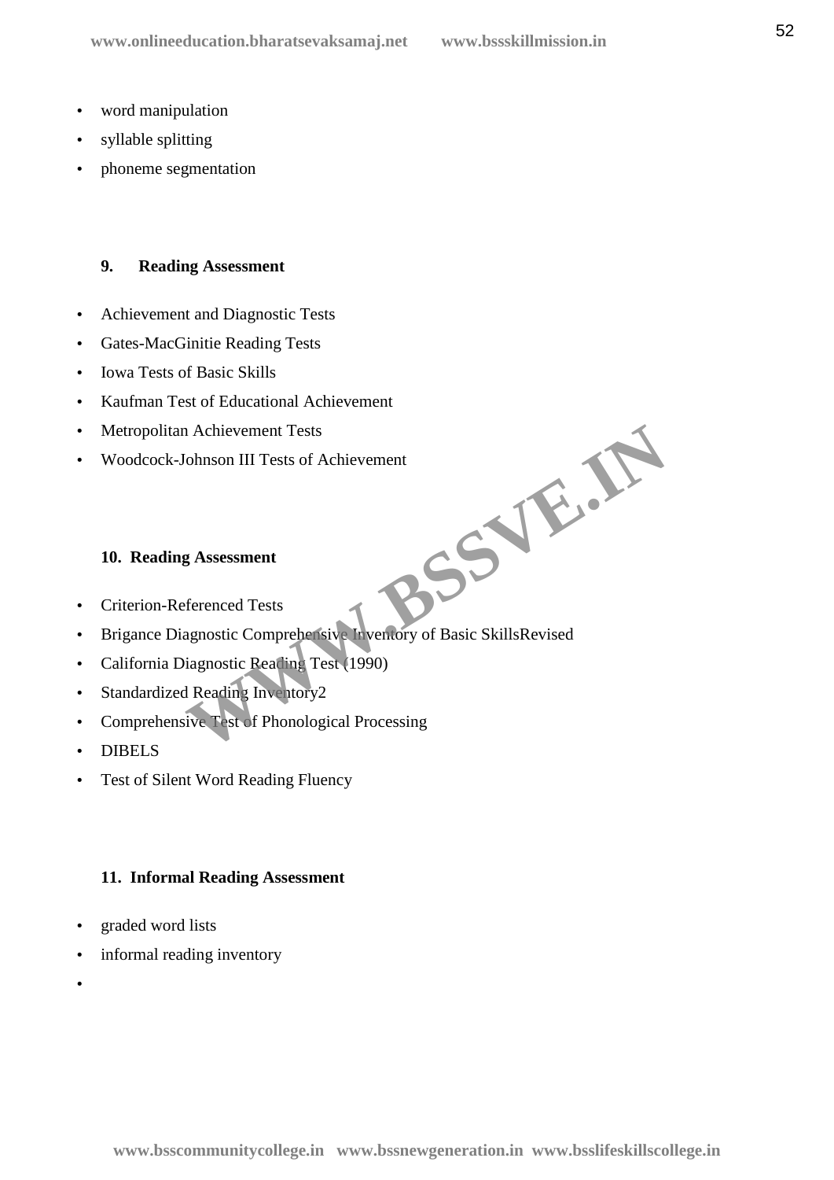- word manipulation
- syllable splitting
- phoneme segmentation

### 9. Reading Assessment

- Achievement and Diagnostic Tests
- Gates-MacGinitie Reading Tests
- Iowa Tests of Basic Skills
- Kaufman Test of Educational Achievement
- Metropolitan Achievement Tests
- Woodcock-Johnson III Tests of Achievement

### 10. Reading Assessment

- Criterion-Referenced Tests
- Brigance Diagnostic Comprehensive Inventory of Basic SkillsRevised
- California Diagnostic Reading Test (1990)
- Standardized Reading Inventory2
- Comprehensive Test of Phonological Processing
- DIBELS
- Test of Silent Word Reading Fluency

### 11. Informal Reading Assessment

- graded word lists
- informal reading inventory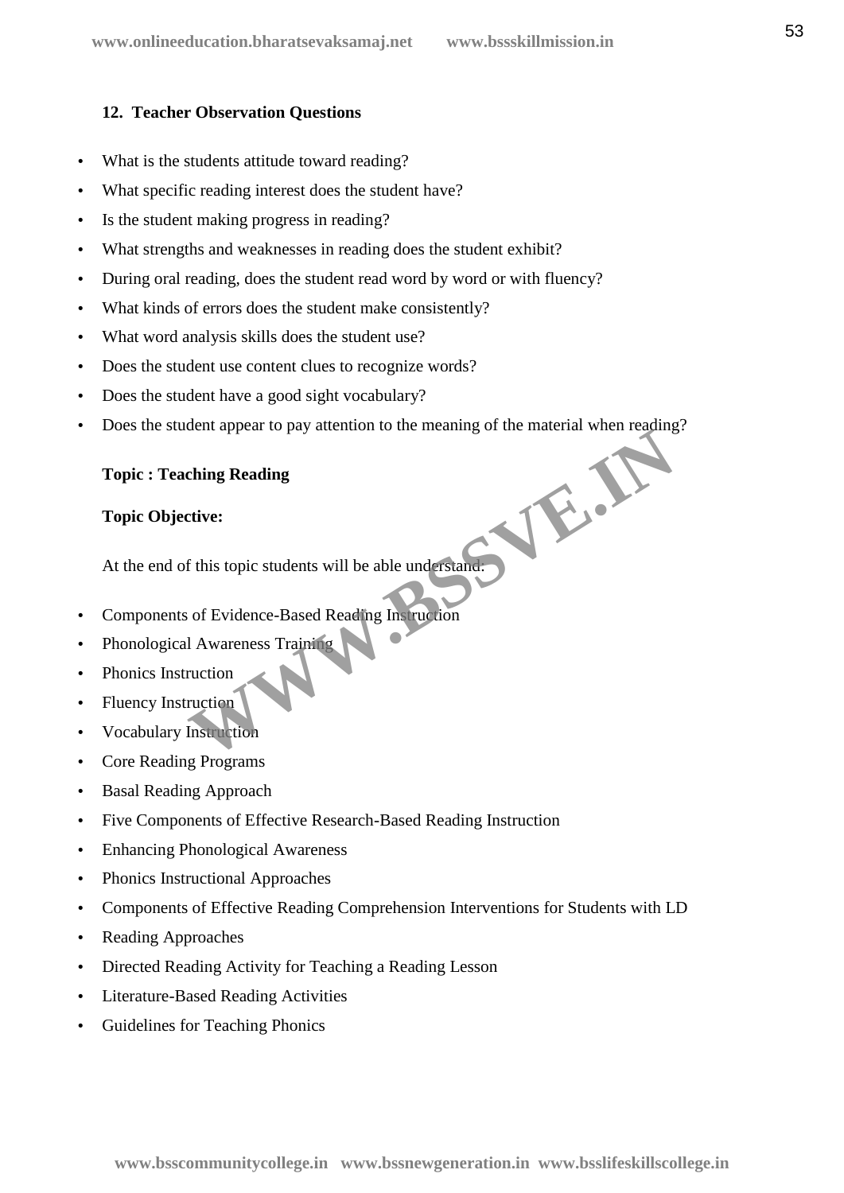### 12. Teacher Observation Questions

- What is the students attitude toward reading?
- What specific reading interest does the student have?
- Is the student making progress in reading?
- What strengths and weaknesses in reading does the student exhibit?
- During oral reading, does the student read word by word or with fluency?
- What kinds of errors does the student make consistently?
- What word analysis skills does the student use?
- Does the student use content clues to recognize words?
- Does the student have a good sight vocabulary?
- Does the student appear to pay attention to the meaning of the material when reading?

**Topic : Teaching Reading**

**Topic Objective:**

At the end of this topic students will be able understand:

- Components of Evidence-Based Reading Instruction
- Phonological Awareness Training
- Phonics Instruction
- Fluency Instruction
- Vocabulary Instruction
- Core Reading Programs
- Basal Reading Approach
- Five Components of Effective Research-Based Reading Instruction
- Enhancing Phonological Awareness
- Phonics Instructional Approaches
- Components of Effective Reading Comprehension Interventions for Students with LD
- Reading Approaches
- Directed Reading Activity for Teaching a Reading Lesson
- Literature-Based Reading Activities
- Guidelines for Teaching Phonics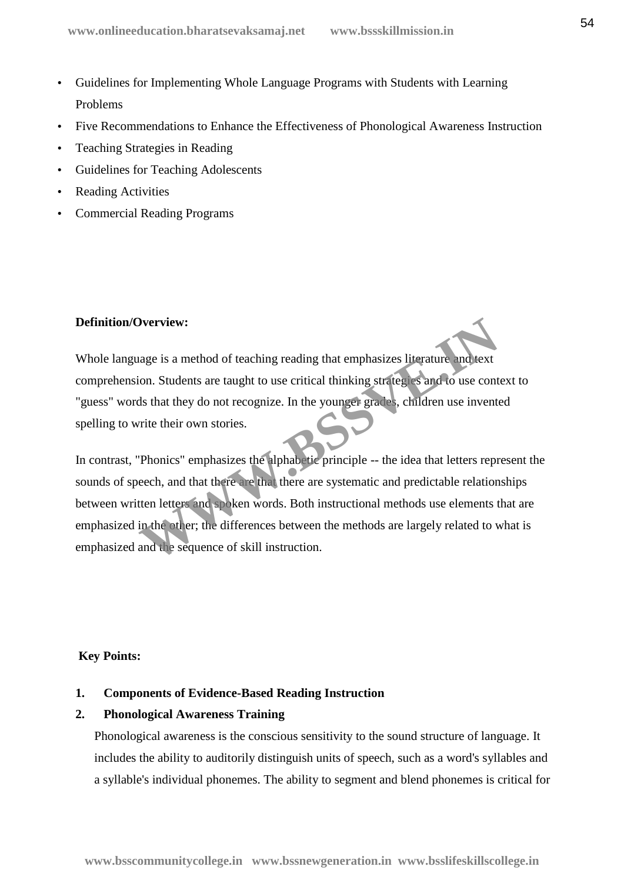- Guidelines for Implementing Whole Language Programs with Students with Learning Problems
- Five Recommendations to Enhance the Effectiveness of Phonological Awareness Instruction
- Teaching Strategies in Reading
- Guidelines for Teaching Adolescents
- Reading Activities
- Commercial Reading Programs

**Definition/Overview:**

Whole language is a method of teaching reading that emphasizes literature and text comprehension. Students are taught to use critical thinking strategies and to use context to "guess" words that they do not recognize. In the younger grades, children use invented spelling to write their own stories.

In contrast, "Phonics" emphasizes the alphabetic principle -- the idea that letters represent the sounds of speech, and that there are that there are systematic and predictable relationships between written letters and spoken words. Both instructional methods use elements that are emphasized in the other; the differences between the methods are largely related to what is emphasized and the sequence of skill instruction.

**Key Points:**

1. **Components of Evidence-Based Reading Instruction**
2. **Phonological Awareness Training**

   Phonological awareness is the conscious sensitivity to the sound structure of language. It includes the ability to auditorily distinguish units of speech, such as a word's syllables and a syllable's individual phonemes. The ability to segment and blend phonemes is critical for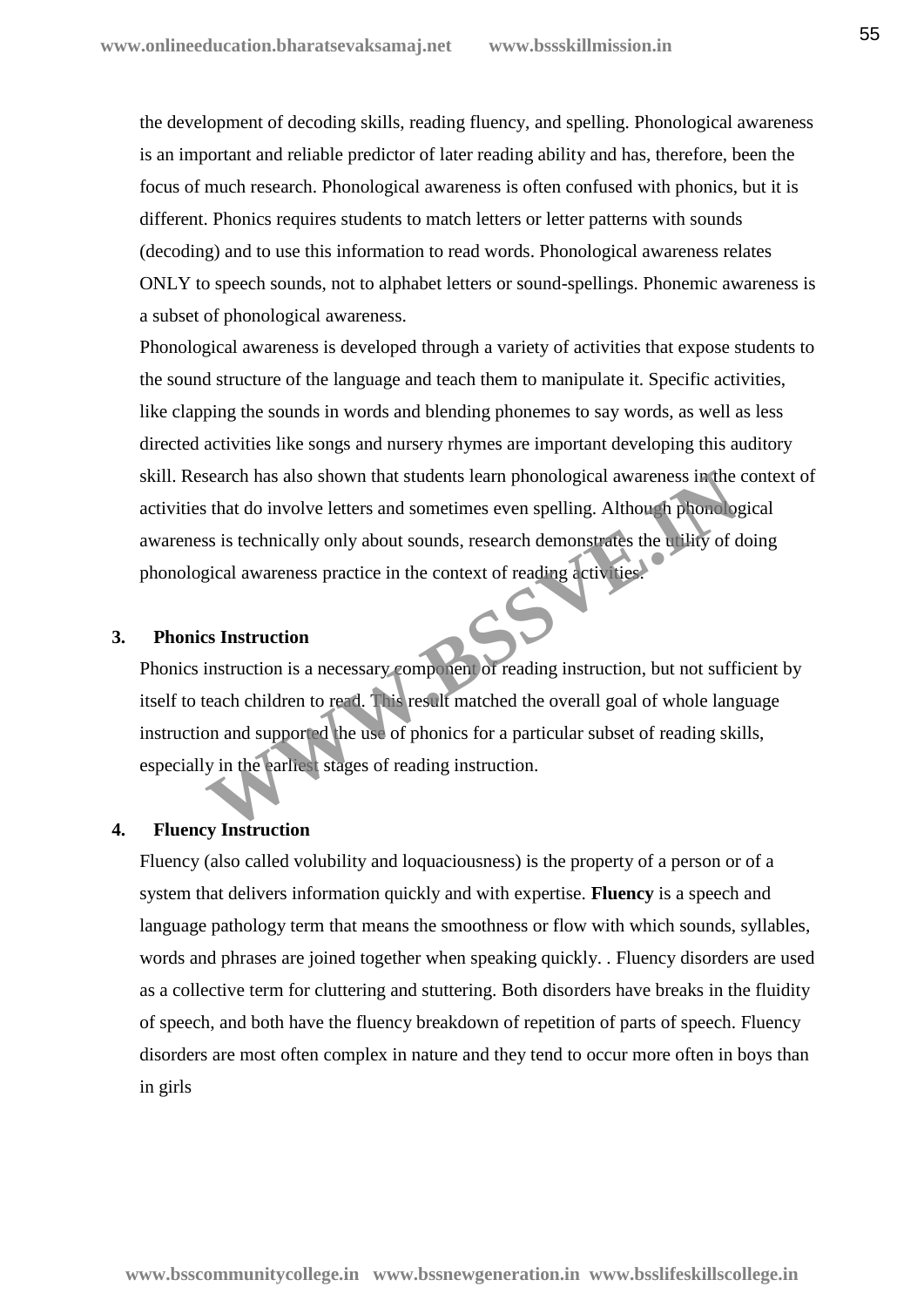the development of decoding skills, reading fluency, and spelling. Phonological awareness is an important and reliable predictor of later reading ability and has, therefore, been the focus of much research. Phonological awareness is often confused with phonics, but it is different. Phonics requires students to match letters or letter patterns with sounds (decoding) and to use this information to read words. Phonological awareness relates ONLY to speech sounds, not to alphabet letters or sound-spellings. Phonemic awareness is a subset of phonological awareness.

Phonological awareness is developed through a variety of activities that expose students to the sound structure of the language and teach them to manipulate it. Specific activities, like clapping the sounds in words and blending phonemes to say words, as well as less directed activities like songs and nursery rhymes are important developing this auditory skill. Research has also shown that students learn phonological awareness in the context of activities that do involve letters and sometimes even spelling. Although phonological awareness is technically only about sounds, research demonstrates the utility of doing phonological awareness practice in the context of reading activities.

### 3. Phonics Instruction

Phonics instruction is a necessary component of reading instruction, but not sufficient by itself to teach children to read. This result matched the overall goal of whole language instruction and supported the use of phonics for a particular subset of reading skills, especially in the earliest stages of reading instruction.

### 4. Fluency Instruction

Fluency (also called volubility and loquaciousness) is the property of a person or of a system that delivers information quickly and with expertise. **Fluency** is a speech and language pathology term that means the smoothness or flow with which sounds, syllables, words and phrases are joined together when speaking quickly. . Fluency disorders are used as a collective term for cluttering and stuttering. Both disorders have breaks in the fluidity of speech, and both have the fluency breakdown of repetition of parts of speech. Fluency disorders are most often complex in nature and they tend to occur more often in boys than in girls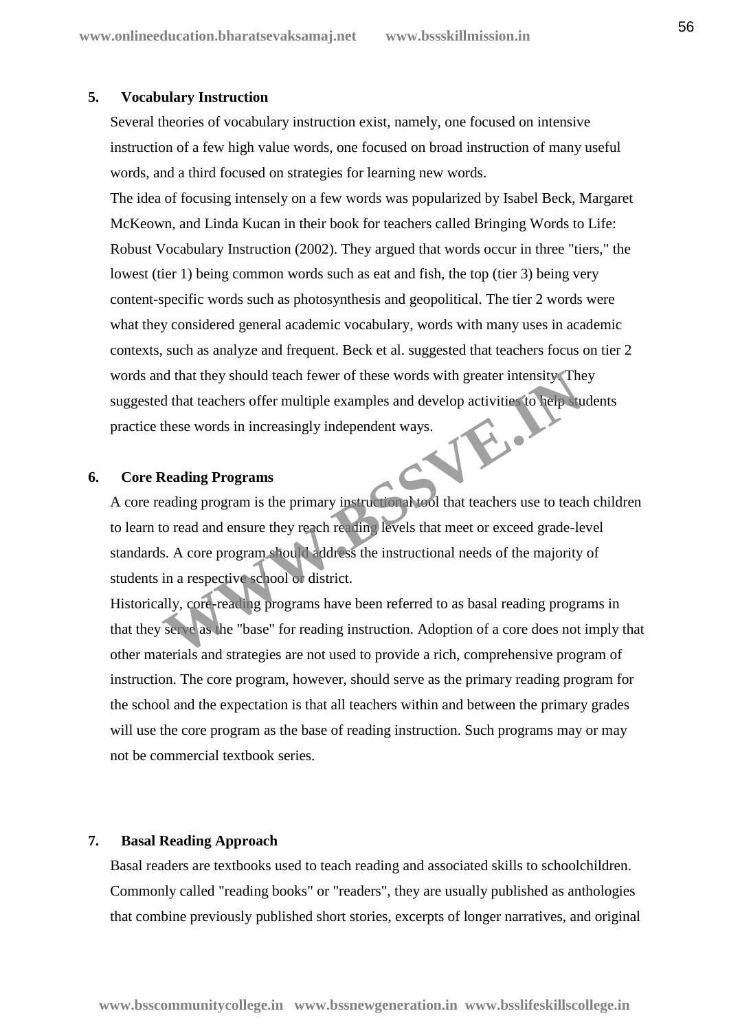## 5. Vocabulary Instruction

Several theories of vocabulary instruction exist, namely, one focused on intensive instruction of a few high value words, one focused on broad instruction of many useful words, and a third focused on strategies for learning new words.

The idea of focusing intensely on a few words was popularized by Isabel Beck, Margaret McKeown, and Linda Kucan in their book for teachers called Bringing Words to Life: Robust Vocabulary Instruction (2002). They argued that words occur in three "tiers," the lowest (tier 1) being common words such as eat and fish, the top (tier 3) being very content-specific words such as photosynthesis and geopolitical. The tier 2 words were what they considered general academic vocabulary, words with many uses in academic contexts, such as analyze and frequent. Beck et al. suggested that teachers focus on tier 2 words and that they should teach fewer of these words with greater intensity. They suggested that teachers offer multiple examples and develop activities to help students practice these words in increasingly independent ways.

## 6. Core Reading Programs

A core reading program is the primary instructional tool that teachers use to teach children to learn to read and ensure they reach reading levels that meet or exceed grade-level standards. A core program should address the instructional needs of the majority of students in a respective school or district.

Historically, core-reading programs have been referred to as basal reading programs in that they serve as the "base" for reading instruction. Adoption of a core does not imply that other materials and strategies are not used to provide a rich, comprehensive program of instruction. The core program, however, should serve as the primary reading program for the school and the expectation is that all teachers within and between the primary grades will use the core program as the base of reading instruction. Such programs may or may not be commercial textbook series.

## 7. Basal Reading Approach

Basal readers are textbooks used to teach reading and associated skills to schoolchildren. Commonly called "reading books" or "readers", they are usually published as anthologies that combine previously published short stories, excerpts of longer narratives, and original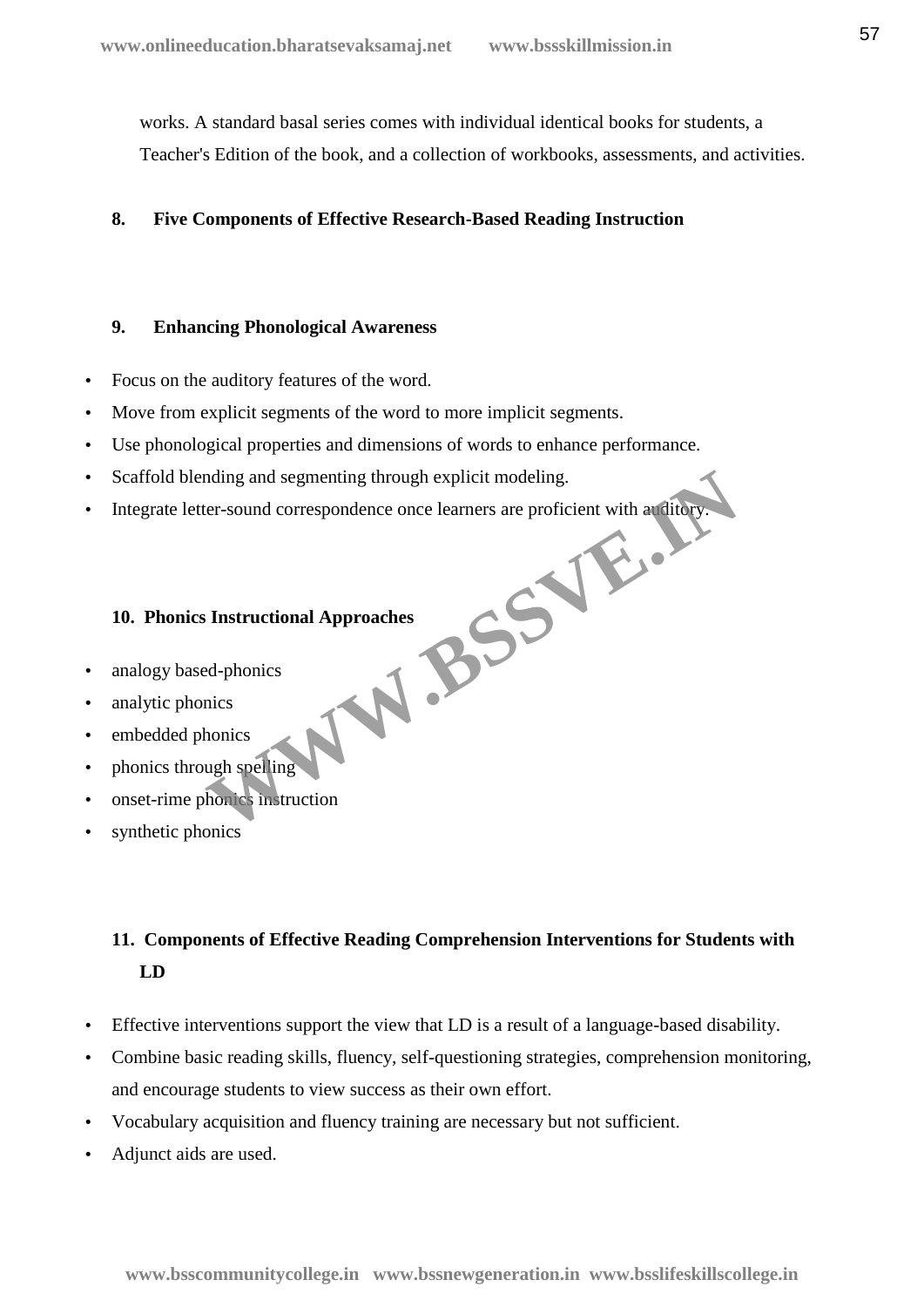works. A standard basal series comes with individual identical books for students, a Teacher's Edition of the book, and a collection of workbooks, assessments, and activities.

**8. Five Components of Effective Research-Based Reading Instruction**

**9. Enhancing Phonological Awareness**

- Focus on the auditory features of the word.
- Move from explicit segments of the word to more implicit segments.
- Use phonological properties and dimensions of words to enhance performance.
- Scaffold blending and segmenting through explicit modeling.
- Integrate letter-sound correspondence once learners are proficient with auditory.

**10. Phonics Instructional Approaches**

- analogy based-phonics
- analytic phonics
- embedded phonics
- phonics through spelling
- onset-rime phonics instruction
- synthetic phonics

**11. Components of Effective Reading Comprehension Interventions for Students with LD**

- Effective interventions support the view that LD is a result of a language-based disability.
- Combine basic reading skills, fluency, self-questioning strategies, comprehension monitoring, and encourage students to view success as their own effort.
- Vocabulary acquisition and fluency training are necessary but not sufficient.
- Adjunct aids are used.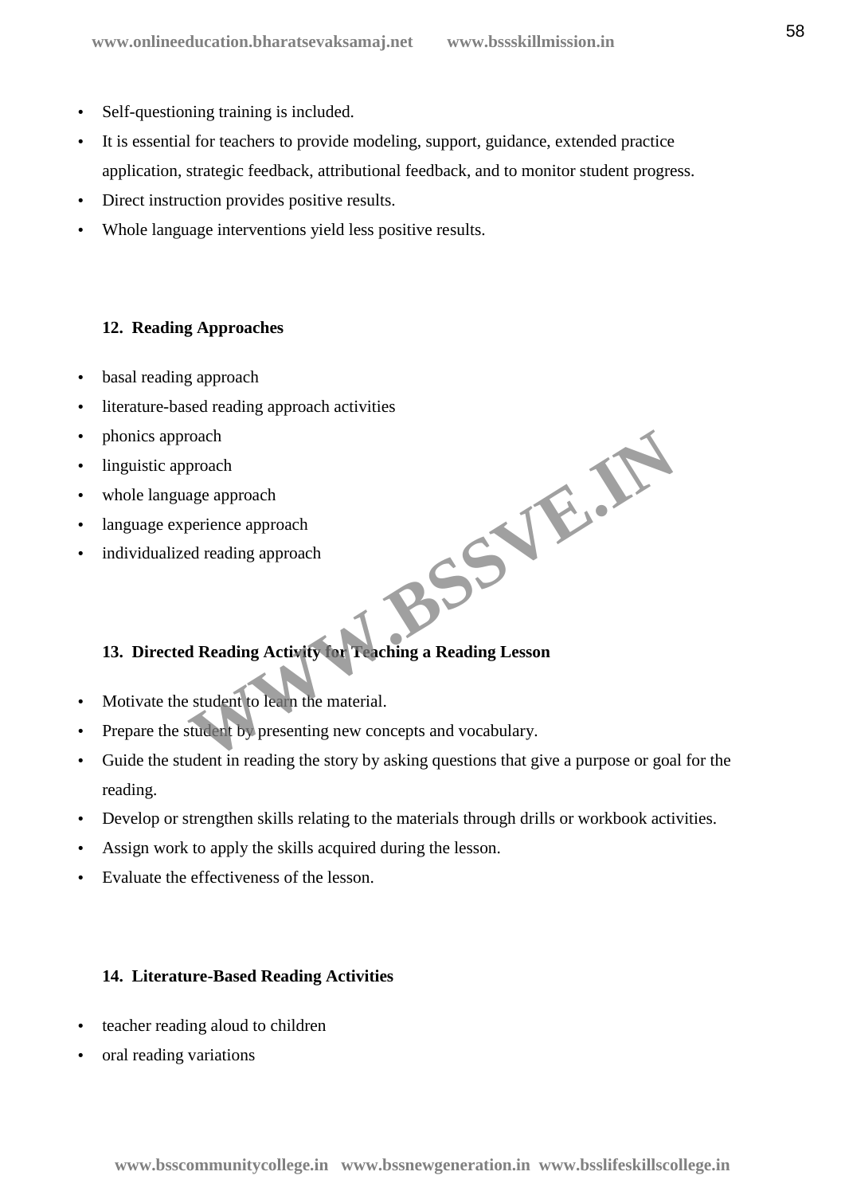- Self-questioning training is included.
- It is essential for teachers to provide modeling, support, guidance, extended practice application, strategic feedback, attributional feedback, and to monitor student progress.
- Direct instruction provides positive results.
- Whole language interventions yield less positive results.

**12. Reading Approaches**

- basal reading approach
- literature-based reading approach activities
- phonics approach
- linguistic approach
- whole language approach
- language experience approach
- individualized reading approach

**13. Directed Reading Activity for Teaching a Reading Lesson**

- Motivate the student to learn the material.
- Prepare the student by presenting new concepts and vocabulary.
- Guide the student in reading the story by asking questions that give a purpose or goal for the reading.
- Develop or strengthen skills relating to the materials through drills or workbook activities.
- Assign work to apply the skills acquired during the lesson.
- Evaluate the effectiveness of the lesson.

**14. Literature-Based Reading Activities**

- teacher reading aloud to children
- oral reading variations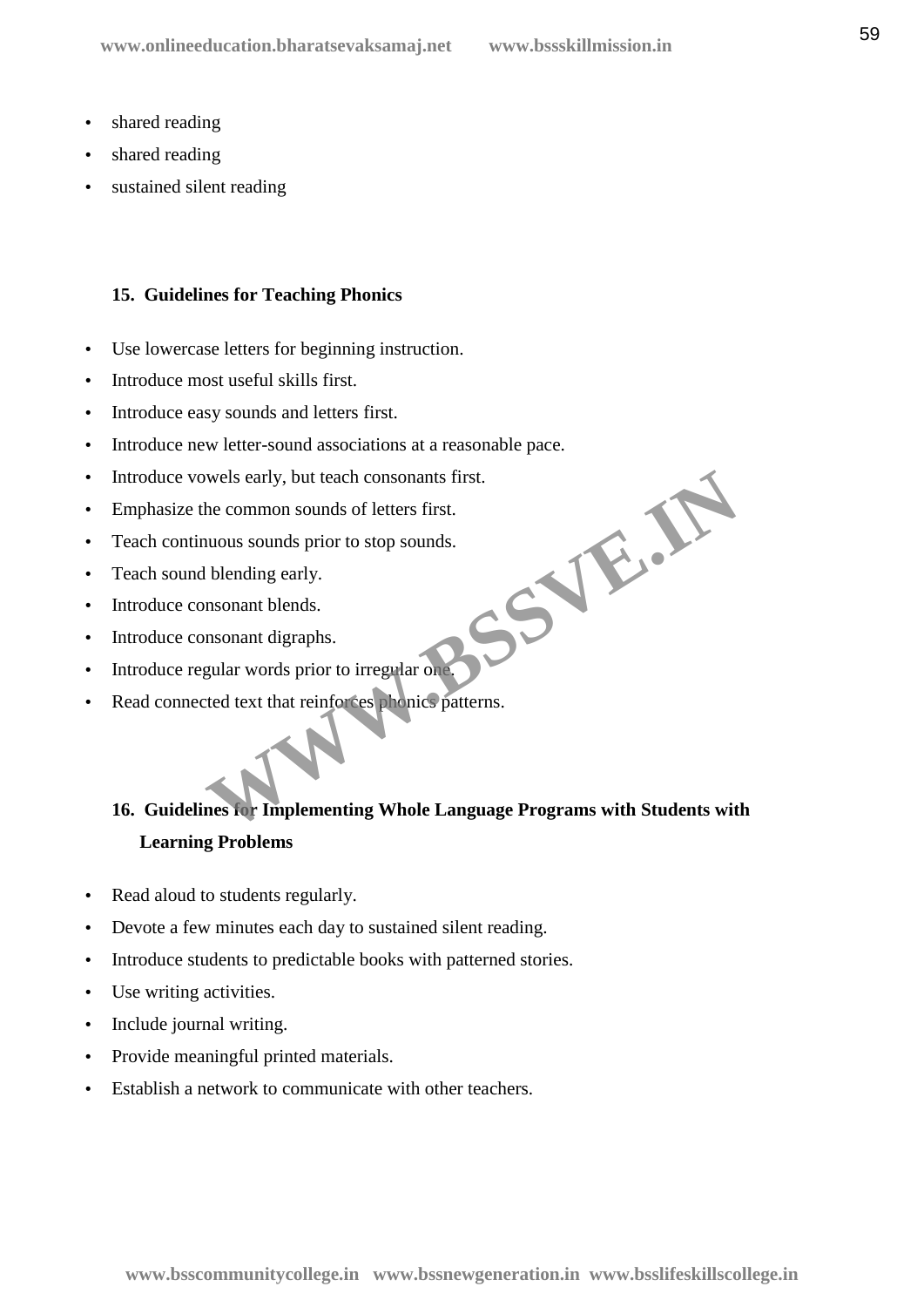- shared reading
- shared reading
- sustained silent reading

### 15. Guidelines for Teaching Phonics

- Use lowercase letters for beginning instruction.
- Introduce most useful skills first.
- Introduce easy sounds and letters first.
- Introduce new letter-sound associations at a reasonable pace.
- Introduce vowels early, but teach consonants first.
- Emphasize the common sounds of letters first.
- Teach continuous sounds prior to stop sounds.
- Teach sound blending early.
- Introduce consonant blends.
- Introduce consonant digraphs.
- Introduce regular words prior to irregular one.
- Read connected text that reinforces phonics patterns.

### 16. Guidelines for Implementing Whole Language Programs with Students with Learning Problems

- Read aloud to students regularly.
- Devote a few minutes each day to sustained silent reading.
- Introduce students to predictable books with patterned stories.
- Use writing activities.
- Include journal writing.
- Provide meaningful printed materials.
- Establish a network to communicate with other teachers.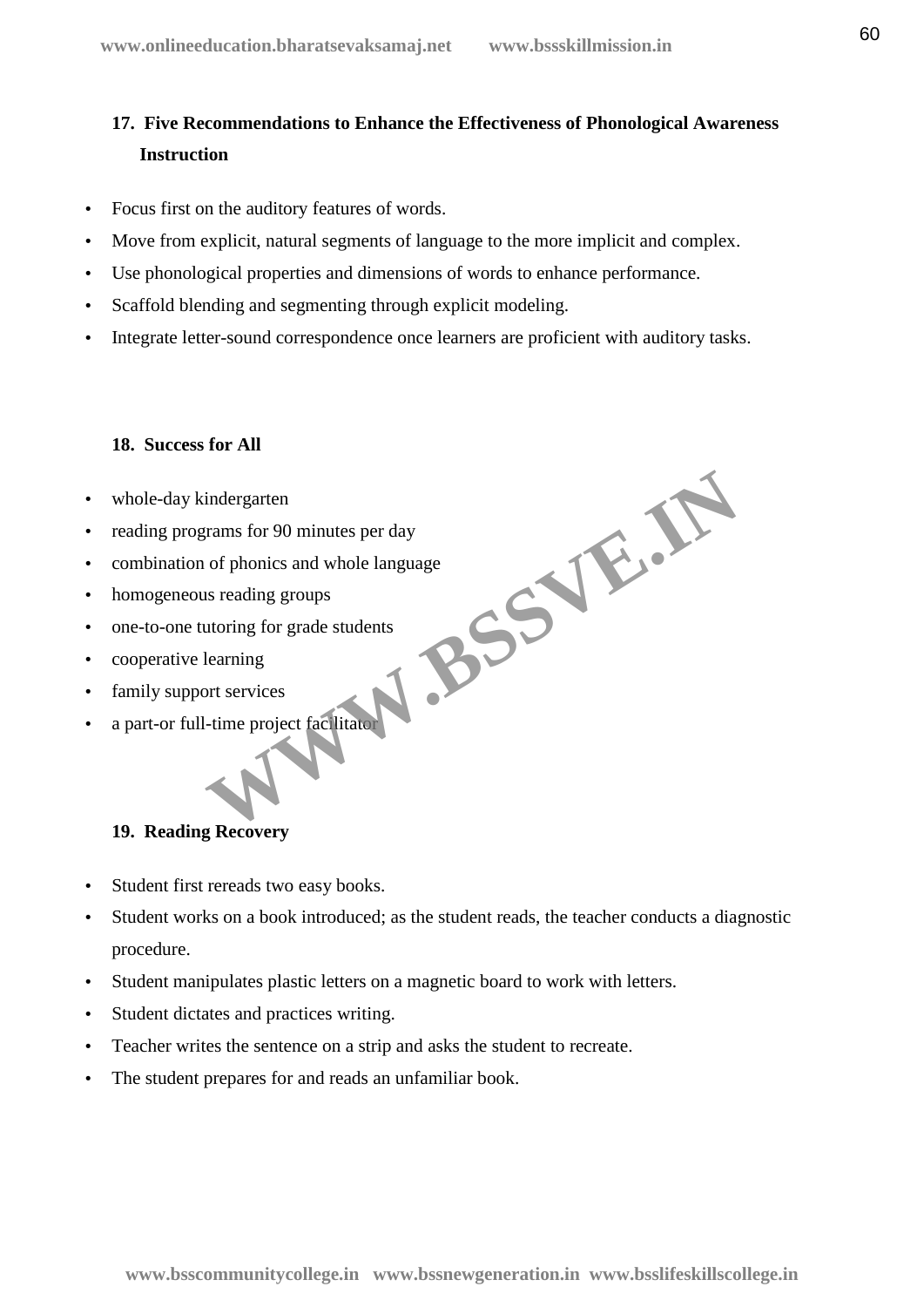## 17. Five Recommendations to Enhance the Effectiveness of Phonological Awareness Instruction

- Focus first on the auditory features of words.
- Move from explicit, natural segments of language to the more implicit and complex.
- Use phonological properties and dimensions of words to enhance performance.
- Scaffold blending and segmenting through explicit modeling.
- Integrate letter-sound correspondence once learners are proficient with auditory tasks.

## 18. Success for All

- whole-day kindergarten
- reading programs for 90 minutes per day
- combination of phonics and whole language
- homogeneous reading groups
- one-to-one tutoring for grade students
- cooperative learning
- family support services
- a part-or full-time project facilitator

## 19. Reading Recovery

- Student first rereads two easy books.
- Student works on a book introduced; as the student reads, the teacher conducts a diagnostic procedure.
- Student manipulates plastic letters on a magnetic board to work with letters.
- Student dictates and practices writing.
- Teacher writes the sentence on a strip and asks the student to recreate.
- The student prepares for and reads an unfamiliar book.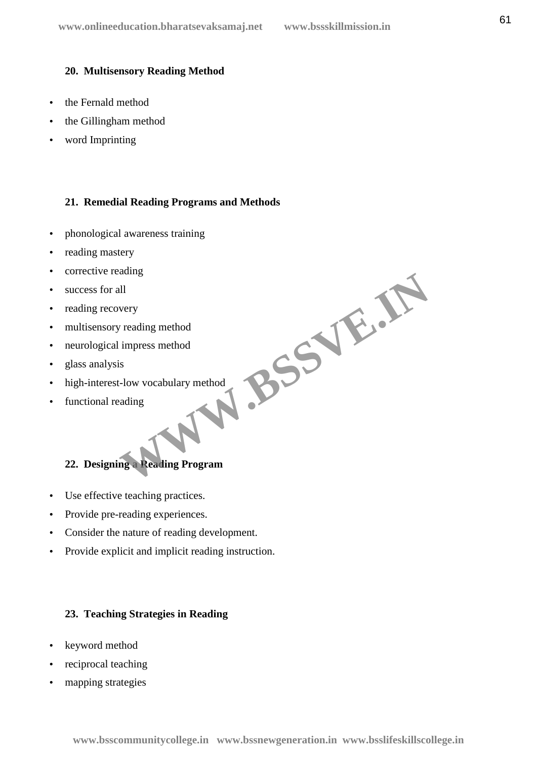**20. Multisensory Reading Method**

- the Fernald method
- the Gillingham method
- word Imprinting

**21. Remedial Reading Programs and Methods**

- phonological awareness training
- reading mastery
- corrective reading
- success for all
- reading recovery
- multisensory reading method
- neurological impress method
- glass analysis
- high-interest-low vocabulary method
- functional reading

**22. Designing a Reading Program**

- Use effective teaching practices.
- Provide pre-reading experiences.
- Consider the nature of reading development.
- Provide explicit and implicit reading instruction.

**23. Teaching Strategies in Reading**

- keyword method
- reciprocal teaching
- mapping strategies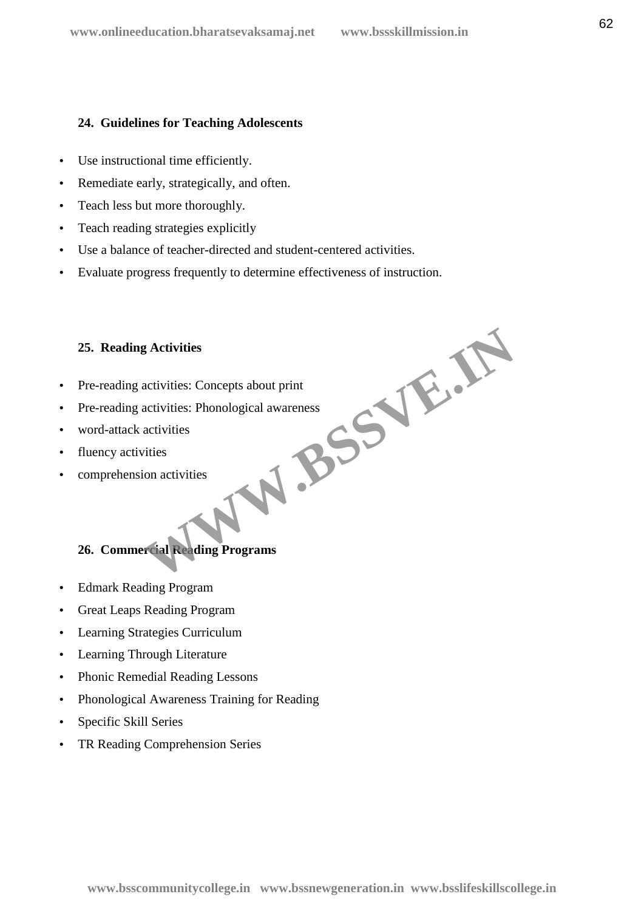### 24. Guidelines for Teaching Adolescents

- Use instructional time efficiently.
- Remediate early, strategically, and often.
- Teach less but more thoroughly.
- Teach reading strategies explicitly
- Use a balance of teacher-directed and student-centered activities.
- Evaluate progress frequently to determine effectiveness of instruction.

### 25. Reading Activities

- Pre-reading activities: Concepts about print
- Pre-reading activities: Phonological awareness
- word-attack activities
- fluency activities
- comprehension activities

### 26. Commercial Reading Programs

- Edmark Reading Program
- Great Leaps Reading Program
- Learning Strategies Curriculum
- Learning Through Literature
- Phonic Remedial Reading Lessons
- Phonological Awareness Training for Reading
- Specific Skill Series
- TR Reading Comprehension Series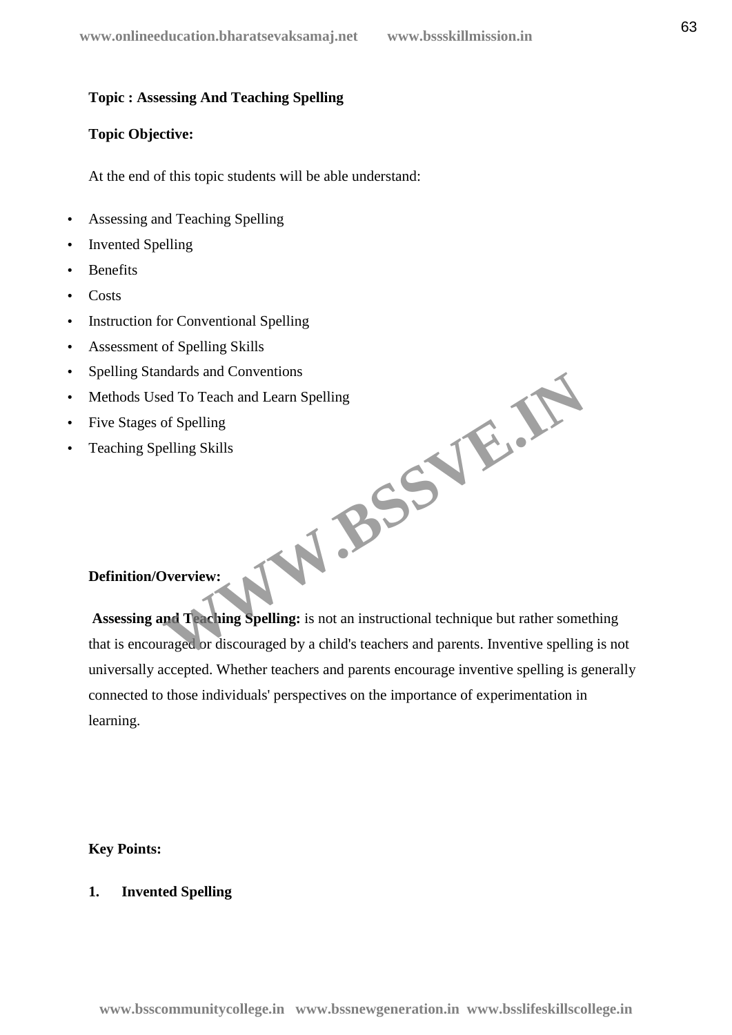**Topic : Assessing And Teaching Spelling**

**Topic Objective:**

At the end of this topic students will be able understand:

- Assessing and Teaching Spelling
- Invented Spelling
- Benefits
- Costs
- Instruction for Conventional Spelling
- Assessment of Spelling Skills
- Spelling Standards and Conventions
- Methods Used To Teach and Learn Spelling
- Five Stages of Spelling
- Teaching Spelling Skills

**Definition/Overview:**

**Assessing and Teaching Spelling:** is not an instructional technique but rather something that is encouraged or discouraged by a child's teachers and parents. Inventive spelling is not universally accepted. Whether teachers and parents encourage inventive spelling is generally connected to those individuals' perspectives on the importance of experimentation in learning.

**Key Points:**

**1. Invented Spelling**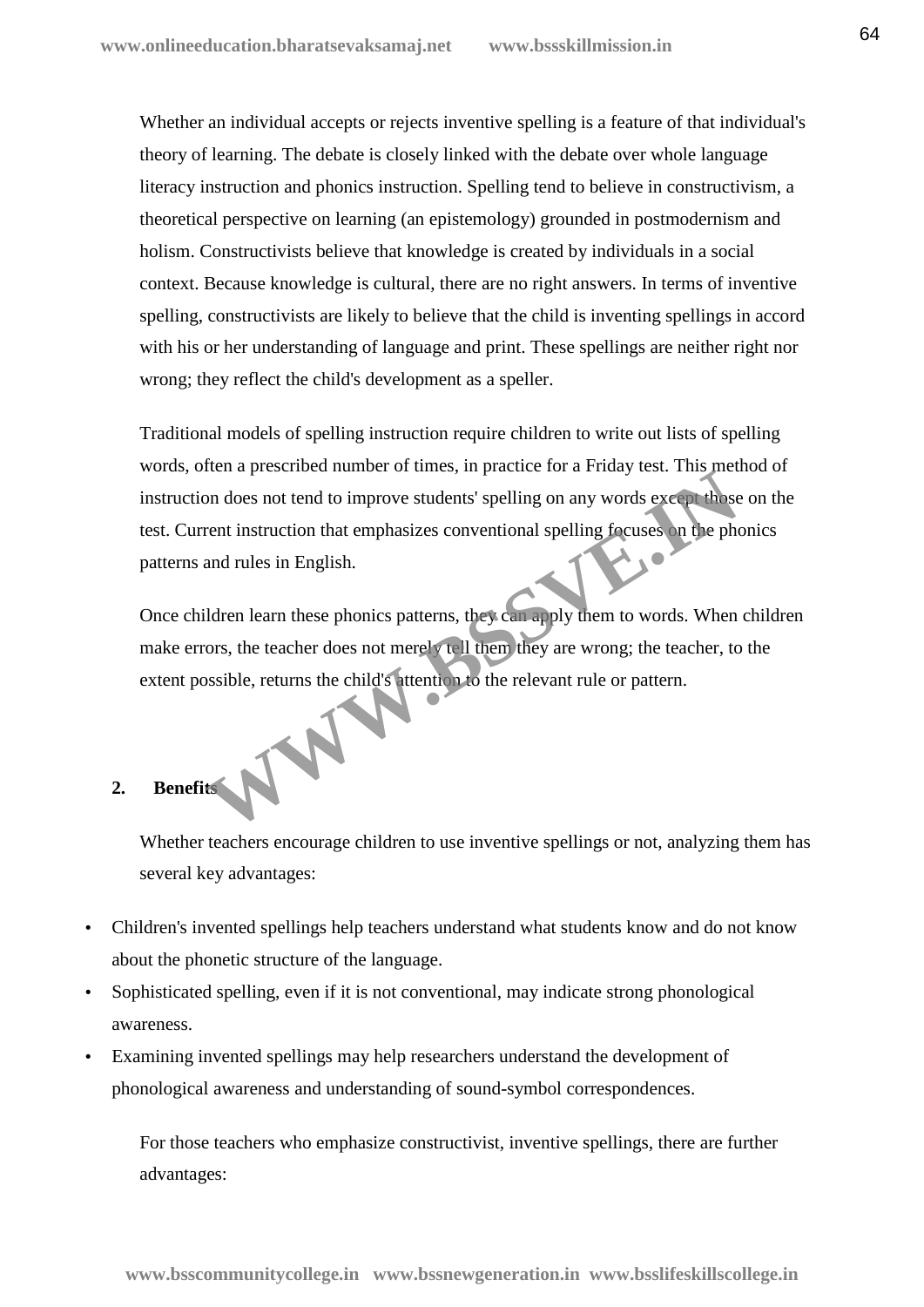Whether an individual accepts or rejects inventive spelling is a feature of that individual's theory of learning. The debate is closely linked with the debate over whole language literacy instruction and phonics instruction. Spelling tend to believe in constructivism, a theoretical perspective on learning (an epistemology) grounded in postmodernism and holism. Constructivists believe that knowledge is created by individuals in a social context. Because knowledge is cultural, there are no right answers. In terms of inventive spelling, constructivists are likely to believe that the child is inventing spellings in accord with his or her understanding of language and print. These spellings are neither right nor wrong; they reflect the child's development as a speller.

Traditional models of spelling instruction require children to write out lists of spelling words, often a prescribed number of times, in practice for a Friday test. This method of instruction does not tend to improve students' spelling on any words except those on the test. Current instruction that emphasizes conventional spelling focuses on the phonics patterns and rules in English.

Once children learn these phonics patterns, they can apply them to words. When children make errors, the teacher does not merely tell them they are wrong; the teacher, to the extent possible, returns the child's attention to the relevant rule or pattern.

## 2. Benefits

Whether teachers encourage children to use inventive spellings or not, analyzing them has several key advantages:

- Children's invented spellings help teachers understand what students know and do not know about the phonetic structure of the language.
- Sophisticated spelling, even if it is not conventional, may indicate strong phonological awareness.
- Examining invented spellings may help researchers understand the development of phonological awareness and understanding of sound-symbol correspondences.

For those teachers who emphasize constructivist, inventive spellings, there are further advantages: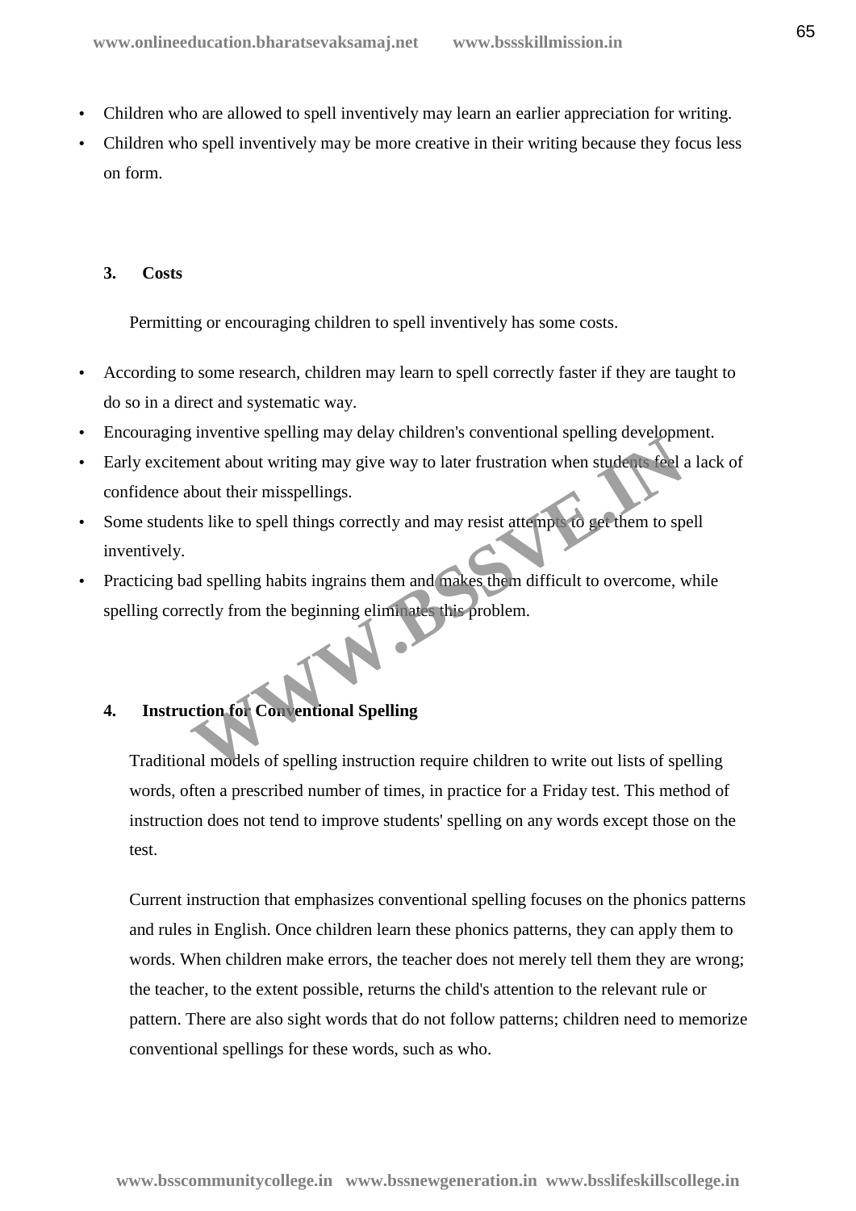- Children who are allowed to spell inventively may learn an earlier appreciation for writing.
- Children who spell inventively may be more creative in their writing because they focus less on form.

### 3. Costs

Permitting or encouraging children to spell inventively has some costs.

- According to some research, children may learn to spell correctly faster if they are taught to do so in a direct and systematic way.
- Encouraging inventive spelling may delay children's conventional spelling development.
- Early excitement about writing may give way to later frustration when students feel a lack of confidence about their misspellings.
- Some students like to spell things correctly and may resist attempts to get them to spell inventively.
- Practicing bad spelling habits ingrains them and makes them difficult to overcome, while spelling correctly from the beginning eliminates this problem.

### 4. Instruction for Conventional Spelling

Traditional models of spelling instruction require children to write out lists of spelling words, often a prescribed number of times, in practice for a Friday test. This method of instruction does not tend to improve students' spelling on any words except those on the test.

Current instruction that emphasizes conventional spelling focuses on the phonics patterns and rules in English. Once children learn these phonics patterns, they can apply them to words. When children make errors, the teacher does not merely tell them they are wrong; the teacher, to the extent possible, returns the child's attention to the relevant rule or pattern. There are also sight words that do not follow patterns; children need to memorize conventional spellings for these words, such as who.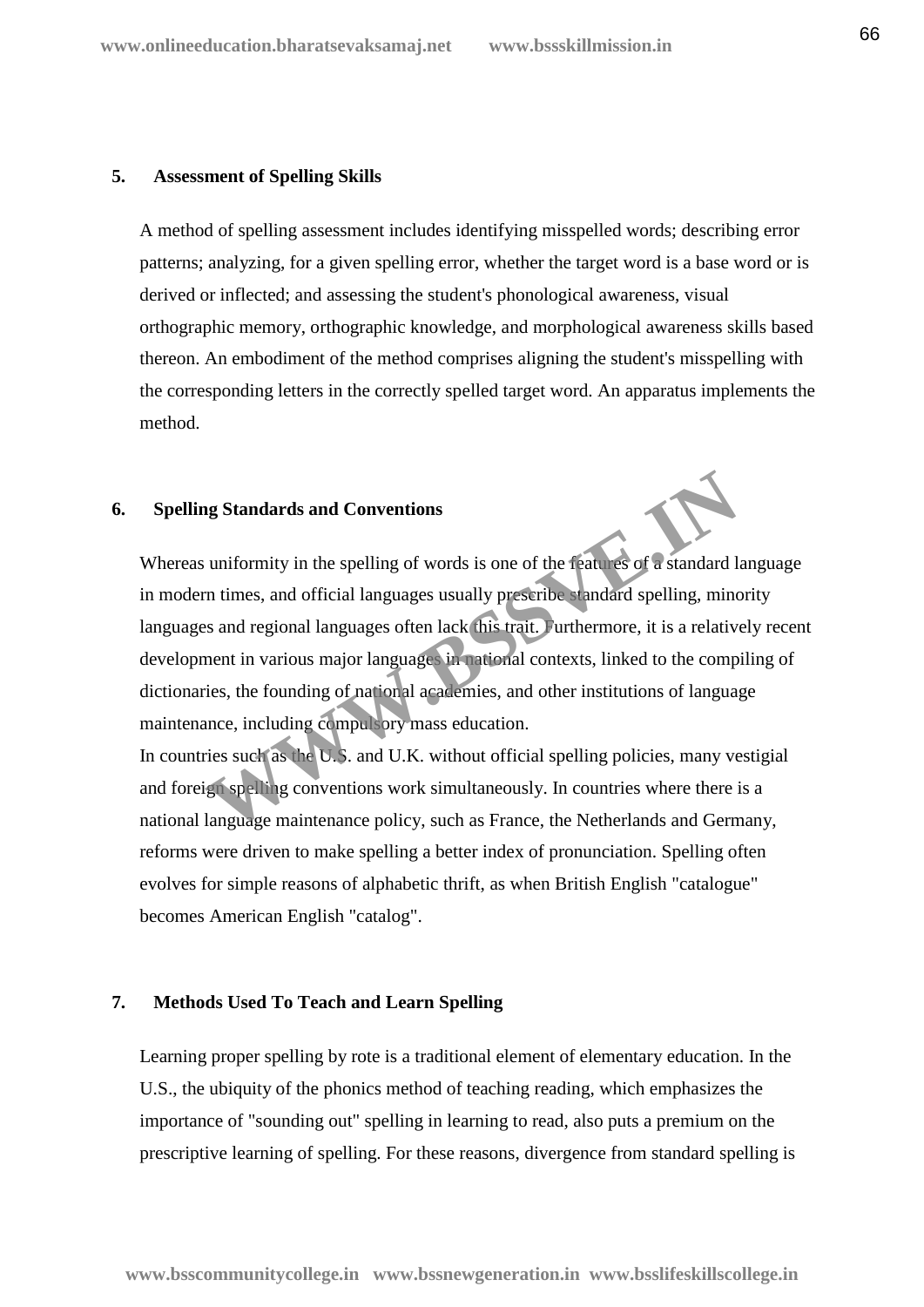### 5. Assessment of Spelling Skills

A method of spelling assessment includes identifying misspelled words; describing error patterns; analyzing, for a given spelling error, whether the target word is a base word or is derived or inflected; and assessing the student's phonological awareness, visual orthographic memory, orthographic knowledge, and morphological awareness skills based thereon. An embodiment of the method comprises aligning the student's misspelling with the corresponding letters in the correctly spelled target word. An apparatus implements the method.

### 6. Spelling Standards and Conventions

Whereas uniformity in the spelling of words is one of the features of a standard language in modern times, and official languages usually prescribe standard spelling, minority languages and regional languages often lack this trait. Furthermore, it is a relatively recent development in various major languages in national contexts, linked to the compiling of dictionaries, the founding of national academies, and other institutions of language maintenance, including compulsory mass education.

In countries such as the U.S. and U.K. without official spelling policies, many vestigial and foreign spelling conventions work simultaneously. In countries where there is a national language maintenance policy, such as France, the Netherlands and Germany, reforms were driven to make spelling a better index of pronunciation. Spelling often evolves for simple reasons of alphabetic thrift, as when British English "catalogue" becomes American English "catalog".

### 7. Methods Used To Teach and Learn Spelling

Learning proper spelling by rote is a traditional element of elementary education. In the U.S., the ubiquity of the phonics method of teaching reading, which emphasizes the importance of "sounding out" spelling in learning to read, also puts a premium on the prescriptive learning of spelling. For these reasons, divergence from standard spelling is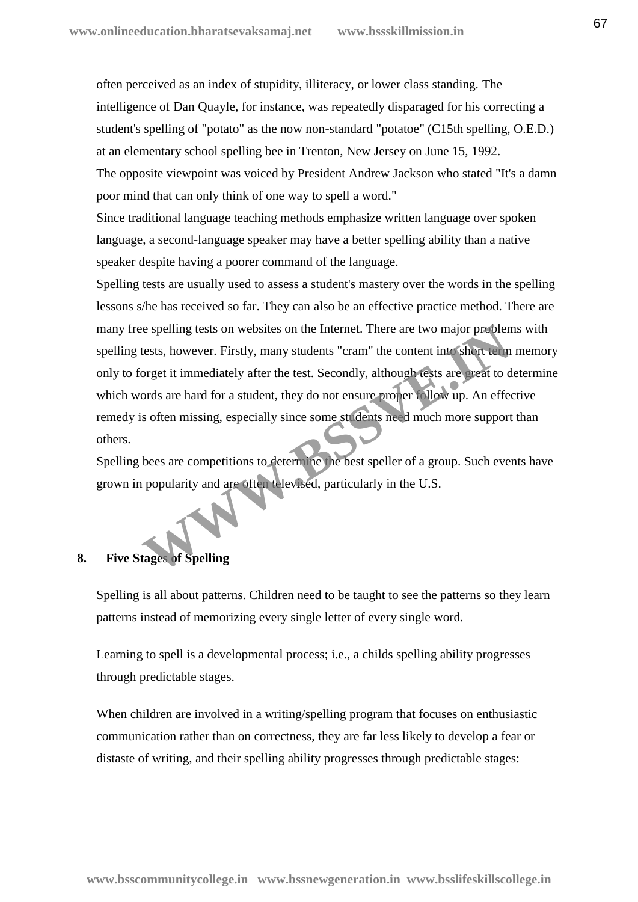often perceived as an index of stupidity, illiteracy, or lower class standing. The intelligence of Dan Quayle, for instance, was repeatedly disparaged for his correcting a student's spelling of "potato" as the now non-standard "potatoe" (C15th spelling, O.E.D.) at an elementary school spelling bee in Trenton, New Jersey on June 15, 1992.

The opposite viewpoint was voiced by President Andrew Jackson who stated "It's a damn poor mind that can only think of one way to spell a word."

Since traditional language teaching methods emphasize written language over spoken language, a second-language speaker may have a better spelling ability than a native speaker despite having a poorer command of the language.

Spelling tests are usually used to assess a student's mastery over the words in the spelling lessons s/he has received so far. They can also be an effective practice method. There are many free spelling tests on websites on the Internet. There are two major problems with spelling tests, however. Firstly, many students "cram" the content into short term memory only to forget it immediately after the test. Secondly, although tests are great to determine which words are hard for a student, they do not ensure proper follow up. An effective remedy is often missing, especially since some students need much more support than others.

Spelling bees are competitions to determine the best speller of a group. Such events have grown in popularity and are often televised, particularly in the U.S.

## 8. Five Stages of Spelling

Spelling is all about patterns. Children need to be taught to see the patterns so they learn patterns instead of memorizing every single letter of every single word.

Learning to spell is a developmental process; i.e., a childs spelling ability progresses through predictable stages.

When children are involved in a writing/spelling program that focuses on enthusiastic communication rather than on correctness, they are far less likely to develop a fear or distaste of writing, and their spelling ability progresses through predictable stages: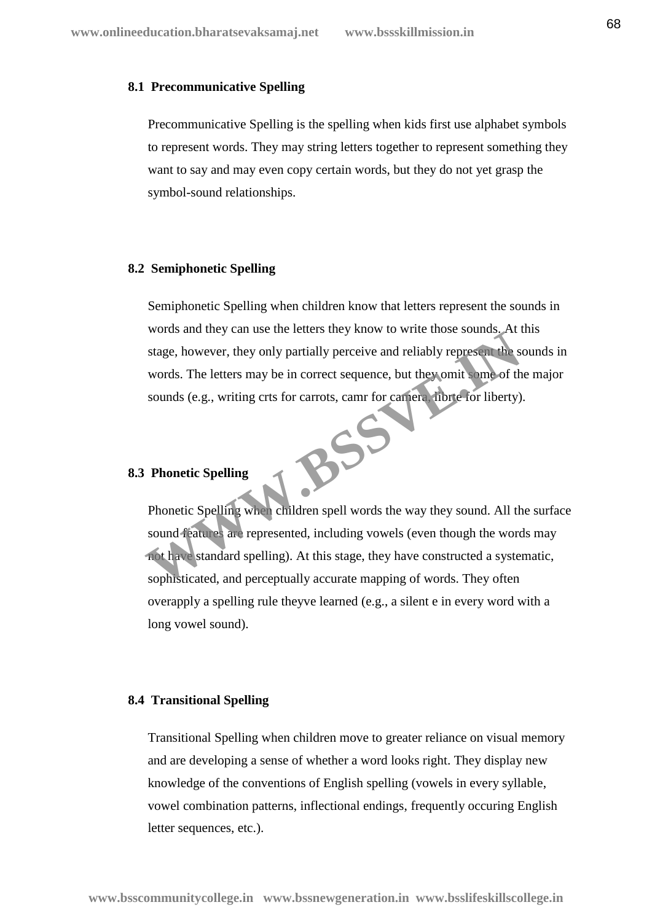### 8.1 Precommunicative Spelling

Precommunicative Spelling is the spelling when kids first use alphabet symbols to represent words. They may string letters together to represent something they want to say and may even copy certain words, but they do not yet grasp the symbol-sound relationships.

### 8.2 Semiphonetic Spelling

Semiphonetic Spelling when children know that letters represent the sounds in words and they can use the letters they know to write those sounds. At this stage, however, they only partially perceive and reliably represent the sounds in words. The letters may be in correct sequence, but they omit some of the major sounds (e.g., writing crts for carrots, camr for camera, librte for liberty).

### 8.3 Phonetic Spelling

Phonetic Spelling when children spell words the way they sound. All the surface sound features are represented, including vowels (even though the words may not have standard spelling). At this stage, they have constructed a systematic, sophisticated, and perceptually accurate mapping of words. They often overapply a spelling rule theyve learned (e.g., a silent e in every word with a long vowel sound).

### 8.4 Transitional Spelling

Transitional Spelling when children move to greater reliance on visual memory and are developing a sense of whether a word looks right. They display new knowledge of the conventions of English spelling (vowels in every syllable, vowel combination patterns, inflectional endings, frequently occuring English letter sequences, etc.).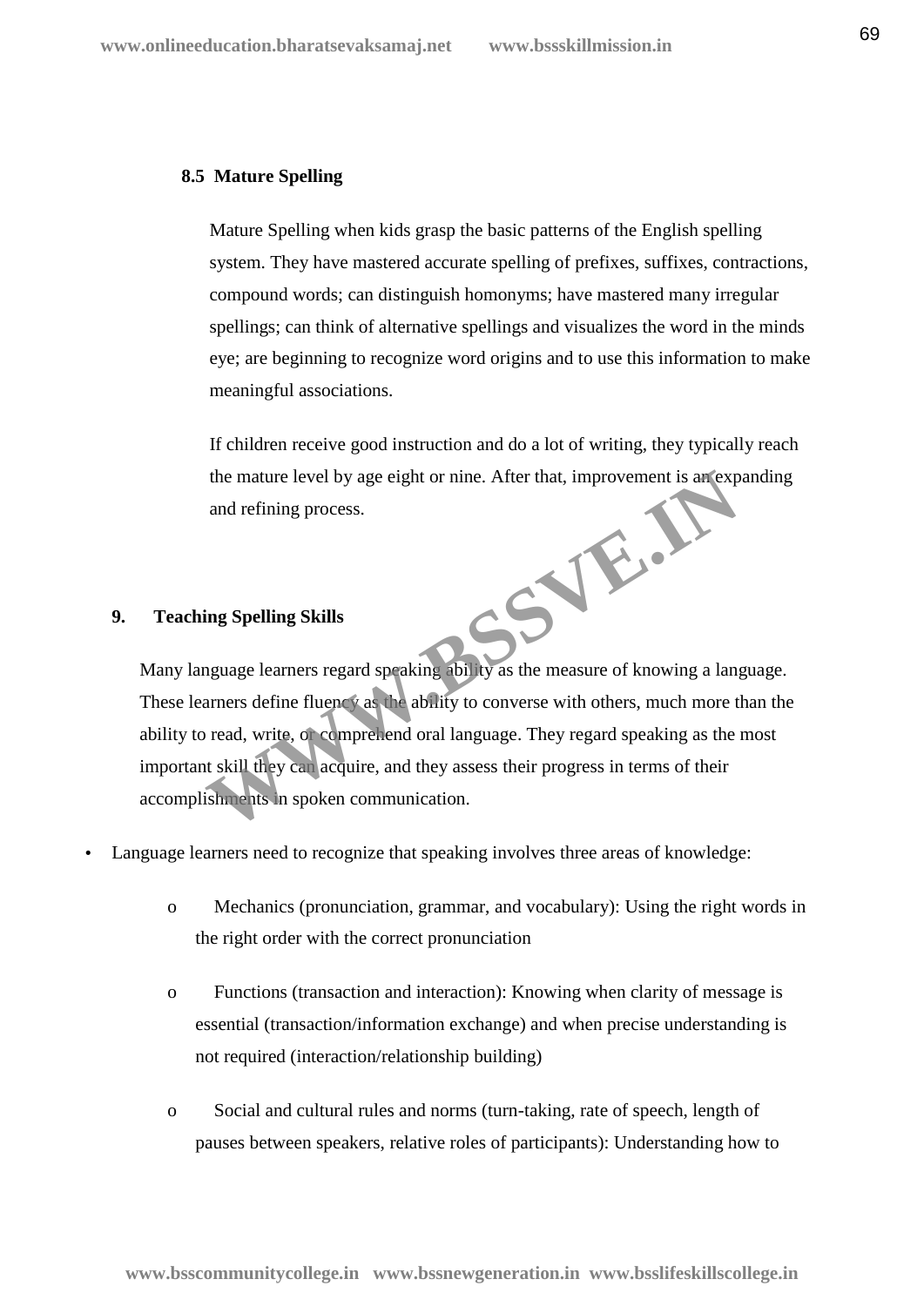### 8.5 Mature Spelling

Mature Spelling when kids grasp the basic patterns of the English spelling system. They have mastered accurate spelling of prefixes, suffixes, contractions, compound words; can distinguish homonyms; have mastered many irregular spellings; can think of alternative spellings and visualizes the word in the minds eye; are beginning to recognize word origins and to use this information to make meaningful associations.

If children receive good instruction and do a lot of writing, they typically reach the mature level by age eight or nine. After that, improvement is an expanding and refining process.

## 9. Teaching Spelling Skills

Many language learners regard speaking ability as the measure of knowing a language. These learners define fluency as the ability to converse with others, much more than the ability to read, write, or comprehend oral language. They regard speaking as the most important skill they can acquire, and they assess their progress in terms of their accomplishments in spoken communication.

- Language learners need to recognize that speaking involves three areas of knowledge:
  - Mechanics (pronunciation, grammar, and vocabulary): Using the right words in the right order with the correct pronunciation
  - Functions (transaction and interaction): Knowing when clarity of message is essential (transaction/information exchange) and when precise understanding is not required (interaction/relationship building)
  - Social and cultural rules and norms (turn-taking, rate of speech, length of pauses between speakers, relative roles of participants): Understanding how to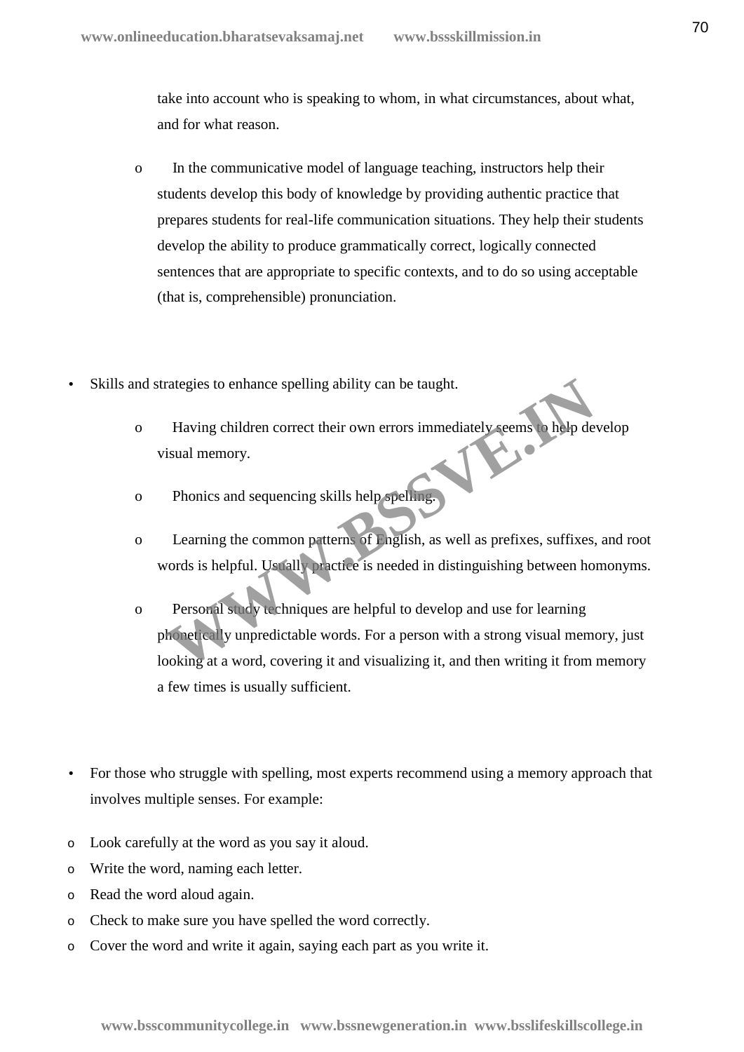take into account who is speaking to whom, in what circumstances, about what, and for what reason.

  - In the communicative model of language teaching, instructors help their students develop this body of knowledge by providing authentic practice that prepares students for real-life communication situations. They help their students develop the ability to produce grammatically correct, logically connected sentences that are appropriate to specific contexts, and to do so using acceptable (that is, comprehensible) pronunciation.

- Skills and strategies to enhance spelling ability can be taught.
  - Having children correct their own errors immediately seems to help develop visual memory.
  - Phonics and sequencing skills help spelling.
  - Learning the common patterns of English, as well as prefixes, suffixes, and root words is helpful. Usually practice is needed in distinguishing between homonyms.
  - Personal study techniques are helpful to develop and use for learning phonetically unpredictable words. For a person with a strong visual memory, just looking at a word, covering it and visualizing it, and then writing it from memory a few times is usually sufficient.

- For those who struggle with spelling, most experts recommend using a memory approach that involves multiple senses. For example:

  - Look carefully at the word as you say it aloud.
  - Write the word, naming each letter.
  - Read the word aloud again.
  - Check to make sure you have spelled the word correctly.
  - Cover the word and write it again, saying each part as you write it.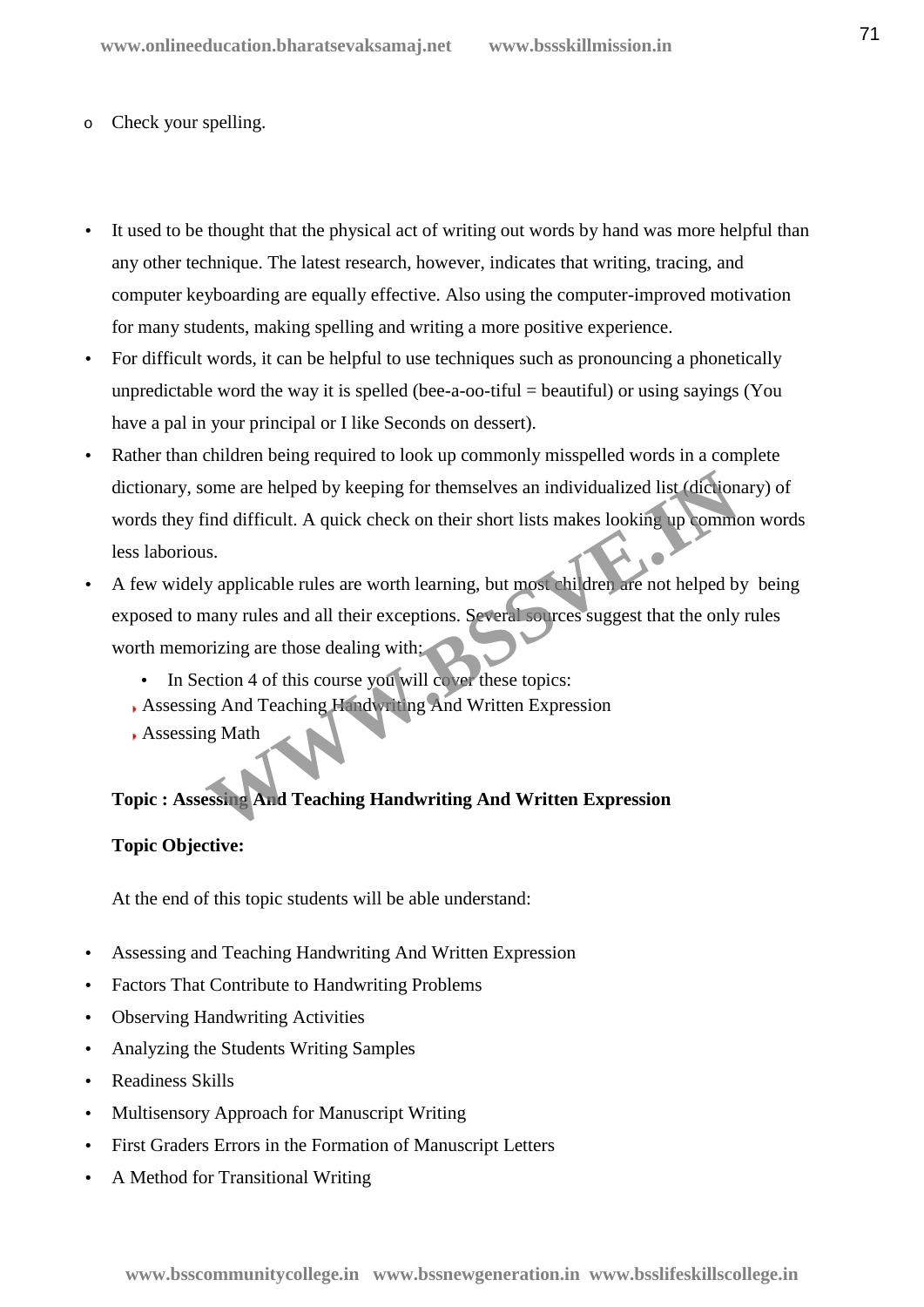- Check your spelling.

- It used to be thought that the physical act of writing out words by hand was more helpful than any other technique. The latest research, however, indicates that writing, tracing, and computer keyboarding are equally effective. Also using the computer-improved motivation for many students, making spelling and writing a more positive experience.
- For difficult words, it can be helpful to use techniques such as pronouncing a phonetically unpredictable word the way it is spelled (bee-a-oo-tiful = beautiful) or using sayings (You have a pal in your principal or I like Seconds on dessert).
- Rather than children being required to look up commonly misspelled words in a complete dictionary, some are helped by keeping for themselves an individualized list (dictionary) of words they find difficult. A quick check on their short lists makes looking up common words less laborious.
- A few widely applicable rules are worth learning, but most children are not helped by being exposed to many rules and all their exceptions. Several sources suggest that the only rules worth memorizing are those dealing with:
  - In Section 4 of this course you will cover these topics:
  - Assessing And Teaching Handwriting And Written Expression
  - Assessing Math

**Topic : Assessing And Teaching Handwriting And Written Expression**

**Topic Objective:**

At the end of this topic students will be able understand:

- Assessing and Teaching Handwriting And Written Expression
- Factors That Contribute to Handwriting Problems
- Observing Handwriting Activities
- Analyzing the Students Writing Samples
- Readiness Skills
- Multisensory Approach for Manuscript Writing
- First Graders Errors in the Formation of Manuscript Letters
- A Method for Transitional Writing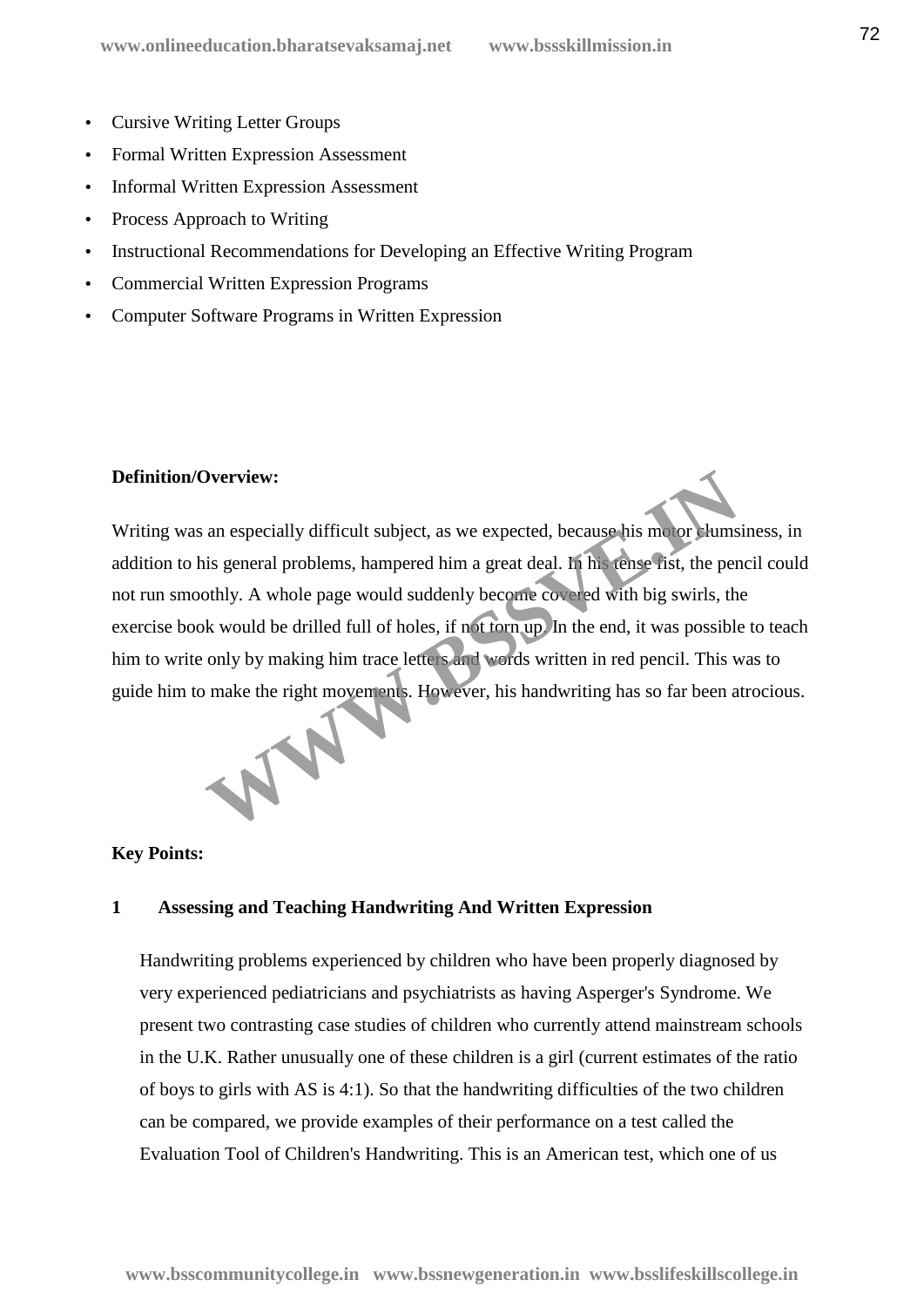- Cursive Writing Letter Groups
- Formal Written Expression Assessment
- Informal Written Expression Assessment
- Process Approach to Writing
- Instructional Recommendations for Developing an Effective Writing Program
- Commercial Written Expression Programs
- Computer Software Programs in Written Expression

**Definition/Overview:**

Writing was an especially difficult subject, as we expected, because his motor clumsiness, in addition to his general problems, hampered him a great deal. In his tense fist, the pencil could not run smoothly. A whole page would suddenly become covered with big swirls, the exercise book would be drilled full of holes, if not torn up. In the end, it was possible to teach him to write only by making him trace letters and words written in red pencil. This was to guide him to make the right movements. However, his handwriting has so far been atrocious.

**Key Points:**

**1 Assessing and Teaching Handwriting And Written Expression**

Handwriting problems experienced by children who have been properly diagnosed by very experienced pediatricians and psychiatrists as having Asperger's Syndrome. We present two contrasting case studies of children who currently attend mainstream schools in the U.K. Rather unusually one of these children is a girl (current estimates of the ratio of boys to girls with AS is 4:1). So that the handwriting difficulties of the two children can be compared, we provide examples of their performance on a test called the Evaluation Tool of Children's Handwriting. This is an American test, which one of us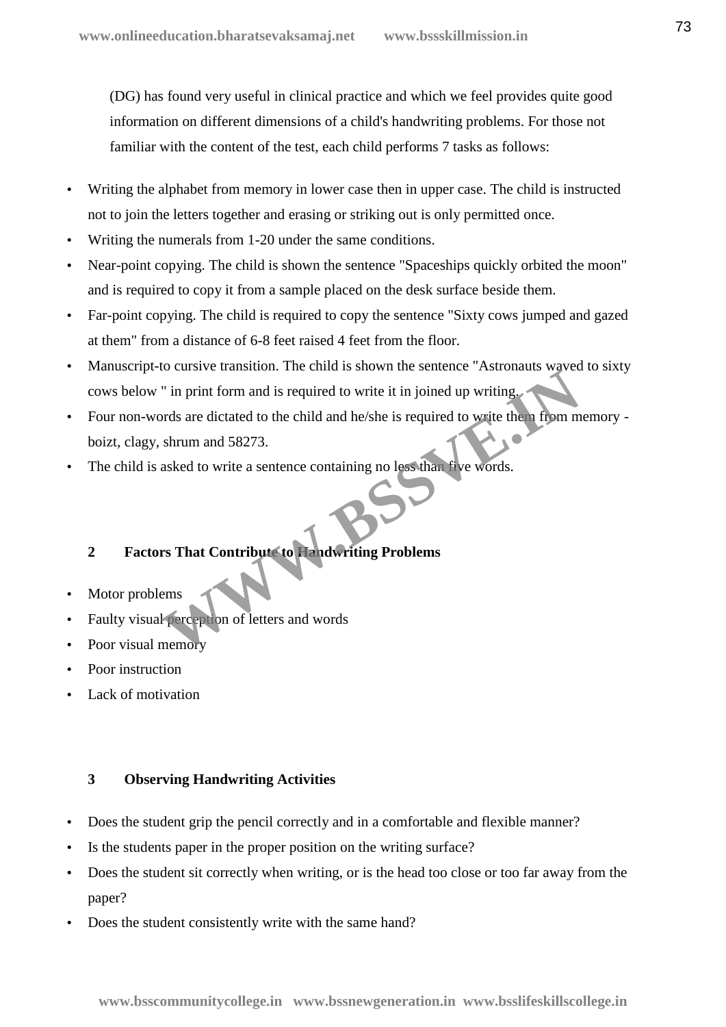(DG) has found very useful in clinical practice and which we feel provides quite good information on different dimensions of a child's handwriting problems. For those not familiar with the content of the test, each child performs 7 tasks as follows:

- Writing the alphabet from memory in lower case then in upper case. The child is instructed not to join the letters together and erasing or striking out is only permitted once.
- Writing the numerals from 1-20 under the same conditions.
- Near-point copying. The child is shown the sentence "Spaceships quickly orbited the moon" and is required to copy it from a sample placed on the desk surface beside them.
- Far-point copying. The child is required to copy the sentence "Sixty cows jumped and gazed at them" from a distance of 6-8 feet raised 4 feet from the floor.
- Manuscript-to cursive transition. The child is shown the sentence "Astronauts waved to sixty cows below " in print form and is required to write it in joined up writing.
- Four non-words are dictated to the child and he/she is required to write them from memory - boizt, clagy, shrum and 58273.
- The child is asked to write a sentence containing no less than five words.

## 2 Factors That Contribute to Handwriting Problems

- Motor problems
- Faulty visual perception of letters and words
- Poor visual memory
- Poor instruction
- Lack of motivation

## 3 Observing Handwriting Activities

- Does the student grip the pencil correctly and in a comfortable and flexible manner?
- Is the students paper in the proper position on the writing surface?
- Does the student sit correctly when writing, or is the head too close or too far away from the paper?
- Does the student consistently write with the same hand?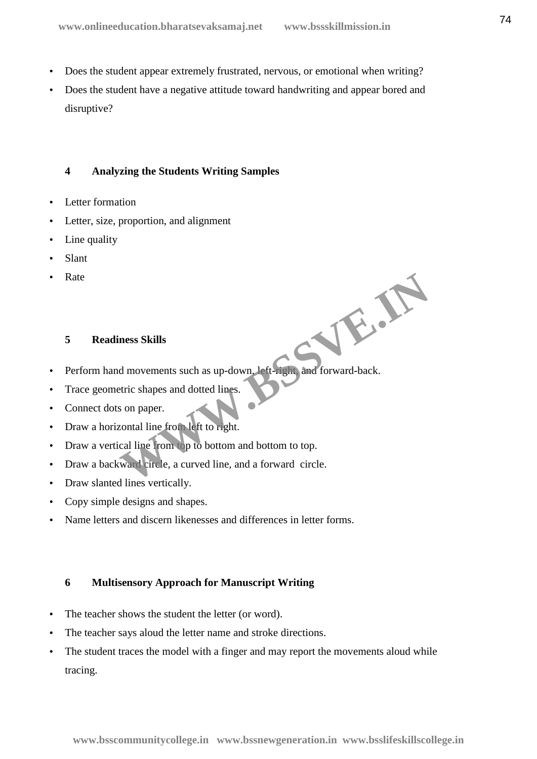- Does the student appear extremely frustrated, nervous, or emotional when writing?
- Does the student have a negative attitude toward handwriting and appear bored and disruptive?

## 4 Analyzing the Students Writing Samples

- Letter formation
- Letter, size, proportion, and alignment
- Line quality
- Slant
- Rate

## 5 Readiness Skills

- Perform hand movements such as up-down, left-right, and forward-back.
- Trace geometric shapes and dotted lines.
- Connect dots on paper.
- Draw a horizontal line from left to right.
- Draw a vertical line from top to bottom and bottom to top.
- Draw a backward circle, a curved line, and a forward circle.
- Draw slanted lines vertically.
- Copy simple designs and shapes.
- Name letters and discern likenesses and differences in letter forms.

## 6 Multisensory Approach for Manuscript Writing

- The teacher shows the student the letter (or word).
- The teacher says aloud the letter name and stroke directions.
- The student traces the model with a finger and may report the movements aloud while tracing.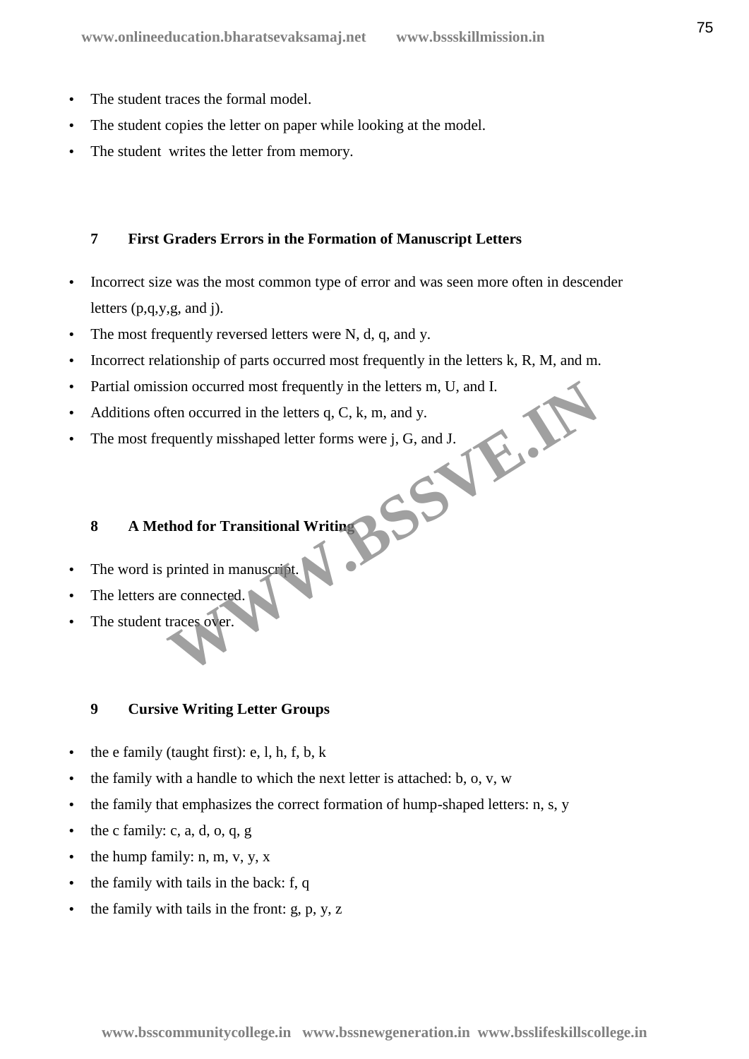- The student traces the formal model.
- The student copies the letter on paper while looking at the model.
- The student  writes the letter from memory.

## 7 First Graders Errors in the Formation of Manuscript Letters

- Incorrect size was the most common type of error and was seen more often in descender letters (p,q,y,g, and j).
- The most frequently reversed letters were N, d, q, and y.
- Incorrect relationship of parts occurred most frequently in the letters k, R, M, and m.
- Partial omission occurred most frequently in the letters m, U, and I.
- Additions often occurred in the letters q, C, k, m, and y.
- The most frequently misshaped letter forms were j, G, and J.

## 8 A Method for Transitional Writing

- The word is printed in manuscript.
- The letters are connected.
- The student traces over.

## 9 Cursive Writing Letter Groups

- the e family (taught first): e, l, h, f, b, k
- the family with a handle to which the next letter is attached: b, o, v, w
- the family that emphasizes the correct formation of hump-shaped letters: n, s, y
- the c family: c, a, d, o, q, g
- the hump family: n, m, v, y, x
- the family with tails in the back: f, q
- the family with tails in the front: g, p, y, z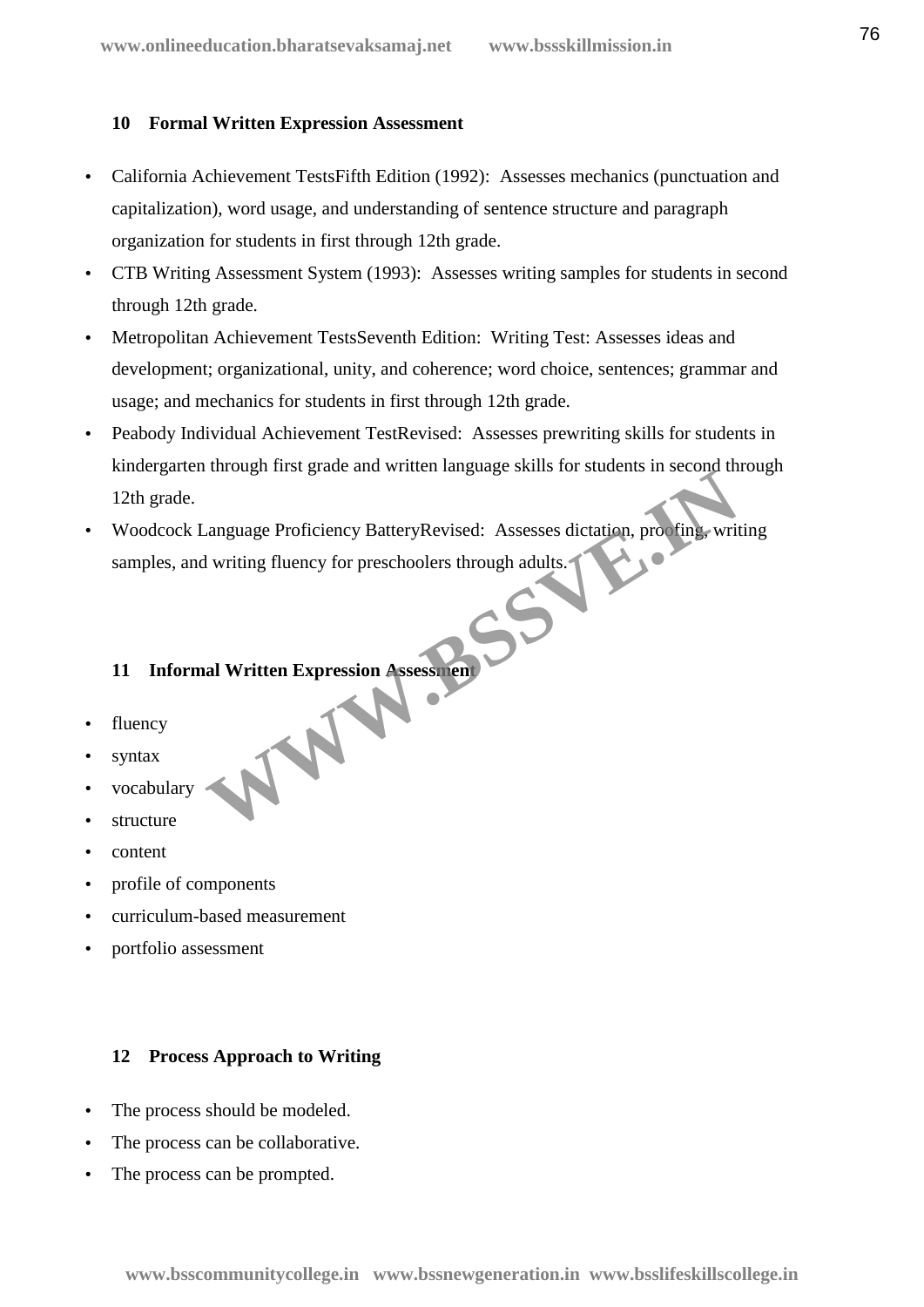## 10 Formal Written Expression Assessment

- California Achievement TestsFifth Edition (1992): Assesses mechanics (punctuation and capitalization), word usage, and understanding of sentence structure and paragraph organization for students in first through 12th grade.
- CTB Writing Assessment System (1993): Assesses writing samples for students in second through 12th grade.
- Metropolitan Achievement TestsSeventh Edition: Writing Test: Assesses ideas and development; organizational, unity, and coherence; word choice, sentences; grammar and usage; and mechanics for students in first through 12th grade.
- Peabody Individual Achievement TestRevised: Assesses prewriting skills for students in kindergarten through first grade and written language skills for students in second through 12th grade.
- Woodcock Language Proficiency BatteryRevised: Assesses dictation, proofing, writing samples, and writing fluency for preschoolers through adults.

## 11 Informal Written Expression Assessment

- fluency
- syntax
- vocabulary
- structure
- content
- profile of components
- curriculum-based measurement
- portfolio assessment

## 12 Process Approach to Writing

- The process should be modeled.
- The process can be collaborative.
- The process can be prompted.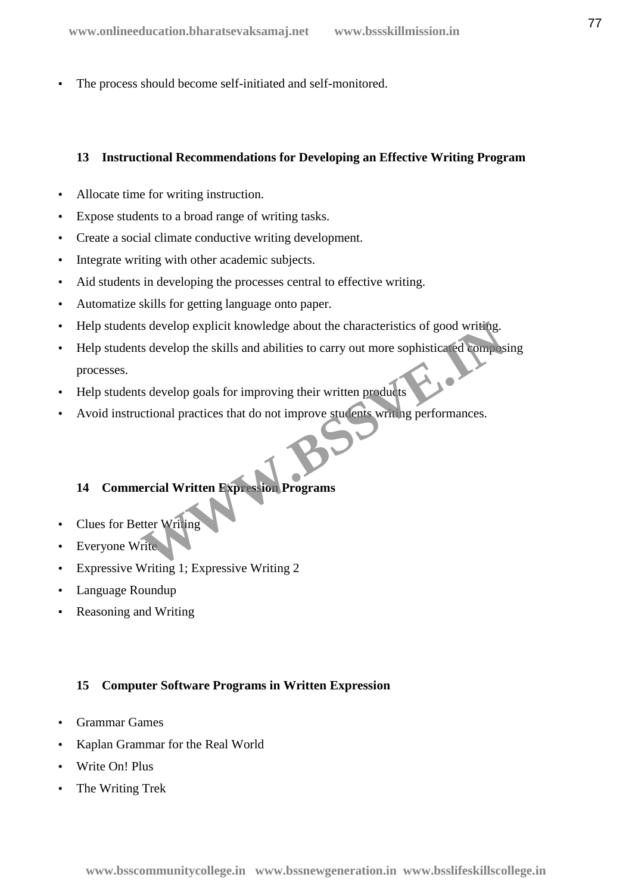- The process should become self-initiated and self-monitored.

## 13 Instructional Recommendations for Developing an Effective Writing Program

- Allocate time for writing instruction.
- Expose students to a broad range of writing tasks.
- Create a social climate conductive writing development.
- Integrate writing with other academic subjects.
- Aid students in developing the processes central to effective writing.
- Automatize skills for getting language onto paper.
- Help students develop explicit knowledge about the characteristics of good writing.
- Help students develop the skills and abilities to carry out more sophisticated composing processes.
- Help students develop goals for improving their written products
- Avoid instructional practices that do not improve students writing performances.

## 14 Commercial Written Expression Programs

- Clues for Better Writing
- Everyone Write
- Expressive Writing 1; Expressive Writing 2
- Language Roundup
- Reasoning and Writing

## 15 Computer Software Programs in Written Expression

- Grammar Games
- Kaplan Grammar for the Real World
- Write On! Plus
- The Writing Trek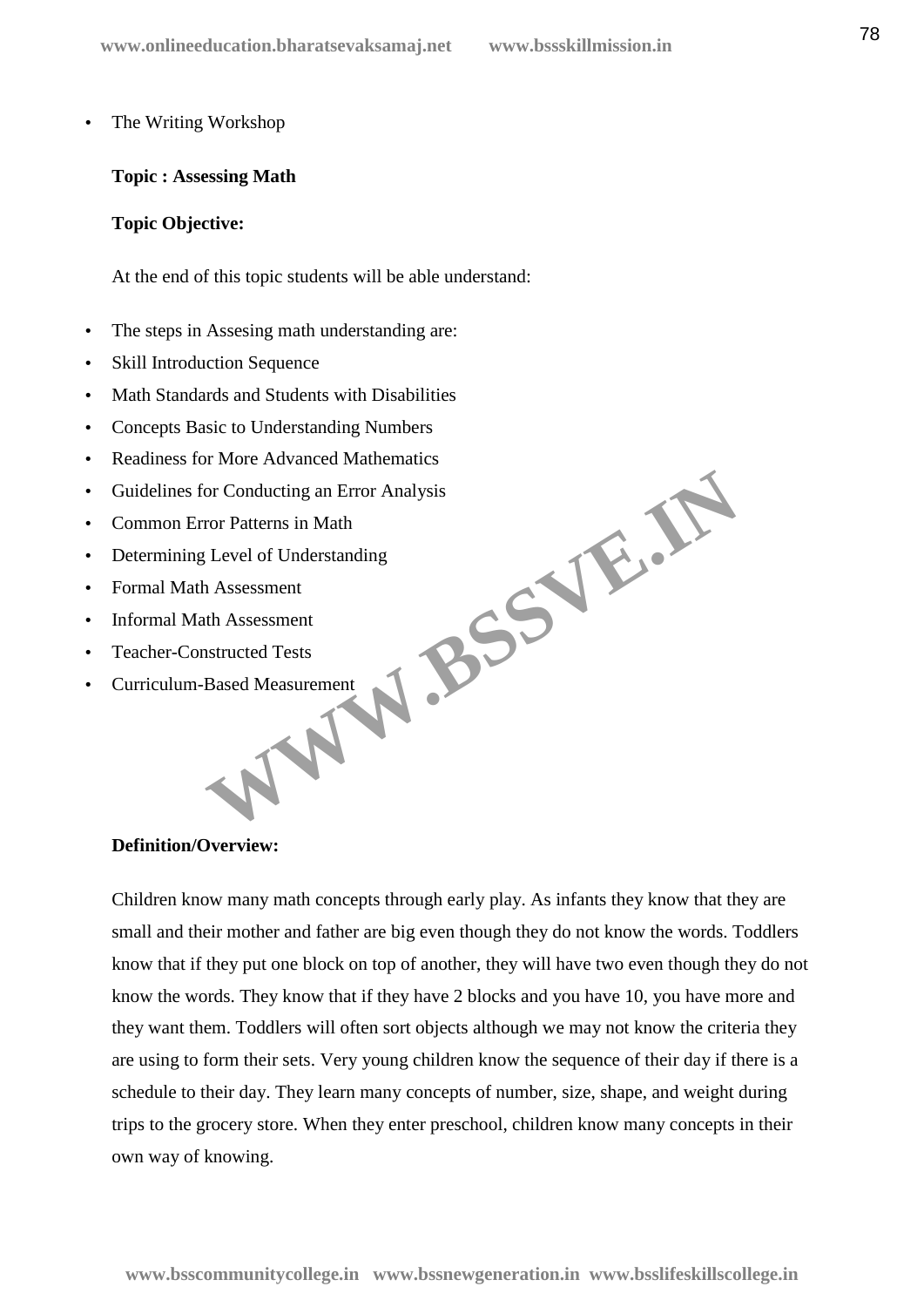- The Writing Workshop

**Topic : Assessing Math**

**Topic Objective:**

At the end of this topic students will be able understand:

- The steps in Assesing math understanding are:
- Skill Introduction Sequence
- Math Standards and Students with Disabilities
- Concepts Basic to Understanding Numbers
- Readiness for More Advanced Mathematics
- Guidelines for Conducting an Error Analysis
- Common Error Patterns in Math
- Determining Level of Understanding
- Formal Math Assessment
- Informal Math Assessment
- Teacher-Constructed Tests
- Curriculum-Based Measurement

**Definition/Overview:**

Children know many math concepts through early play. As infants they know that they are small and their mother and father are big even though they do not know the words. Toddlers know that if they put one block on top of another, they will have two even though they do not know the words. They know that if they have 2 blocks and you have 10, you have more and they want them. Toddlers will often sort objects although we may not know the criteria they are using to form their sets. Very young children know the sequence of their day if there is a schedule to their day. They learn many concepts of number, size, shape, and weight during trips to the grocery store. When they enter preschool, children know many concepts in their own way of knowing.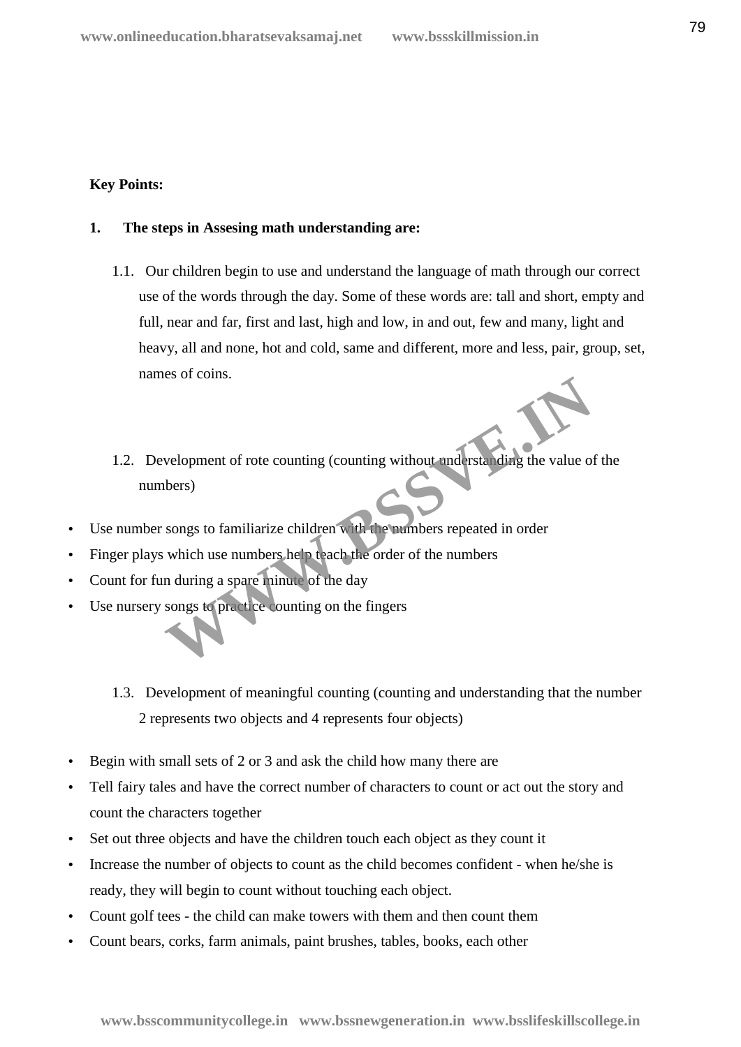**Key Points:**

**1. The steps in Assesing math understanding are:**

1.1. Our children begin to use and understand the language of math through our correct use of the words through the day. Some of these words are: tall and short, empty and full, near and far, first and last, high and low, in and out, few and many, light and heavy, all and none, hot and cold, same and different, more and less, pair, group, set, names of coins.

1.2. Development of rote counting (counting without understanding the value of the numbers)

- Use number songs to familiarize children with the numbers repeated in order
- Finger plays which use numbers help teach the order of the numbers
- Count for fun during a spare minute of the day
- Use nursery songs to practice counting on the fingers

1.3. Development of meaningful counting (counting and understanding that the number 2 represents two objects and 4 represents four objects)

- Begin with small sets of 2 or 3 and ask the child how many there are
- Tell fairy tales and have the correct number of characters to count or act out the story and count the characters together
- Set out three objects and have the children touch each object as they count it
- Increase the number of objects to count as the child becomes confident - when he/she is ready, they will begin to count without touching each object.
- Count golf tees - the child can make towers with them and then count them
- Count bears, corks, farm animals, paint brushes, tables, books, each other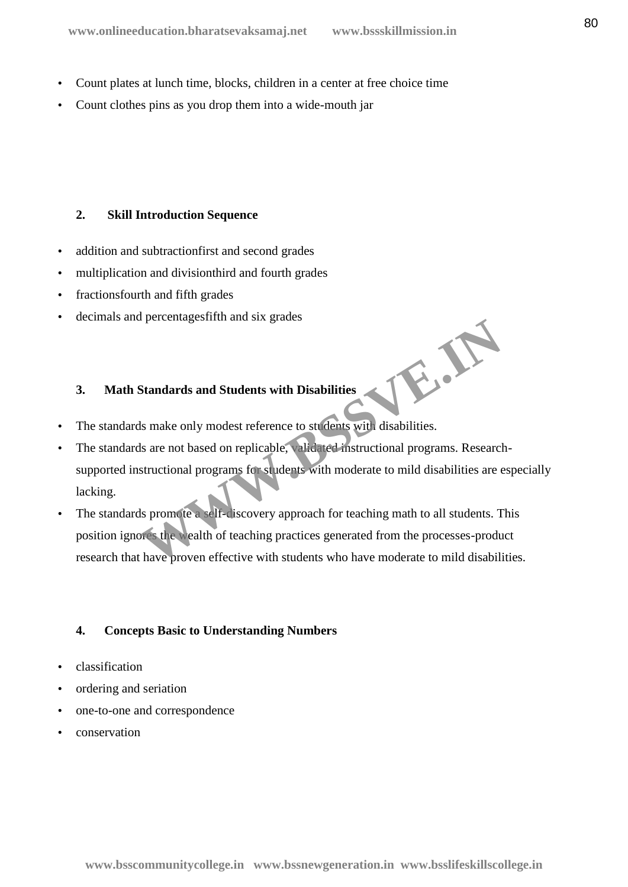- Count plates at lunch time, blocks, children in a center at free choice time
- Count clothes pins as you drop them into a wide-mouth jar

**2. Skill Introduction Sequence**

- addition and subtractionfirst and second grades
- multiplication and divisionthird and fourth grades
- fractionsfourth and fifth grades
- decimals and percentagesfifth and six grades

**3. Math Standards and Students with Disabilities**

- The standards make only modest reference to students with disabilities.
- The standards are not based on replicable, validated instructional programs. Research-supported instructional programs for students with moderate to mild disabilities are especially lacking.
- The standards promote a self-discovery approach for teaching math to all students. This position ignores the wealth of teaching practices generated from the processes-product research that have proven effective with students who have moderate to mild disabilities.

**4. Concepts Basic to Understanding Numbers**

- classification
- ordering and seriation
- one-to-one and correspondence
- conservation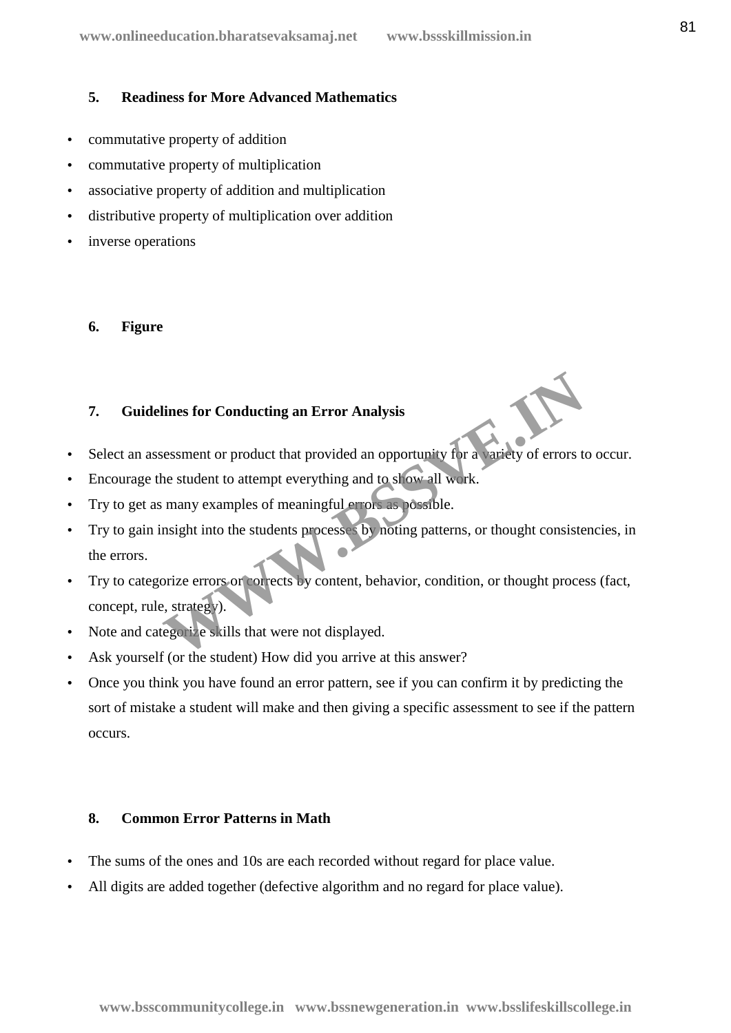### 5. Readiness for More Advanced Mathematics

- commutative property of addition
- commutative property of multiplication
- associative property of addition and multiplication
- distributive property of multiplication over addition
- inverse operations

### 6. Figure

### 7. Guidelines for Conducting an Error Analysis

- Select an assessment or product that provided an opportunity for a variety of errors to occur.
- Encourage the student to attempt everything and to show all work.
- Try to get as many examples of meaningful errors as possible.
- Try to gain insight into the students processes by noting patterns, or thought consistencies, in the errors.
- Try to categorize errors or corrects by content, behavior, condition, or thought process (fact, concept, rule, strategy).
- Note and categorize skills that were not displayed.
- Ask yourself (or the student) How did you arrive at this answer?
- Once you think you have found an error pattern, see if you can confirm it by predicting the sort of mistake a student will make and then giving a specific assessment to see if the pattern occurs.

### 8. Common Error Patterns in Math

- The sums of the ones and 10s are each recorded without regard for place value.
- All digits are added together (defective algorithm and no regard for place value).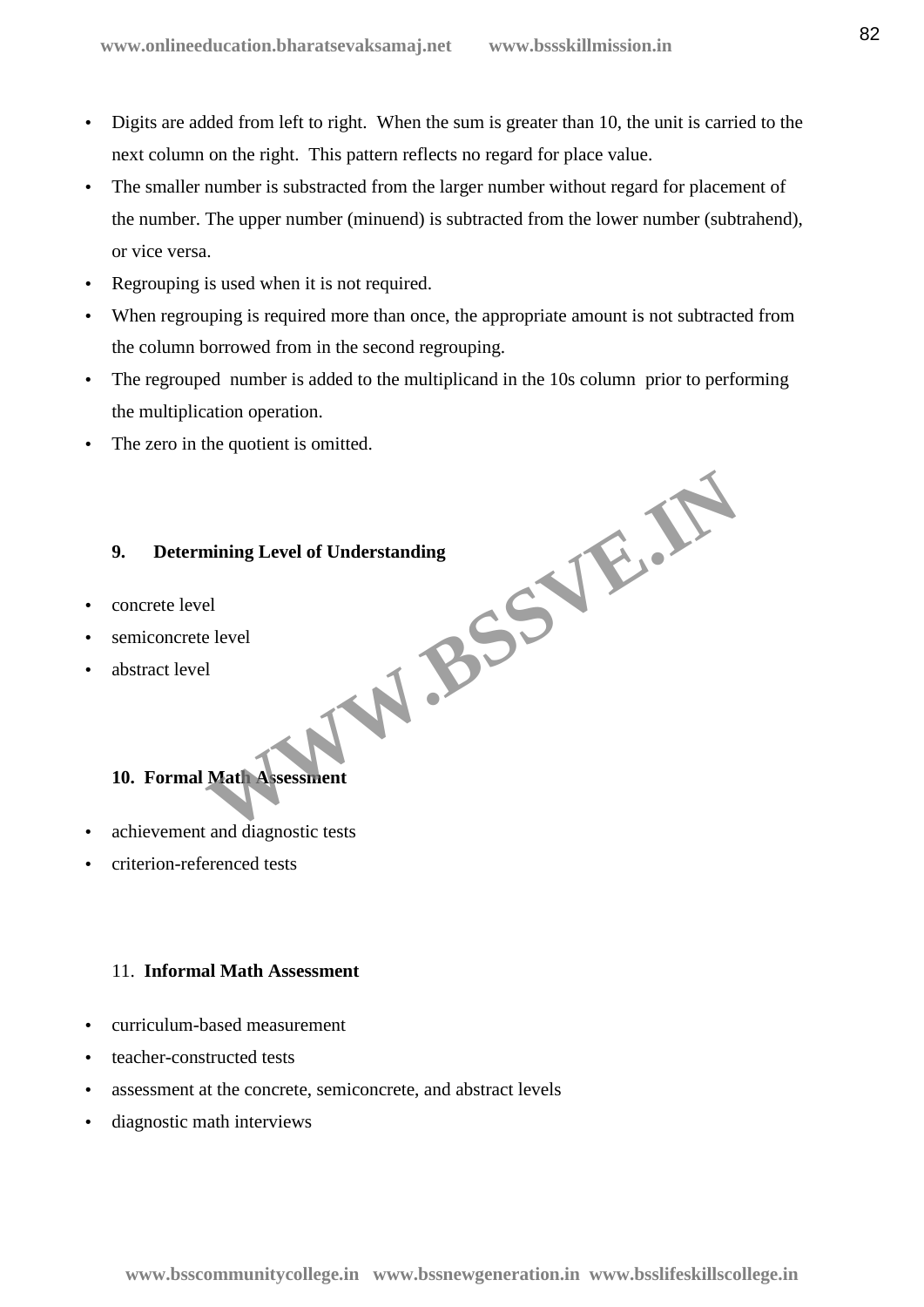- Digits are added from left to right. When the sum is greater than 10, the unit is carried to the next column on the right. This pattern reflects no regard for place value.
- The smaller number is substracted from the larger number without regard for placement of the number. The upper number (minuend) is subtracted from the lower number (subtrahend), or vice versa.
- Regrouping is used when it is not required.
- When regrouping is required more than once, the appropriate amount is not subtracted from the column borrowed from in the second regrouping.
- The regrouped number is added to the multiplicand in the 10s column prior to performing the multiplication operation.
- The zero in the quotient is omitted.

### 9. Determining Level of Understanding

- concrete level
- semiconcrete level
- abstract level

### 10. Formal Math Assessment

- achievement and diagnostic tests
- criterion-referenced tests

### 11. Informal Math Assessment

- curriculum-based measurement
- teacher-constructed tests
- assessment at the concrete, semiconcrete, and abstract levels
- diagnostic math interviews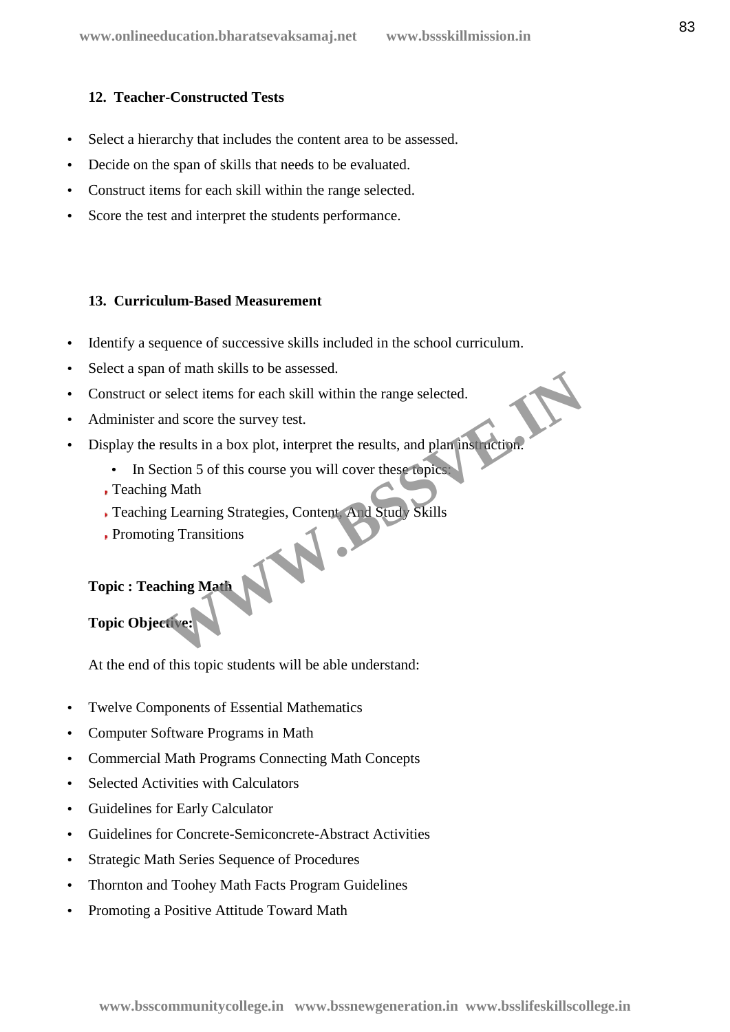### 12. Teacher-Constructed Tests

- Select a hierarchy that includes the content area to be assessed.
- Decide on the span of skills that needs to be evaluated.
- Construct items for each skill within the range selected.
- Score the test and interpret the students performance.

### 13. Curriculum-Based Measurement

- Identify a sequence of successive skills included in the school curriculum.
- Select a span of math skills to be assessed.
- Construct or select items for each skill within the range selected.
- Administer and score the survey test.
- Display the results in a box plot, interpret the results, and plan instruction.
    - In Section 5 of this course you will cover these topics:
    - Teaching Math
    - Teaching Learning Strategies, Content, And Study Skills
    - Promoting Transitions

**Topic : Teaching Math**

**Topic Objective:**

At the end of this topic students will be able understand:

- Twelve Components of Essential Mathematics
- Computer Software Programs in Math
- Commercial Math Programs Connecting Math Concepts
- Selected Activities with Calculators
- Guidelines for Early Calculator
- Guidelines for Concrete-Semiconcrete-Abstract Activities
- Strategic Math Series Sequence of Procedures
- Thornton and Toohey Math Facts Program Guidelines
- Promoting a Positive Attitude Toward Math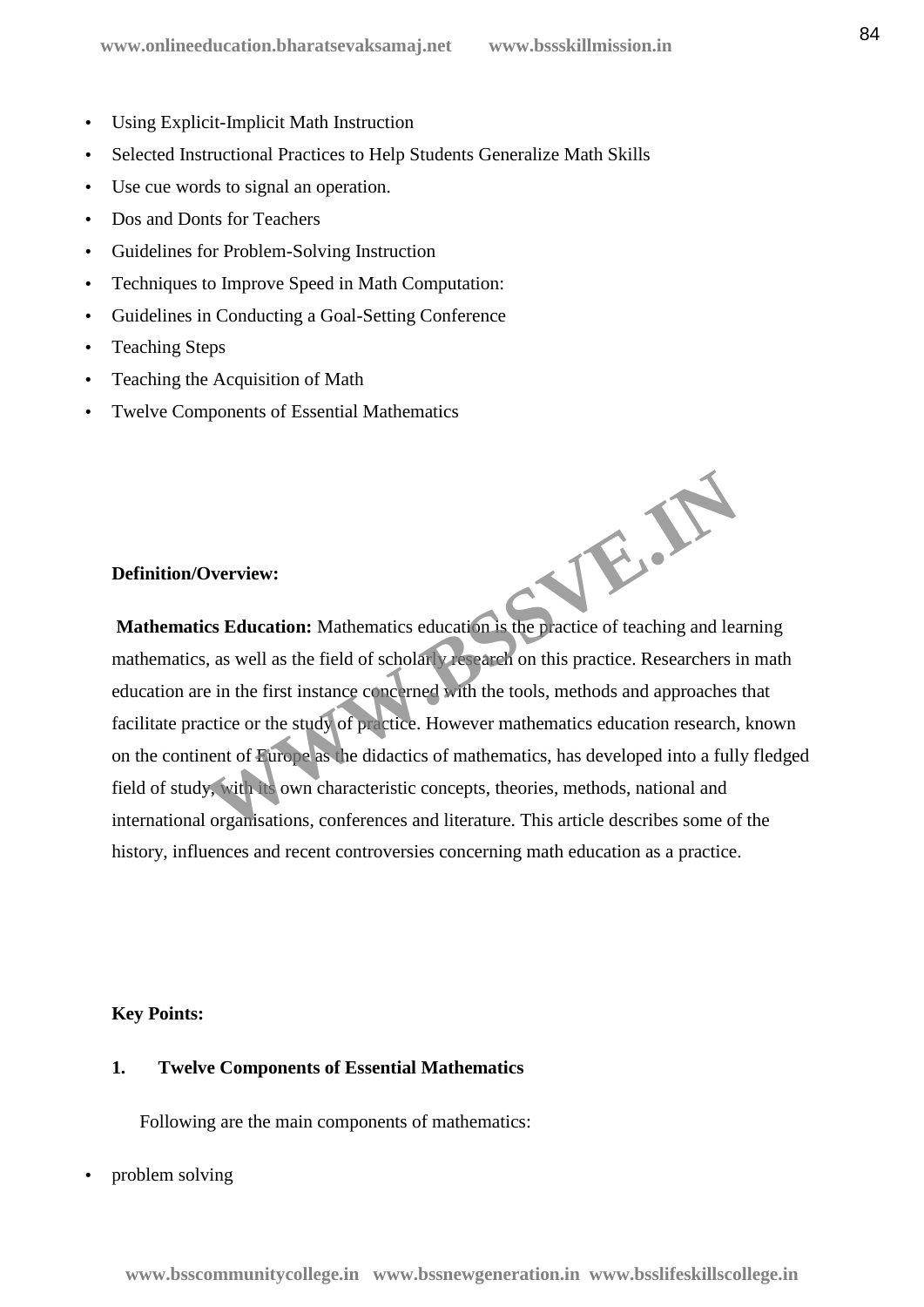- Using Explicit-Implicit Math Instruction
- Selected Instructional Practices to Help Students Generalize Math Skills
- Use cue words to signal an operation.
- Dos and Donts for Teachers
- Guidelines for Problem-Solving Instruction
- Techniques to Improve Speed in Math Computation:
- Guidelines in Conducting a Goal-Setting Conference
- Teaching Steps
- Teaching the Acquisition of Math
- Twelve Components of Essential Mathematics

**Definition/Overview:**

**Mathematics Education:** Mathematics education is the practice of teaching and learning mathematics, as well as the field of scholarly research on this practice. Researchers in math education are in the first instance concerned with the tools, methods and approaches that facilitate practice or the study of practice. However mathematics education research, known on the continent of Europe as the didactics of mathematics, has developed into a fully fledged field of study, with its own characteristic concepts, theories, methods, national and international organisations, conferences and literature. This article describes some of the history, influences and recent controversies concerning math education as a practice.

**Key Points:**

**1. Twelve Components of Essential Mathematics**

Following are the main components of mathematics:

- problem solving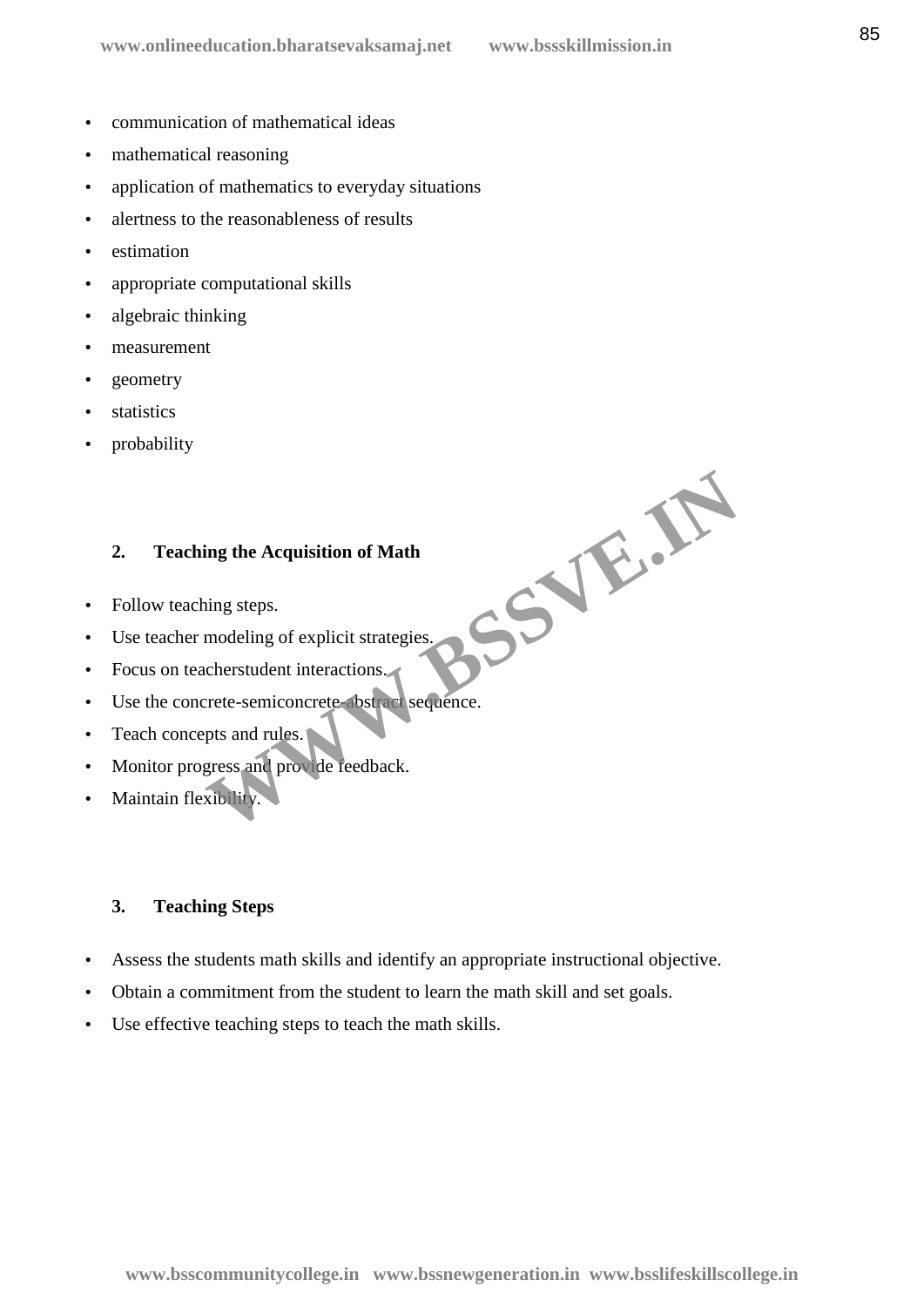- communication of mathematical ideas
- mathematical reasoning
- application of mathematics to everyday situations
- alertness to the reasonableness of results
- estimation
- appropriate computational skills
- algebraic thinking
- measurement
- geometry
- statistics
- probability

**2. Teaching the Acquisition of Math**

- Follow teaching steps.
- Use teacher modeling of explicit strategies.
- Focus on teacherstudent interactions.
- Use the concrete-semiconcrete-abstract sequence.
- Teach concepts and rules.
- Monitor progress and provide feedback.
- Maintain flexibility.

**3. Teaching Steps**

- Assess the students math skills and identify an appropriate instructional objective.
- Obtain a commitment from the student to learn the math skill and set goals.
- Use effective teaching steps to teach the math skills.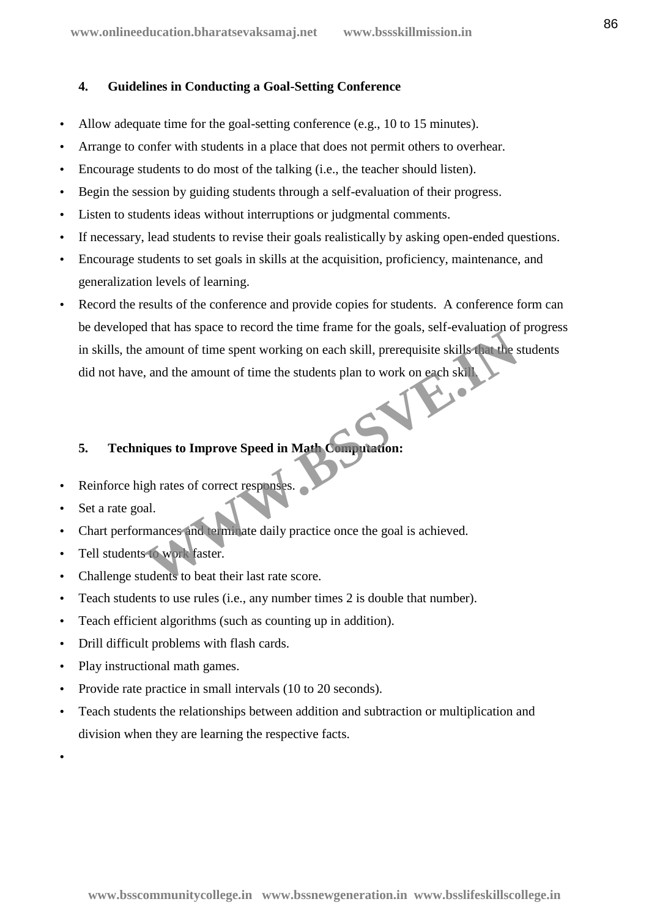### 4. Guidelines in Conducting a Goal-Setting Conference

- Allow adequate time for the goal-setting conference (e.g., 10 to 15 minutes).
- Arrange to confer with students in a place that does not permit others to overhear.
- Encourage students to do most of the talking (i.e., the teacher should listen).
- Begin the session by guiding students through a self-evaluation of their progress.
- Listen to students ideas without interruptions or judgmental comments.
- If necessary, lead students to revise their goals realistically by asking open-ended questions.
- Encourage students to set goals in skills at the acquisition, proficiency, maintenance, and generalization levels of learning.
- Record the results of the conference and provide copies for students. A conference form can be developed that has space to record the time frame for the goals, self-evaluation of progress in skills, the amount of time spent working on each skill, prerequisite skills that the students did not have, and the amount of time the students plan to work on each skill.

### 5. Techniques to Improve Speed in Math Computation:

- Reinforce high rates of correct responses.
- Set a rate goal.
- Chart performances and terminate daily practice once the goal is achieved.
- Tell students to work faster.
- Challenge students to beat their last rate score.
- Teach students to use rules (i.e., any number times 2 is double that number).
- Teach efficient algorithms (such as counting up in addition).
- Drill difficult problems with flash cards.
- Play instructional math games.
- Provide rate practice in small intervals (10 to 20 seconds).
- Teach students the relationships between addition and subtraction or multiplication and division when they are learning the respective facts.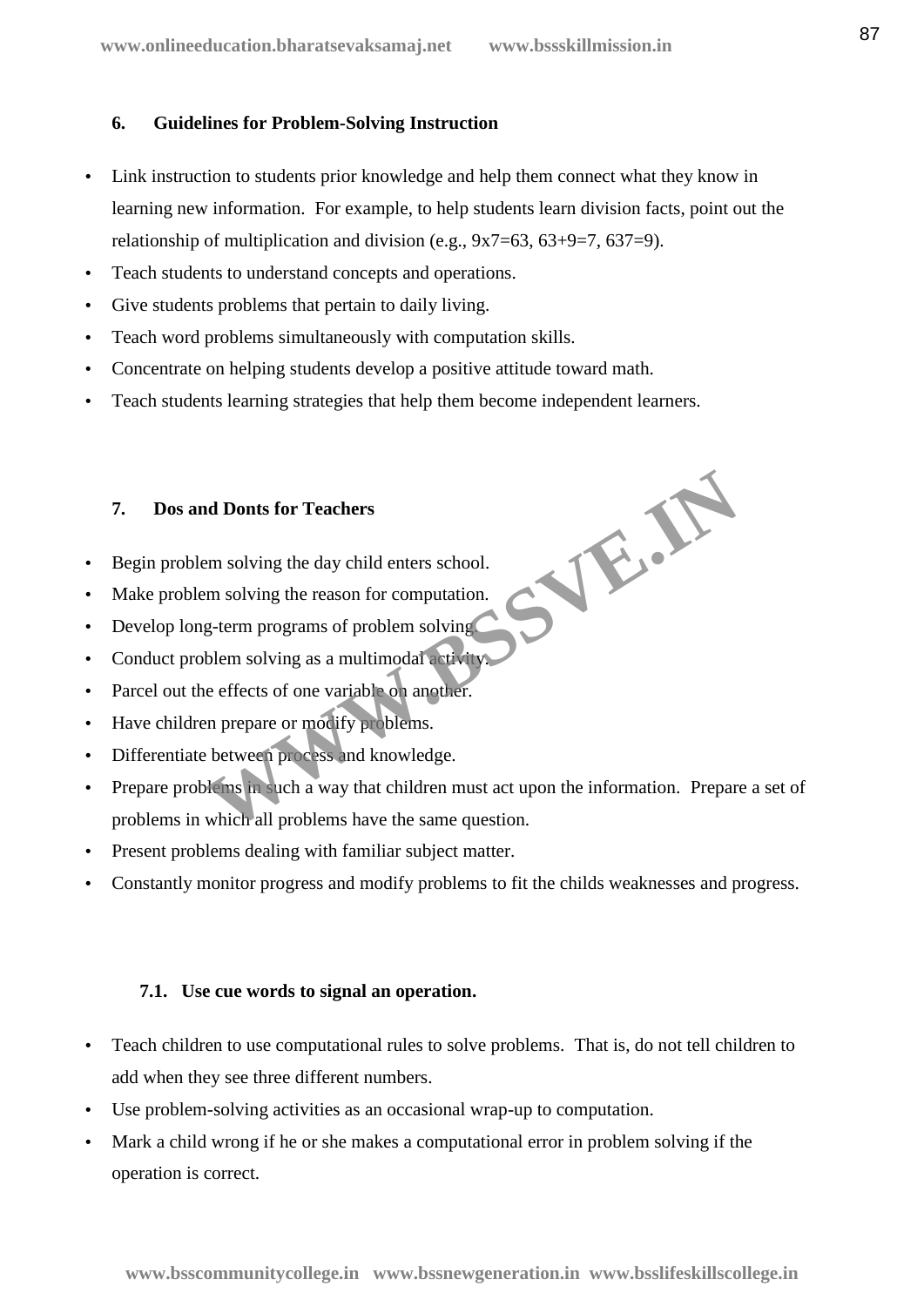### 6. Guidelines for Problem-Solving Instruction

- Link instruction to students prior knowledge and help them connect what they know in learning new information. For example, to help students learn division facts, point out the relationship of multiplication and division (e.g., 9x7=63, 63+9=7, 637=9).
- Teach students to understand concepts and operations.
- Give students problems that pertain to daily living.
- Teach word problems simultaneously with computation skills.
- Concentrate on helping students develop a positive attitude toward math.
- Teach students learning strategies that help them become independent learners.

### 7. Dos and Donts for Teachers

- Begin problem solving the day child enters school.
- Make problem solving the reason for computation.
- Develop long-term programs of problem solving.
- Conduct problem solving as a multimodal activity.
- Parcel out the effects of one variable on another.
- Have children prepare or modify problems.
- Differentiate between process and knowledge.
- Prepare problems in such a way that children must act upon the information. Prepare a set of problems in which all problems have the same question.
- Present problems dealing with familiar subject matter.
- Constantly monitor progress and modify problems to fit the childs weaknesses and progress.

#### 7.1. Use cue words to signal an operation.

- Teach children to use computational rules to solve problems. That is, do not tell children to add when they see three different numbers.
- Use problem-solving activities as an occasional wrap-up to computation.
- Mark a child wrong if he or she makes a computational error in problem solving if the operation is correct.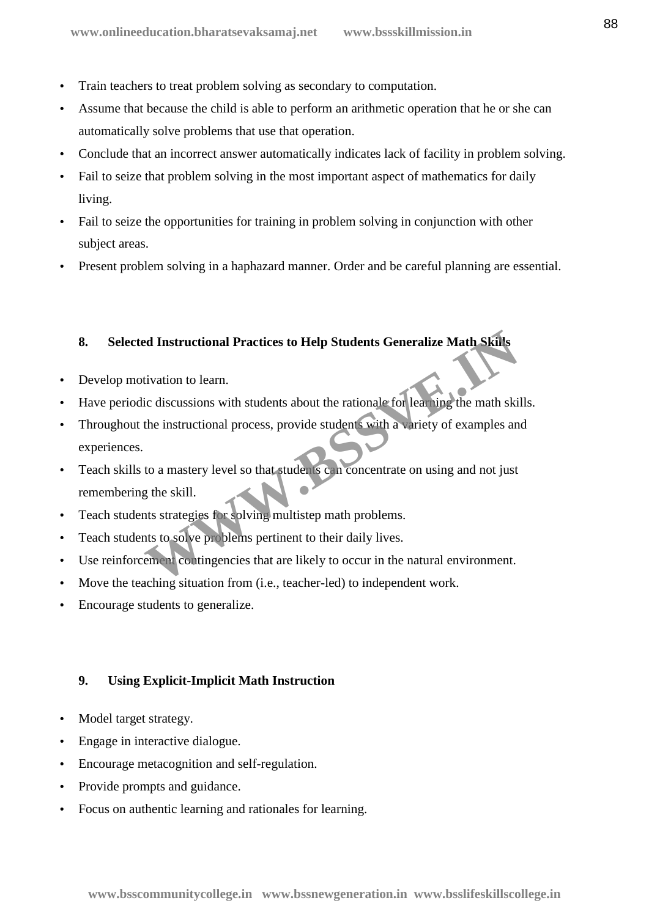- Train teachers to treat problem solving as secondary to computation.
- Assume that because the child is able to perform an arithmetic operation that he or she can automatically solve problems that use that operation.
- Conclude that an incorrect answer automatically indicates lack of facility in problem solving.
- Fail to seize that problem solving in the most important aspect of mathematics for daily living.
- Fail to seize the opportunities for training in problem solving in conjunction with other subject areas.
- Present problem solving in a haphazard manner. Order and be careful planning are essential.

### 8. Selected Instructional Practices to Help Students Generalize Math Skills

- Develop motivation to learn.
- Have periodic discussions with students about the rationale for learning the math skills.
- Throughout the instructional process, provide students with a variety of examples and experiences.
- Teach skills to a mastery level so that students can concentrate on using and not just remembering the skill.
- Teach students strategies for solving multistep math problems.
- Teach students to solve problems pertinent to their daily lives.
- Use reinforcement contingencies that are likely to occur in the natural environment.
- Move the teaching situation from (i.e., teacher-led) to independent work.
- Encourage students to generalize.

### 9. Using Explicit-Implicit Math Instruction

- Model target strategy.
- Engage in interactive dialogue.
- Encourage metacognition and self-regulation.
- Provide prompts and guidance.
- Focus on authentic learning and rationales for learning.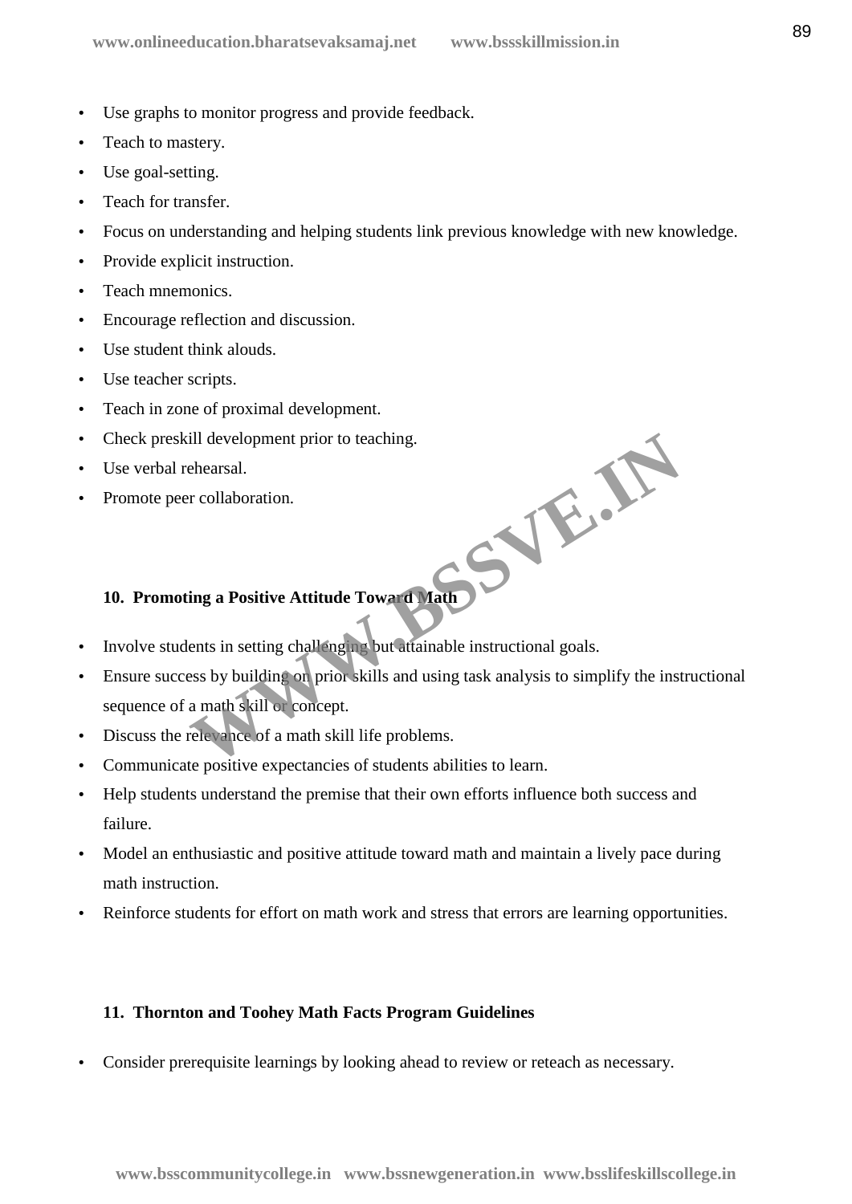- Use graphs to monitor progress and provide feedback.
- Teach to mastery.
- Use goal-setting.
- Teach for transfer.
- Focus on understanding and helping students link previous knowledge with new knowledge.
- Provide explicit instruction.
- Teach mnemonics.
- Encourage reflection and discussion.
- Use student think alouds.
- Use teacher scripts.
- Teach in zone of proximal development.
- Check preskill development prior to teaching.
- Use verbal rehearsal.
- Promote peer collaboration.

### 10. Promoting a Positive Attitude Toward Math

- Involve students in setting challenging but attainable instructional goals.
- Ensure success by building on prior skills and using task analysis to simplify the instructional sequence of a math skill or concept.
- Discuss the relevance of a math skill life problems.
- Communicate positive expectancies of students abilities to learn.
- Help students understand the premise that their own efforts influence both success and failure.
- Model an enthusiastic and positive attitude toward math and maintain a lively pace during math instruction.
- Reinforce students for effort on math work and stress that errors are learning opportunities.

### 11. Thornton and Toohey Math Facts Program Guidelines

- Consider prerequisite learnings by looking ahead to review or reteach as necessary.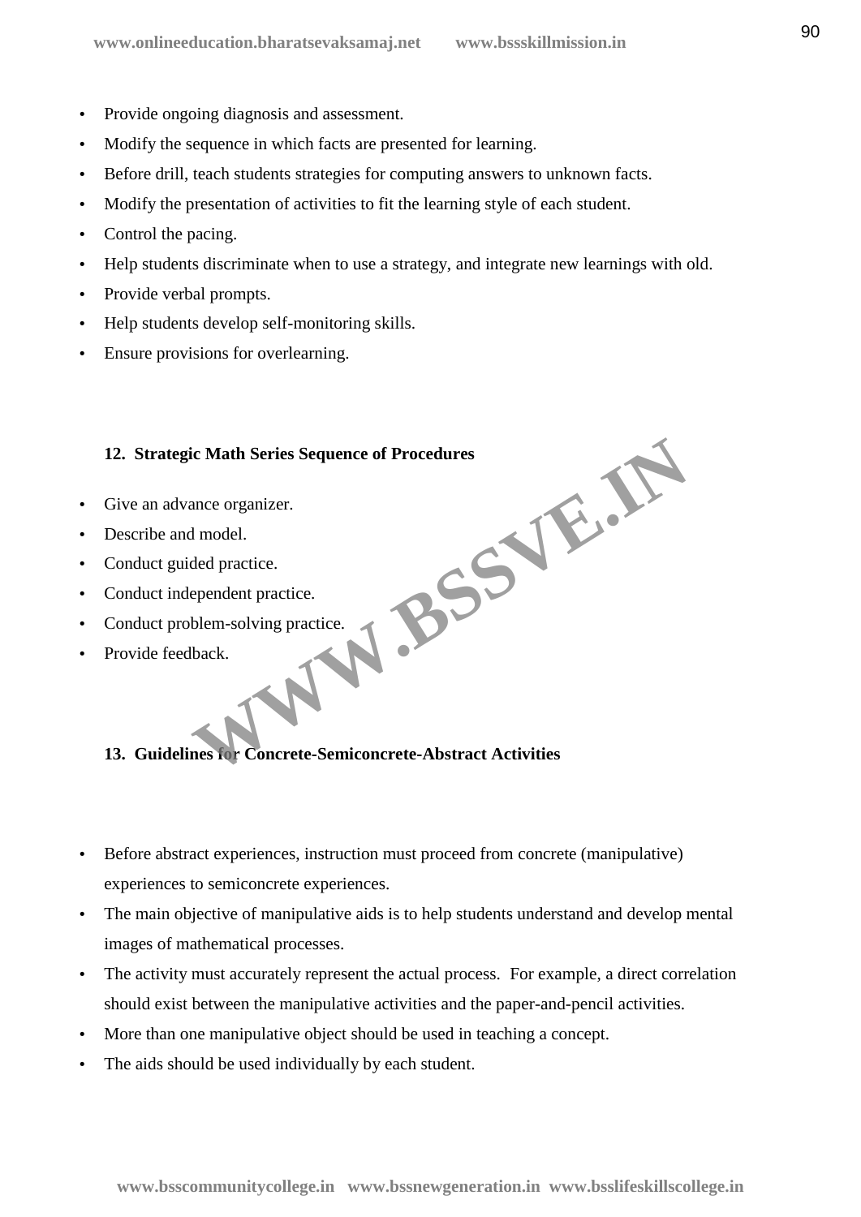- Provide ongoing diagnosis and assessment.
- Modify the sequence in which facts are presented for learning.
- Before drill, teach students strategies for computing answers to unknown facts.
- Modify the presentation of activities to fit the learning style of each student.
- Control the pacing.
- Help students discriminate when to use a strategy, and integrate new learnings with old.
- Provide verbal prompts.
- Help students develop self-monitoring skills.
- Ensure provisions for overlearning.

### 12. Strategic Math Series Sequence of Procedures

- Give an advance organizer.
- Describe and model.
- Conduct guided practice.
- Conduct independent practice.
- Conduct problem-solving practice.
- Provide feedback.

### 13. Guidelines for Concrete-Semiconcrete-Abstract Activities

- Before abstract experiences, instruction must proceed from concrete (manipulative) experiences to semiconcrete experiences.
- The main objective of manipulative aids is to help students understand and develop mental images of mathematical processes.
- The activity must accurately represent the actual process. For example, a direct correlation should exist between the manipulative activities and the paper-and-pencil activities.
- More than one manipulative object should be used in teaching a concept.
- The aids should be used individually by each student.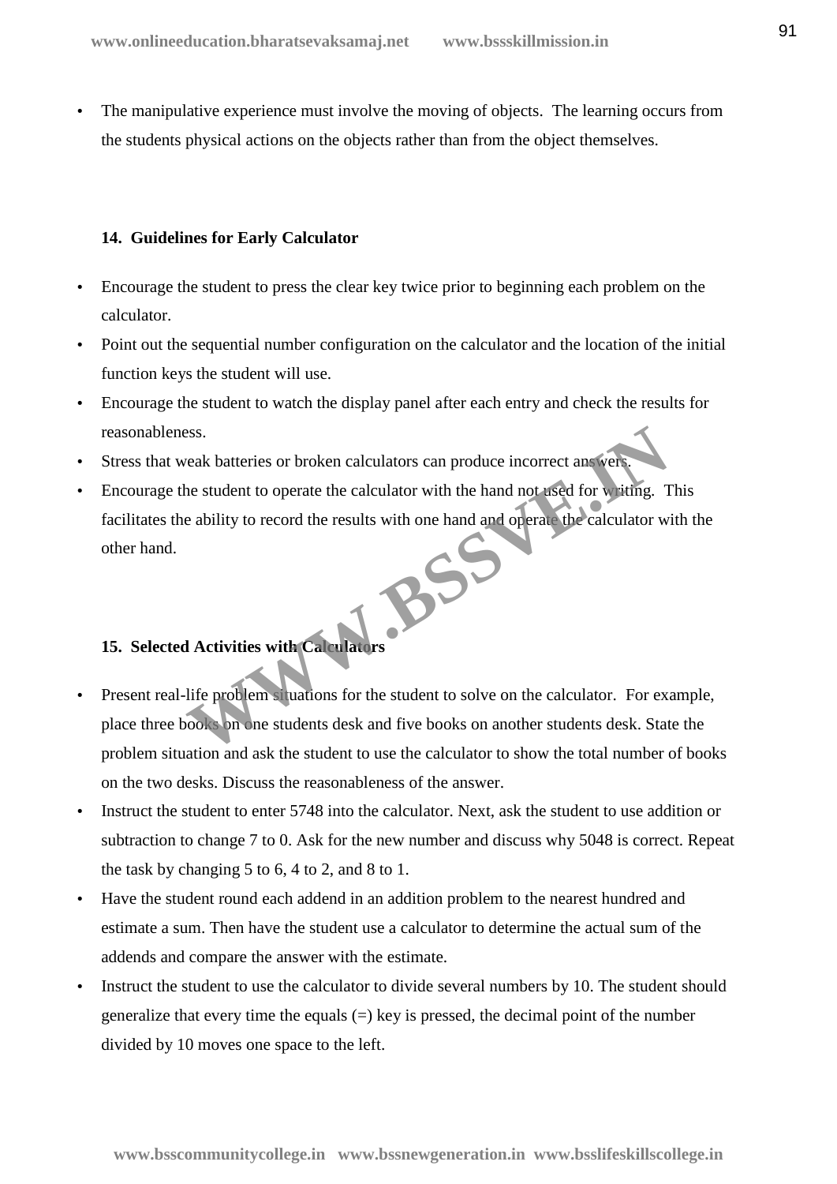- The manipulative experience must involve the moving of objects. The learning occurs from the students physical actions on the objects rather than from the object themselves.

### 14. Guidelines for Early Calculator

- Encourage the student to press the clear key twice prior to beginning each problem on the calculator.
- Point out the sequential number configuration on the calculator and the location of the initial function keys the student will use.
- Encourage the student to watch the display panel after each entry and check the results for reasonableness.
- Stress that weak batteries or broken calculators can produce incorrect answers.
- Encourage the student to operate the calculator with the hand not used for writing. This facilitates the ability to record the results with one hand and operate the calculator with the other hand.

### 15. Selected Activities with Calculators

- Present real-life problem situations for the student to solve on the calculator. For example, place three books on one students desk and five books on another students desk. State the problem situation and ask the student to use the calculator to show the total number of books on the two desks. Discuss the reasonableness of the answer.
- Instruct the student to enter 5748 into the calculator. Next, ask the student to use addition or subtraction to change 7 to 0. Ask for the new number and discuss why 5048 is correct. Repeat the task by changing 5 to 6, 4 to 2, and 8 to 1.
- Have the student round each addend in an addition problem to the nearest hundred and estimate a sum. Then have the student use a calculator to determine the actual sum of the addends and compare the answer with the estimate.
- Instruct the student to use the calculator to divide several numbers by 10. The student should generalize that every time the equals (=) key is pressed, the decimal point of the number divided by 10 moves one space to the left.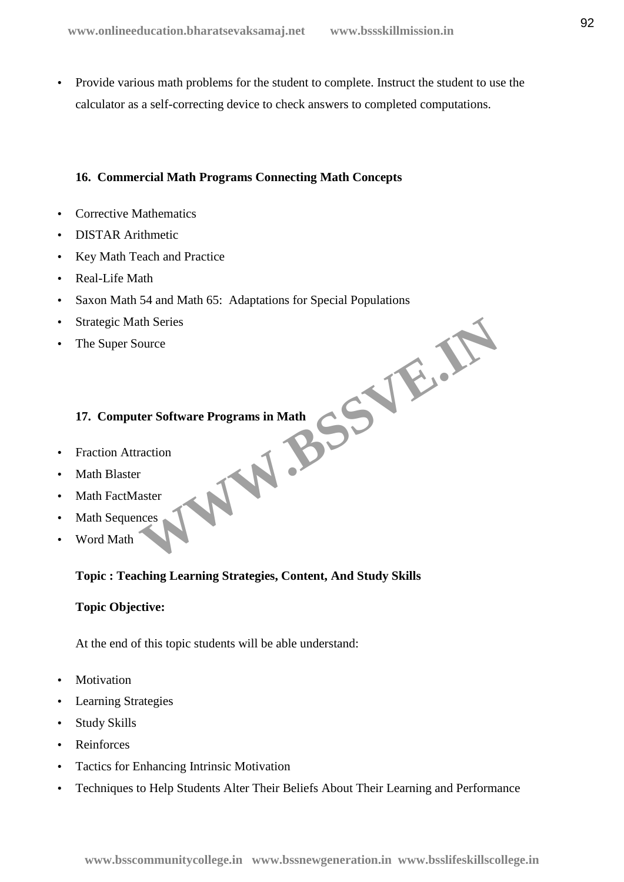- Provide various math problems for the student to complete. Instruct the student to use the calculator as a self-correcting device to check answers to completed computations.

**16. Commercial Math Programs Connecting Math Concepts**

- Corrective Mathematics
- DISTAR Arithmetic
- Key Math Teach and Practice
- Real-Life Math
- Saxon Math 54 and Math 65: Adaptations for Special Populations
- Strategic Math Series
- The Super Source

**17. Computer Software Programs in Math**

- Fraction Attraction
- Math Blaster
- Math FactMaster
- Math Sequences
- Word Math

**Topic : Teaching Learning Strategies, Content, And Study Skills**

**Topic Objective:**

At the end of this topic students will be able understand:

- Motivation
- Learning Strategies
- Study Skills
- Reinforces
- Tactics for Enhancing Intrinsic Motivation
- Techniques to Help Students Alter Their Beliefs About Their Learning and Performance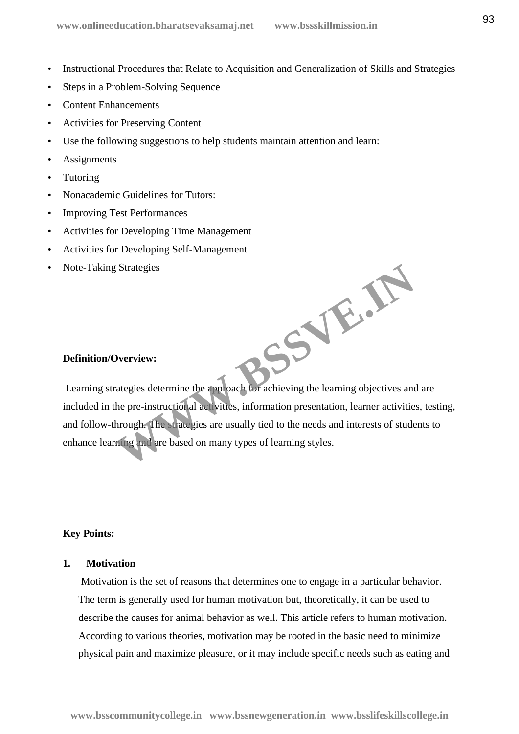- Instructional Procedures that Relate to Acquisition and Generalization of Skills and Strategies
- Steps in a Problem-Solving Sequence
- Content Enhancements
- Activities for Preserving Content
- Use the following suggestions to help students maintain attention and learn:
- Assignments
- Tutoring
- Nonacademic Guidelines for Tutors:
- Improving Test Performances
- Activities for Developing Time Management
- Activities for Developing Self-Management
- Note-Taking Strategies

**Definition/Overview:**

Learning strategies determine the approach for achieving the learning objectives and are included in the pre-instructional activities, information presentation, learner activities, testing, and follow-through. The strategies are usually tied to the needs and interests of students to enhance learning and are based on many types of learning styles.

**Key Points:**

**1. Motivation**

Motivation is the set of reasons that determines one to engage in a particular behavior. The term is generally used for human motivation but, theoretically, it can be used to describe the causes for animal behavior as well. This article refers to human motivation. According to various theories, motivation may be rooted in the basic need to minimize physical pain and maximize pleasure, or it may include specific needs such as eating and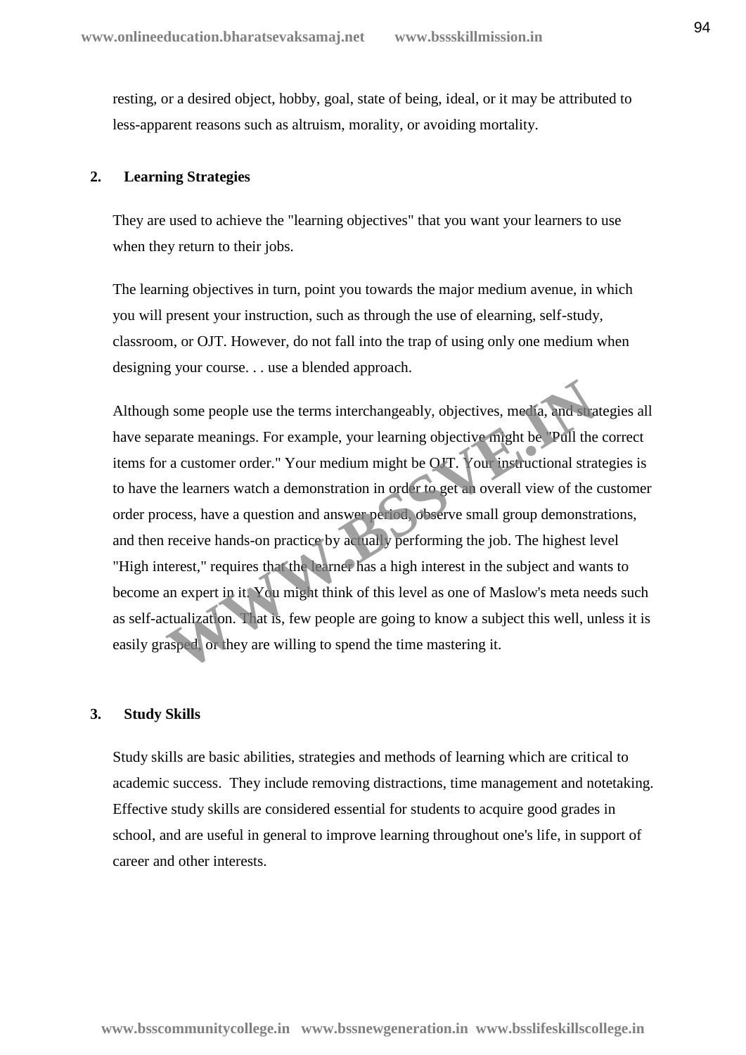resting, or a desired object, hobby, goal, state of being, ideal, or it may be attributed to less-apparent reasons such as altruism, morality, or avoiding mortality.

## 2. Learning Strategies

They are used to achieve the "learning objectives" that you want your learners to use when they return to their jobs.

The learning objectives in turn, point you towards the major medium avenue, in which you will present your instruction, such as through the use of elearning, self-study, classroom, or OJT. However, do not fall into the trap of using only one medium when designing your course. . . use a blended approach.

Although some people use the terms interchangeably, objectives, media, and strategies all have separate meanings. For example, your learning objective might be "Pull the correct items for a customer order." Your medium might be OJT. Your instructional strategies is to have the learners watch a demonstration in order to get an overall view of the customer order process, have a question and answer period, observe small group demonstrations, and then receive hands-on practice by actually performing the job. The highest level "High interest," requires that the learner has a high interest in the subject and wants to become an expert in it. You might think of this level as one of Maslow's meta needs such as self-actualization. That is, few people are going to know a subject this well, unless it is easily grasped, or they are willing to spend the time mastering it.

## 3. Study Skills

Study skills are basic abilities, strategies and methods of learning which are critical to academic success. They include removing distractions, time management and notetaking. Effective study skills are considered essential for students to acquire good grades in school, and are useful in general to improve learning throughout one's life, in support of career and other interests.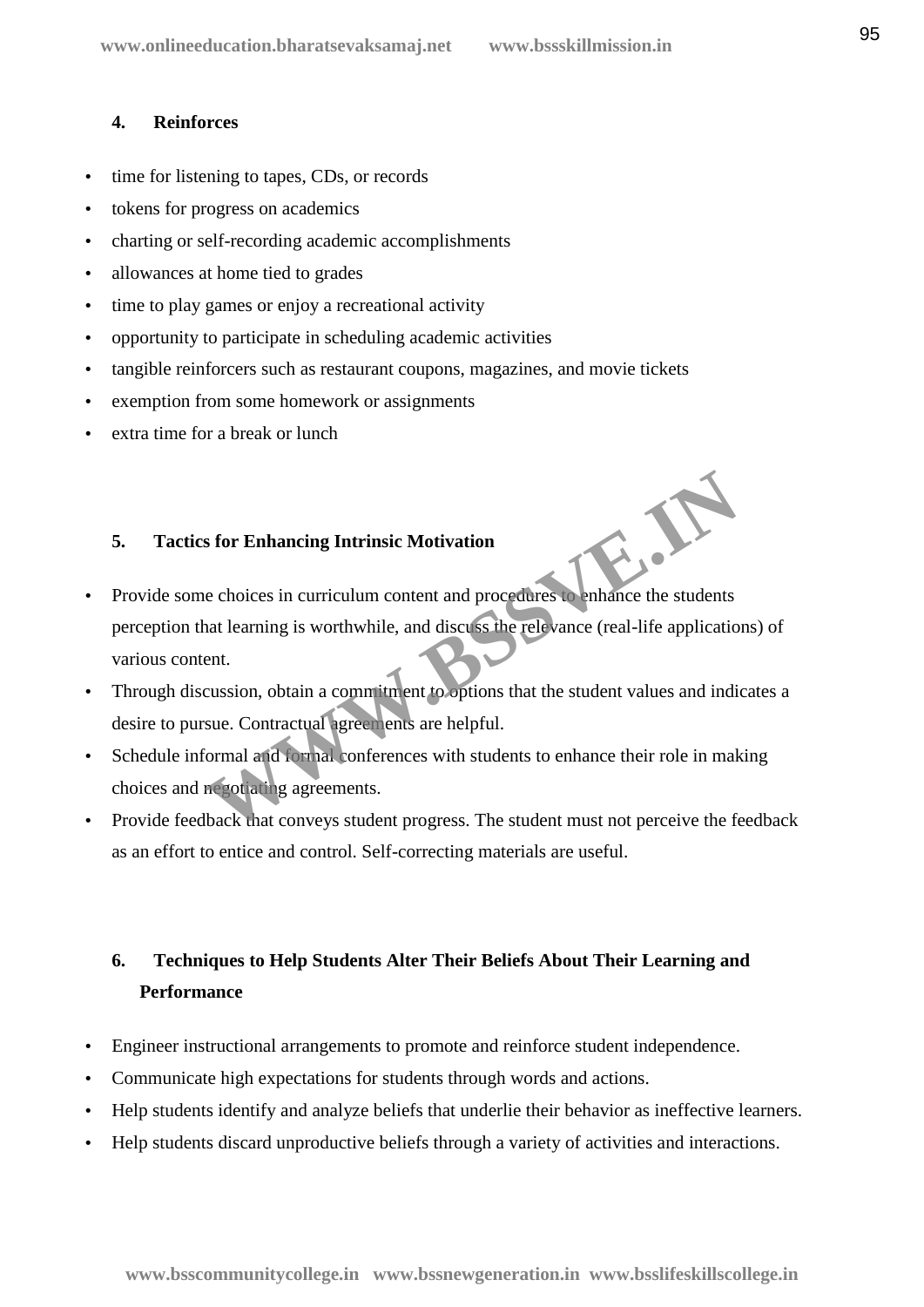### 4. Reinforces

- time for listening to tapes, CDs, or records
- tokens for progress on academics
- charting or self-recording academic accomplishments
- allowances at home tied to grades
- time to play games or enjoy a recreational activity
- opportunity to participate in scheduling academic activities
- tangible reinforcers such as restaurant coupons, magazines, and movie tickets
- exemption from some homework or assignments
- extra time for a break or lunch

### 5. Tactics for Enhancing Intrinsic Motivation

- Provide some choices in curriculum content and procedures to enhance the students perception that learning is worthwhile, and discuss the relevance (real-life applications) of various content.
- Through discussion, obtain a commitment to options that the student values and indicates a desire to pursue. Contractual agreements are helpful.
- Schedule informal and formal conferences with students to enhance their role in making choices and negotiating agreements.
- Provide feedback that conveys student progress. The student must not perceive the feedback as an effort to entice and control. Self-correcting materials are useful.

### 6. Techniques to Help Students Alter Their Beliefs About Their Learning and Performance

- Engineer instructional arrangements to promote and reinforce student independence.
- Communicate high expectations for students through words and actions.
- Help students identify and analyze beliefs that underlie their behavior as ineffective learners.
- Help students discard unproductive beliefs through a variety of activities and interactions.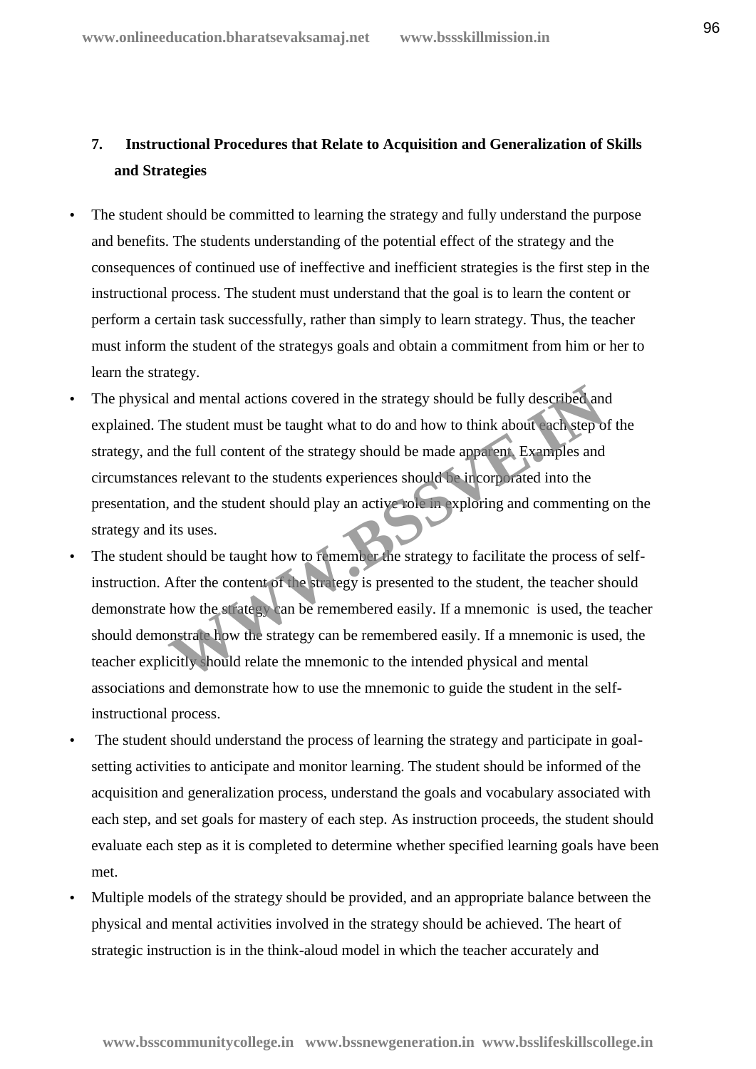### 7. Instructional Procedures that Relate to Acquisition and Generalization of Skills and Strategies

- The student should be committed to learning the strategy and fully understand the purpose and benefits. The students understanding of the potential effect of the strategy and the consequences of continued use of ineffective and inefficient strategies is the first step in the instructional process. The student must understand that the goal is to learn the content or perform a certain task successfully, rather than simply to learn strategy. Thus, the teacher must inform the student of the strategys goals and obtain a commitment from him or her to learn the strategy.
- The physical and mental actions covered in the strategy should be fully described and explained. The student must be taught what to do and how to think about each step of the strategy, and the full content of the strategy should be made apparent. Examples and circumstances relevant to the students experiences should be incorporated into the presentation, and the student should play an active role in exploring and commenting on the strategy and its uses.
- The student should be taught how to remember the strategy to facilitate the process of self-instruction. After the content of the strategy is presented to the student, the teacher should demonstrate how the strategy can be remembered easily. If a mnemonic is used, the teacher should demonstrate how the strategy can be remembered easily. If a mnemonic is used, the teacher explicitly should relate the mnemonic to the intended physical and mental associations and demonstrate how to use the mnemonic to guide the student in the self-instructional process.
- The student should understand the process of learning the strategy and participate in goal-setting activities to anticipate and monitor learning. The student should be informed of the acquisition and generalization process, understand the goals and vocabulary associated with each step, and set goals for mastery of each step. As instruction proceeds, the student should evaluate each step as it is completed to determine whether specified learning goals have been met.
- Multiple models of the strategy should be provided, and an appropriate balance between the physical and mental activities involved in the strategy should be achieved. The heart of strategic instruction is in the think-aloud model in which the teacher accurately and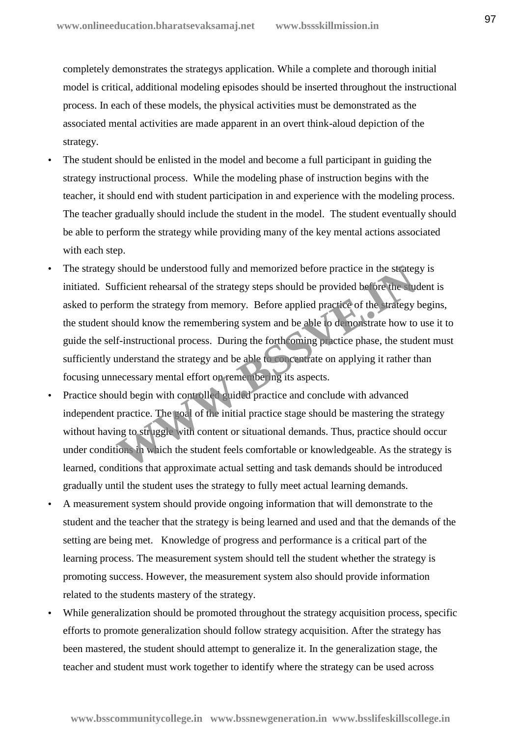completely demonstrates the strategys application. While a complete and thorough initial model is critical, additional modeling episodes should be inserted throughout the instructional process. In each of these models, the physical activities must be demonstrated as the associated mental activities are made apparent in an overt think-aloud depiction of the strategy.

- The student should be enlisted in the model and become a full participant in guiding the strategy instructional process. While the modeling phase of instruction begins with the teacher, it should end with student participation in and experience with the modeling process. The teacher gradually should include the student in the model. The student eventually should be able to perform the strategy while providing many of the key mental actions associated with each step.
- The strategy should be understood fully and memorized before practice in the strategy is initiated. Sufficient rehearsal of the strategy steps should be provided before the student is asked to perform the strategy from memory. Before applied practice of the strategy begins, the student should know the remembering system and be able to demonstrate how to use it to guide the self-instructional process. During the forthcoming practice phase, the student must sufficiently understand the strategy and be able to concentrate on applying it rather than focusing unnecessary mental effort on remembering its aspects.
- Practice should begin with controlled guided practice and conclude with advanced independent practice. The goal of the initial practice stage should be mastering the strategy without having to struggle with content or situational demands. Thus, practice should occur under conditions in which the student feels comfortable or knowledgeable. As the strategy is learned, conditions that approximate actual setting and task demands should be introduced gradually until the student uses the strategy to fully meet actual learning demands.
- A measurement system should provide ongoing information that will demonstrate to the student and the teacher that the strategy is being learned and used and that the demands of the setting are being met. Knowledge of progress and performance is a critical part of the learning process. The measurement system should tell the student whether the strategy is promoting success. However, the measurement system also should provide information related to the students mastery of the strategy.
- While generalization should be promoted throughout the strategy acquisition process, specific efforts to promote generalization should follow strategy acquisition. After the strategy has been mastered, the student should attempt to generalize it. In the generalization stage, the teacher and student must work together to identify where the strategy can be used across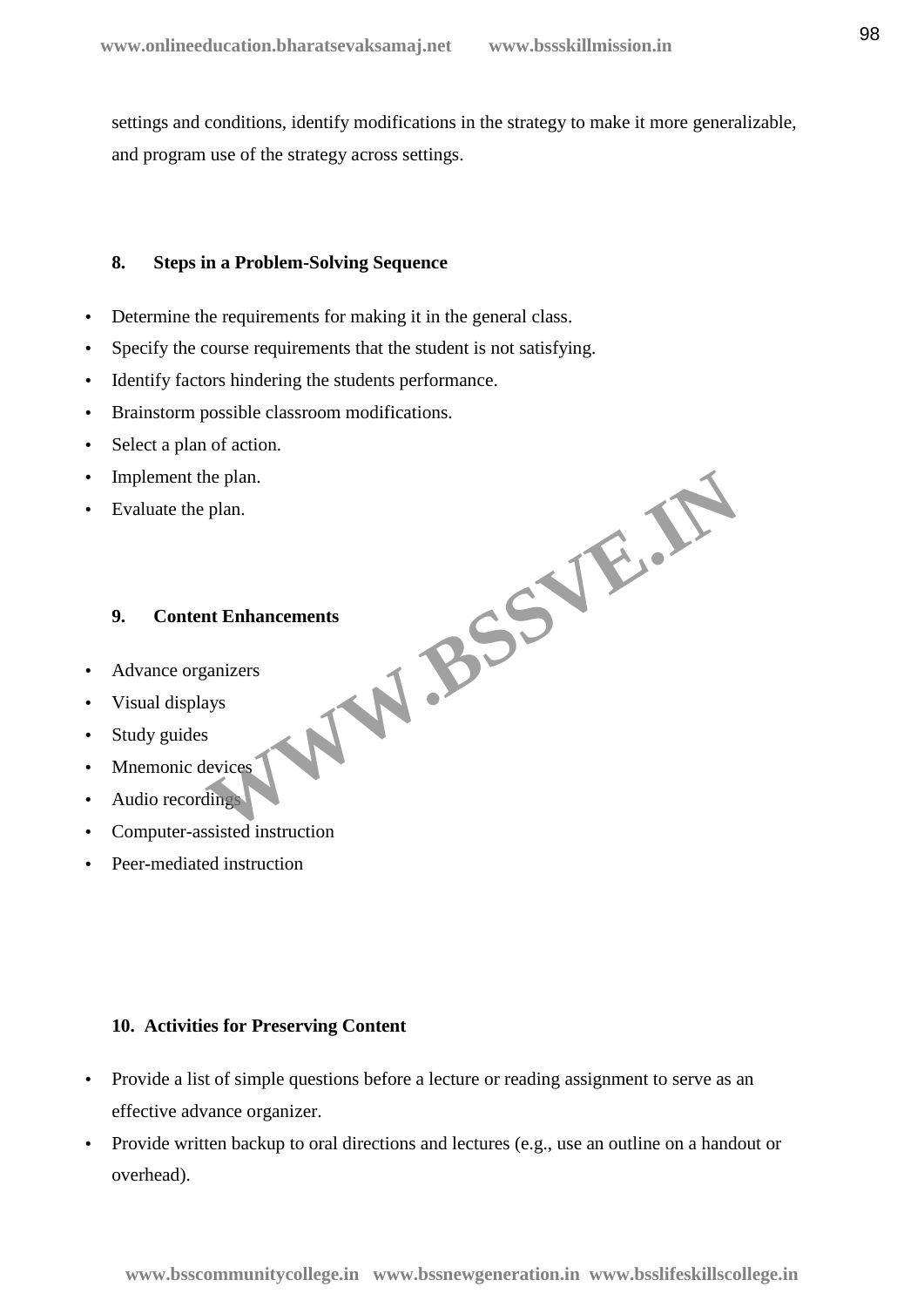settings and conditions, identify modifications in the strategy to make it more generalizable, and program use of the strategy across settings.

### 8. Steps in a Problem-Solving Sequence

- Determine the requirements for making it in the general class.
- Specify the course requirements that the student is not satisfying.
- Identify factors hindering the students performance.
- Brainstorm possible classroom modifications.
- Select a plan of action.
- Implement the plan.
- Evaluate the plan.

### 9. Content Enhancements

- Advance organizers
- Visual displays
- Study guides
- Mnemonic devices
- Audio recordings
- Computer-assisted instruction
- Peer-mediated instruction

### 10. Activities for Preserving Content

- Provide a list of simple questions before a lecture or reading assignment to serve as an effective advance organizer.
- Provide written backup to oral directions and lectures (e.g., use an outline on a handout or overhead).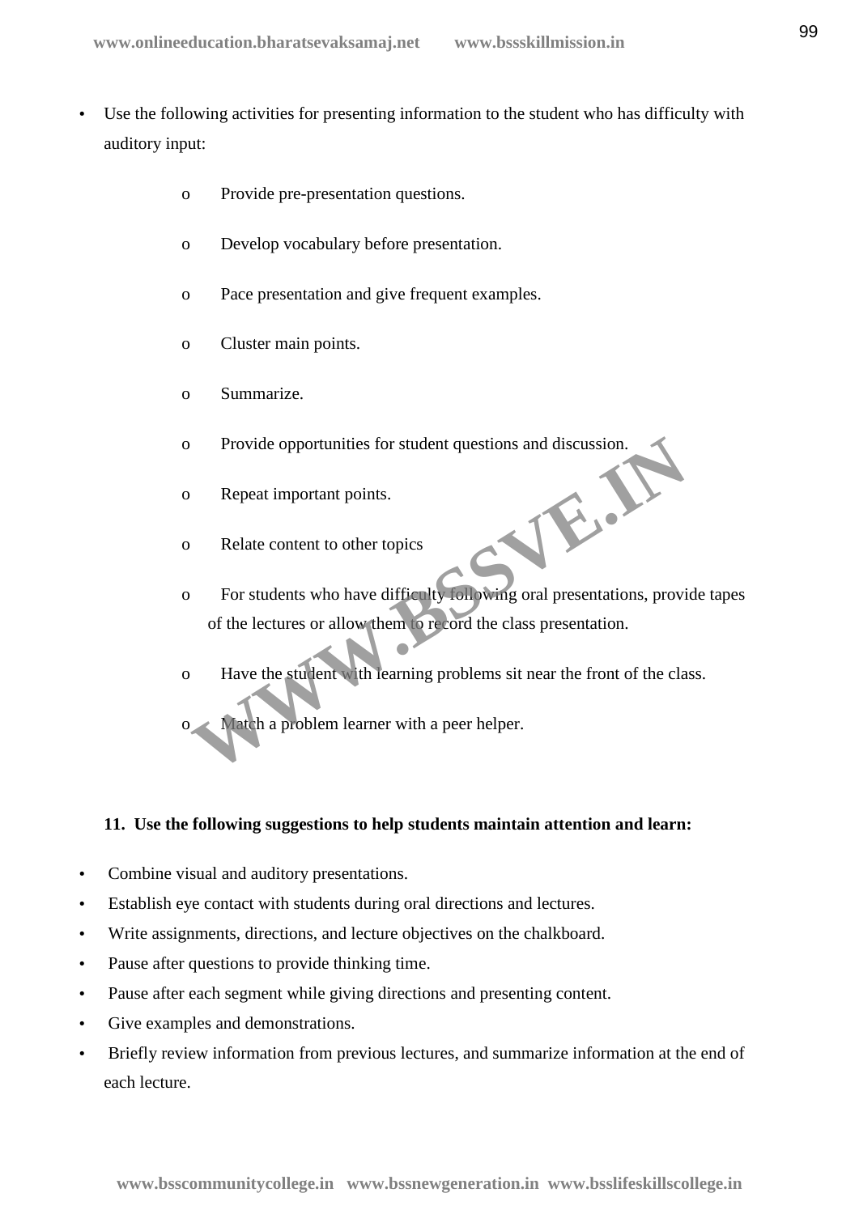- Use the following activities for presenting information to the student who has difficulty with auditory input:
  - Provide pre-presentation questions.
  - Develop vocabulary before presentation.
  - Pace presentation and give frequent examples.
  - Cluster main points.
  - Summarize.
  - Provide opportunities for student questions and discussion.
  - Repeat important points.
  - Relate content to other topics
  - For students who have difficulty following oral presentations, provide tapes of the lectures or allow them to record the class presentation.
  - Have the student with learning problems sit near the front of the class.
  - Match a problem learner with a peer helper.

**11. Use the following suggestions to help students maintain attention and learn:**

- Combine visual and auditory presentations.
- Establish eye contact with students during oral directions and lectures.
- Write assignments, directions, and lecture objectives on the chalkboard.
- Pause after questions to provide thinking time.
- Pause after each segment while giving directions and presenting content.
- Give examples and demonstrations.
- Briefly review information from previous lectures, and summarize information at the end of each lecture.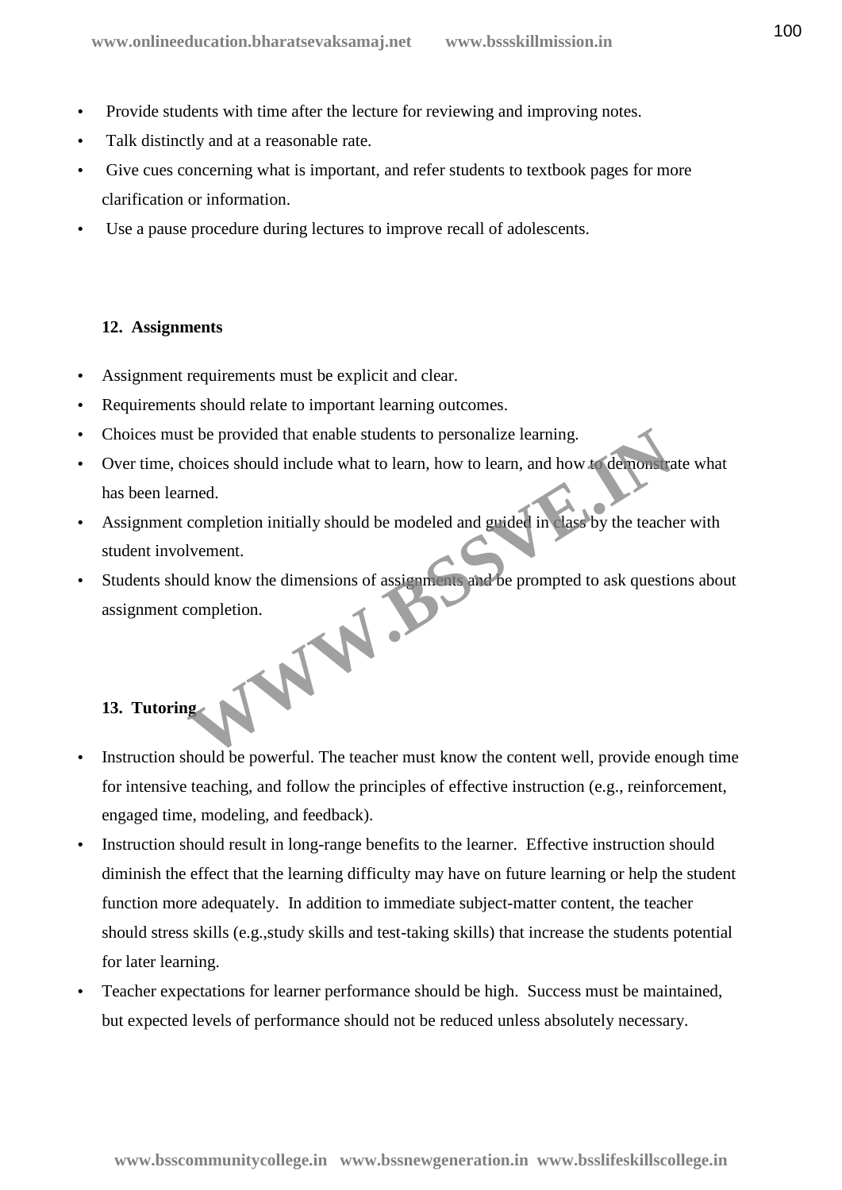- Provide students with time after the lecture for reviewing and improving notes.
- Talk distinctly and at a reasonable rate.
- Give cues concerning what is important, and refer students to textbook pages for more clarification or information.
- Use a pause procedure during lectures to improve recall of adolescents.

**12. Assignments**

- Assignment requirements must be explicit and clear.
- Requirements should relate to important learning outcomes.
- Choices must be provided that enable students to personalize learning.
- Over time, choices should include what to learn, how to learn, and how to demonstrate what has been learned.
- Assignment completion initially should be modeled and guided in class by the teacher with student involvement.
- Students should know the dimensions of assignments and be prompted to ask questions about assignment completion.

**13. Tutoring**

- Instruction should be powerful. The teacher must know the content well, provide enough time for intensive teaching, and follow the principles of effective instruction (e.g., reinforcement, engaged time, modeling, and feedback).
- Instruction should result in long-range benefits to the learner. Effective instruction should diminish the effect that the learning difficulty may have on future learning or help the student function more adequately. In addition to immediate subject-matter content, the teacher should stress skills (e.g.,study skills and test-taking skills) that increase the students potential for later learning.
- Teacher expectations for learner performance should be high. Success must be maintained, but expected levels of performance should not be reduced unless absolutely necessary.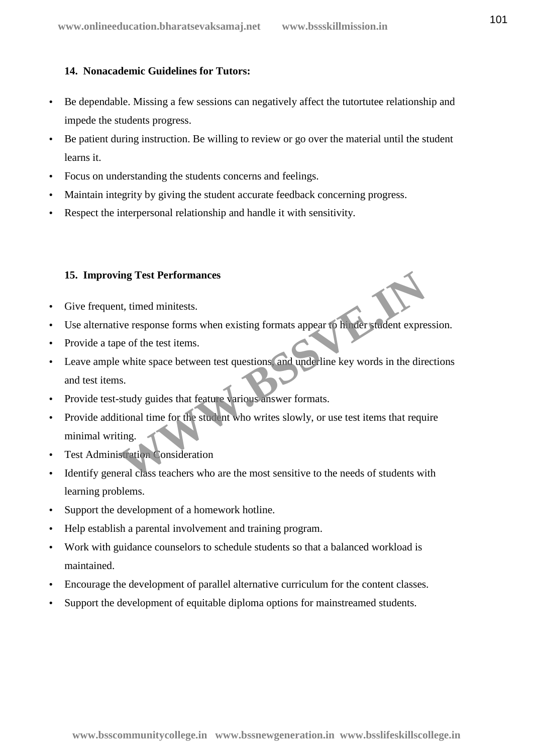### 14. Nonacademic Guidelines for Tutors:

- Be dependable. Missing a few sessions can negatively affect the tutortutee relationship and impede the students progress.
- Be patient during instruction. Be willing to review or go over the material until the student learns it.
- Focus on understanding the students concerns and feelings.
- Maintain integrity by giving the student accurate feedback concerning progress.
- Respect the interpersonal relationship and handle it with sensitivity.

### 15. Improving Test Performances

- Give frequent, timed minitests.
- Use alternative response forms when existing formats appear to hinder student expression.
- Provide a tape of the test items.
- Leave ample white space between test questions, and underline key words in the directions and test items.
- Provide test-study guides that feature various answer formats.
- Provide additional time for the student who writes slowly, or use test items that require minimal writing.
- Test Administration Consideration
- Identify general class teachers who are the most sensitive to the needs of students with learning problems.
- Support the development of a homework hotline.
- Help establish a parental involvement and training program.
- Work with guidance counselors to schedule students so that a balanced workload is maintained.
- Encourage the development of parallel alternative curriculum for the content classes.
- Support the development of equitable diploma options for mainstreamed students.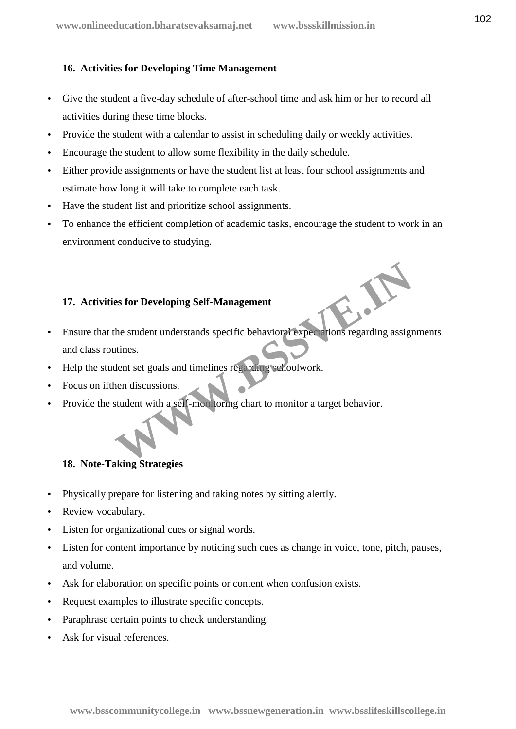## 16. Activities for Developing Time Management

- Give the student a five-day schedule of after-school time and ask him or her to record all activities during these time blocks.
- Provide the student with a calendar to assist in scheduling daily or weekly activities.
- Encourage the student to allow some flexibility in the daily schedule.
- Either provide assignments or have the student list at least four school assignments and estimate how long it will take to complete each task.
- Have the student list and prioritize school assignments.
- To enhance the efficient completion of academic tasks, encourage the student to work in an environment conducive to studying.

## 17. Activities for Developing Self-Management

- Ensure that the student understands specific behavioral expectations regarding assignments and class routines.
- Help the student set goals and timelines regarding schoolwork.
- Focus on ifthen discussions.
- Provide the student with a self-monitoring chart to monitor a target behavior.

## 18. Note-Taking Strategies

- Physically prepare for listening and taking notes by sitting alertly.
- Review vocabulary.
- Listen for organizational cues or signal words.
- Listen for content importance by noticing such cues as change in voice, tone, pitch, pauses, and volume.
- Ask for elaboration on specific points or content when confusion exists.
- Request examples to illustrate specific concepts.
- Paraphrase certain points to check understanding.
- Ask for visual references.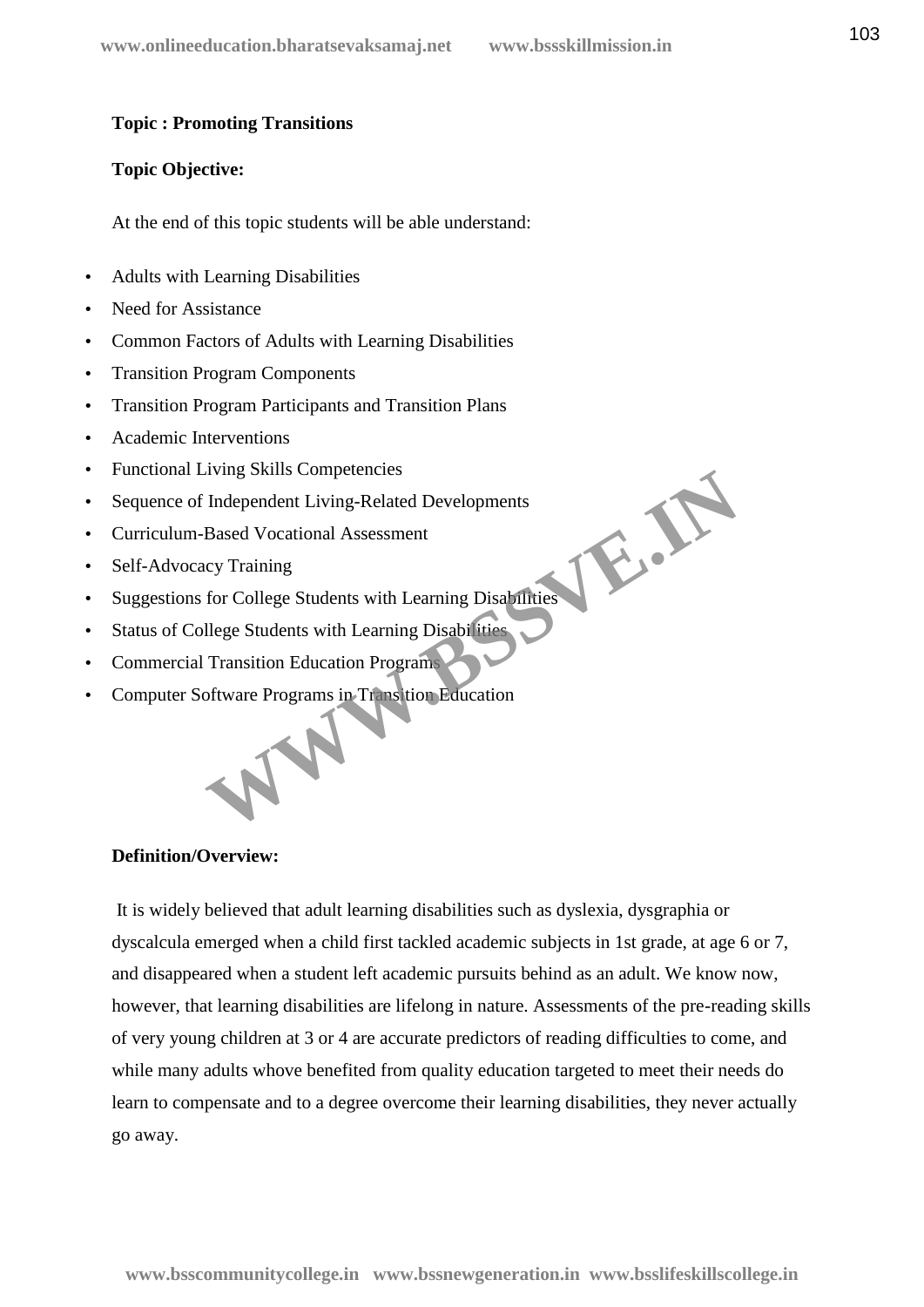**Topic : Promoting Transitions**

**Topic Objective:**

At the end of this topic students will be able understand:

- Adults with Learning Disabilities
- Need for Assistance
- Common Factors of Adults with Learning Disabilities
- Transition Program Components
- Transition Program Participants and Transition Plans
- Academic Interventions
- Functional Living Skills Competencies
- Sequence of Independent Living-Related Developments
- Curriculum-Based Vocational Assessment
- Self-Advocacy Training
- Suggestions for College Students with Learning Disabilities
- Status of College Students with Learning Disabilities
- Commercial Transition Education Programs
- Computer Software Programs in Transition Education

**Definition/Overview:**

It is widely believed that adult learning disabilities such as dyslexia, dysgraphia or dyscalcula emerged when a child first tackled academic subjects in 1st grade, at age 6 or 7, and disappeared when a student left academic pursuits behind as an adult. We know now, however, that learning disabilities are lifelong in nature. Assessments of the pre-reading skills of very young children at 3 or 4 are accurate predictors of reading difficulties to come, and while many adults whove benefited from quality education targeted to meet their needs do learn to compensate and to a degree overcome their learning disabilities, they never actually go away.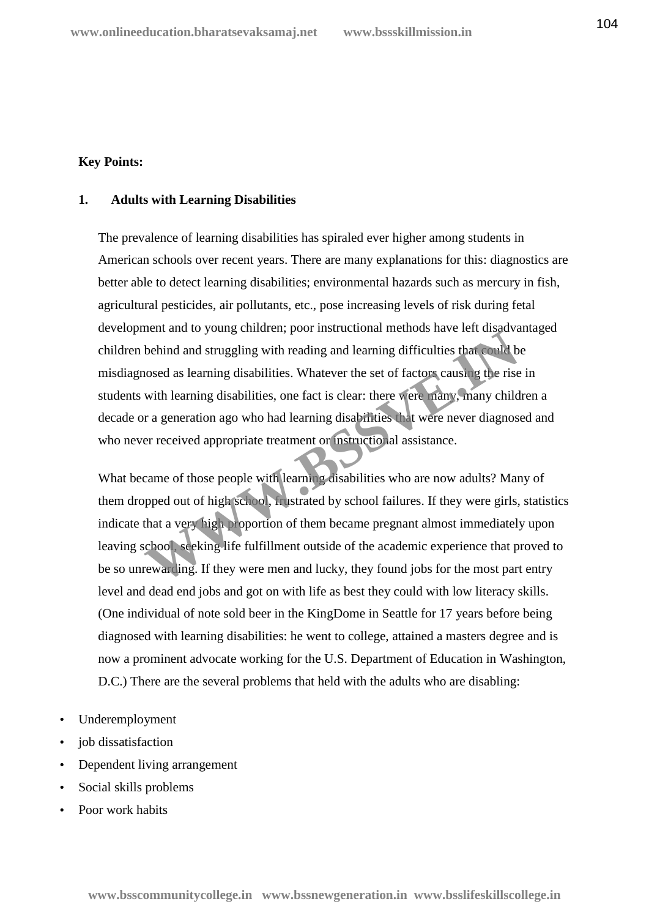**Key Points:**

**1. Adults with Learning Disabilities**

The prevalence of learning disabilities has spiraled ever higher among students in American schools over recent years. There are many explanations for this: diagnostics are better able to detect learning disabilities; environmental hazards such as mercury in fish, agricultural pesticides, air pollutants, etc., pose increasing levels of risk during fetal development and to young children; poor instructional methods have left disadvantaged children behind and struggling with reading and learning difficulties that could be misdiagnosed as learning disabilities. Whatever the set of factors causing the rise in students with learning disabilities, one fact is clear: there were many, many children a decade or a generation ago who had learning disabilities that were never diagnosed and who never received appropriate treatment or instructional assistance.

What became of those people with learning disabilities who are now adults? Many of them dropped out of high school, frustrated by school failures. If they were girls, statistics indicate that a very high proportion of them became pregnant almost immediately upon leaving school, seeking life fulfillment outside of the academic experience that proved to be so unrewarding. If they were men and lucky, they found jobs for the most part entry level and dead end jobs and got on with life as best they could with low literacy skills. (One individual of note sold beer in the KingDome in Seattle for 17 years before being diagnosed with learning disabilities: he went to college, attained a masters degree and is now a prominent advocate working for the U.S. Department of Education in Washington, D.C.) There are the several problems that held with the adults who are disabling:

- Underemployment
- job dissatisfaction
- Dependent living arrangement
- Social skills problems
- Poor work habits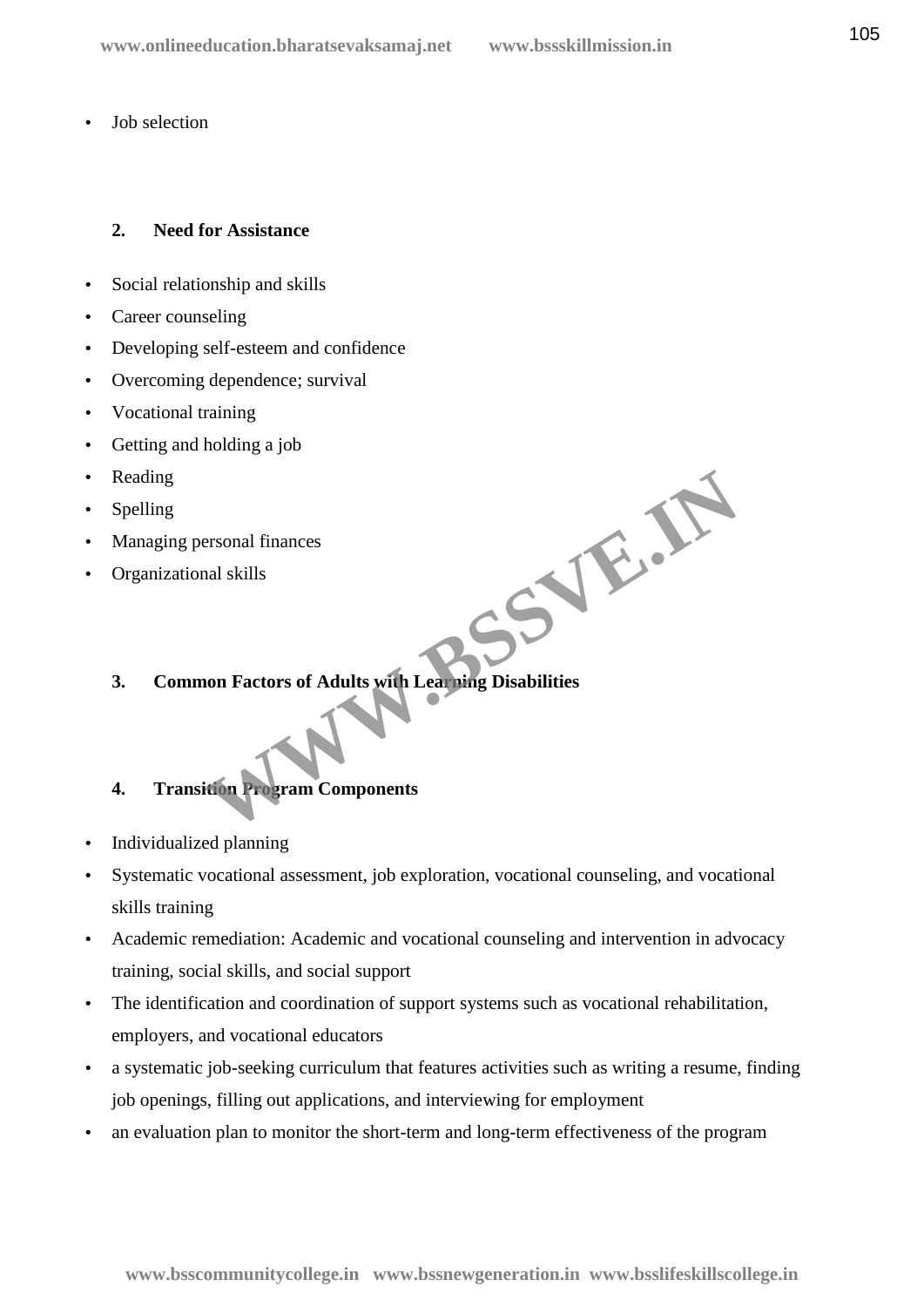- Job selection

2. **Need for Assistance**

- Social relationship and skills
- Career counseling
- Developing self-esteem and confidence
- Overcoming dependence; survival
- Vocational training
- Getting and holding a job
- Reading
- Spelling
- Managing personal finances
- Organizational skills

3. **Common Factors of Adults with Learning Disabilities**

4. **Transition Program Components**

- Individualized planning
- Systematic vocational assessment, job exploration, vocational counseling, and vocational skills training
- Academic remediation: Academic and vocational counseling and intervention in advocacy training, social skills, and social support
- The identification and coordination of support systems such as vocational rehabilitation, employers, and vocational educators
- a systematic job-seeking curriculum that features activities such as writing a resume, finding job openings, filling out applications, and interviewing for employment
- an evaluation plan to monitor the short-term and long-term effectiveness of the program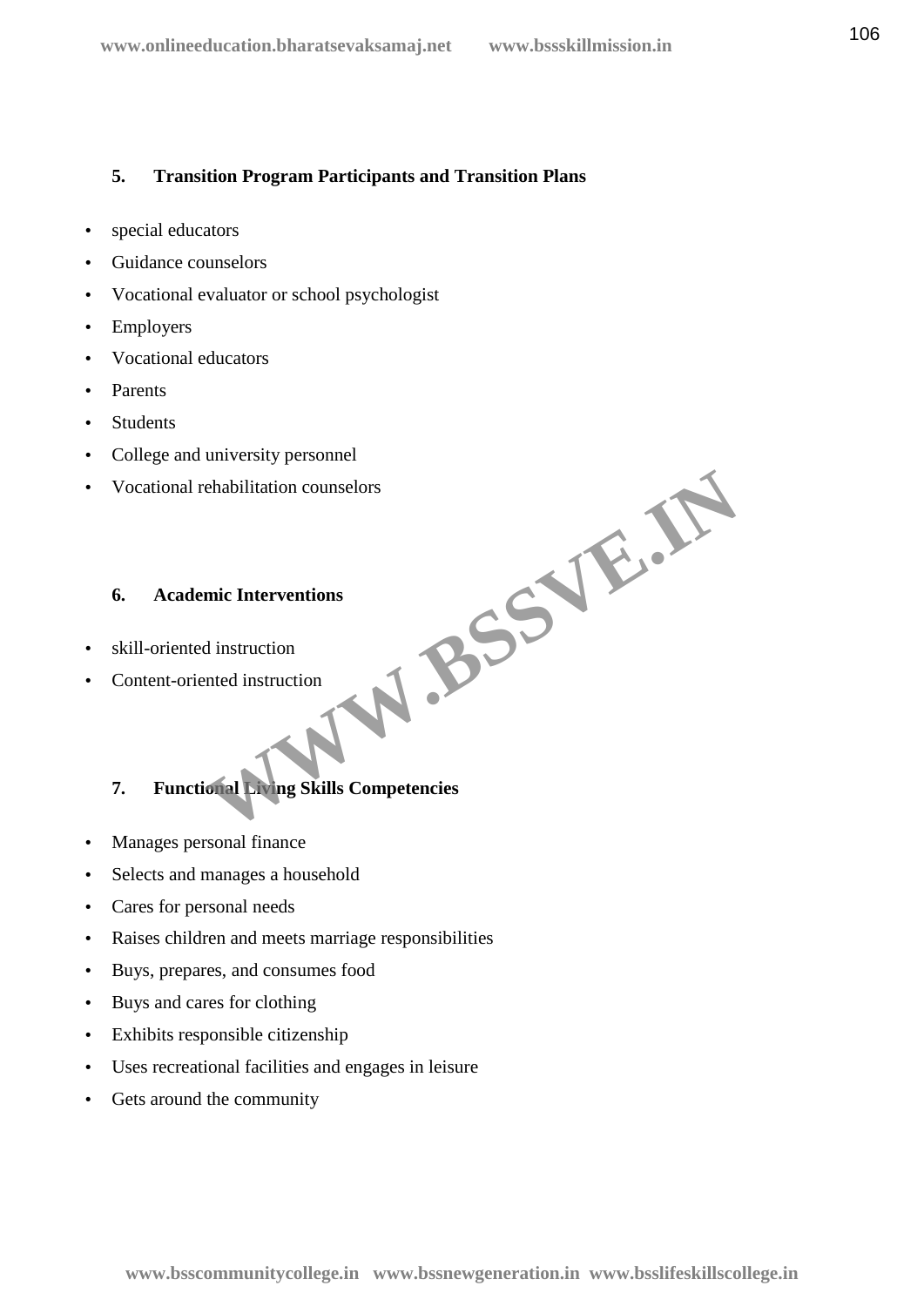### 5. Transition Program Participants and Transition Plans

- special educators
- Guidance counselors
- Vocational evaluator or school psychologist
- Employers
- Vocational educators
- Parents
- Students
- College and university personnel
- Vocational rehabilitation counselors

### 6. Academic Interventions

- skill-oriented instruction
- Content-oriented instruction

### 7. Functional Living Skills Competencies

- Manages personal finance
- Selects and manages a household
- Cares for personal needs
- Raises children and meets marriage responsibilities
- Buys, prepares, and consumes food
- Buys and cares for clothing
- Exhibits responsible citizenship
- Uses recreational facilities and engages in leisure
- Gets around the community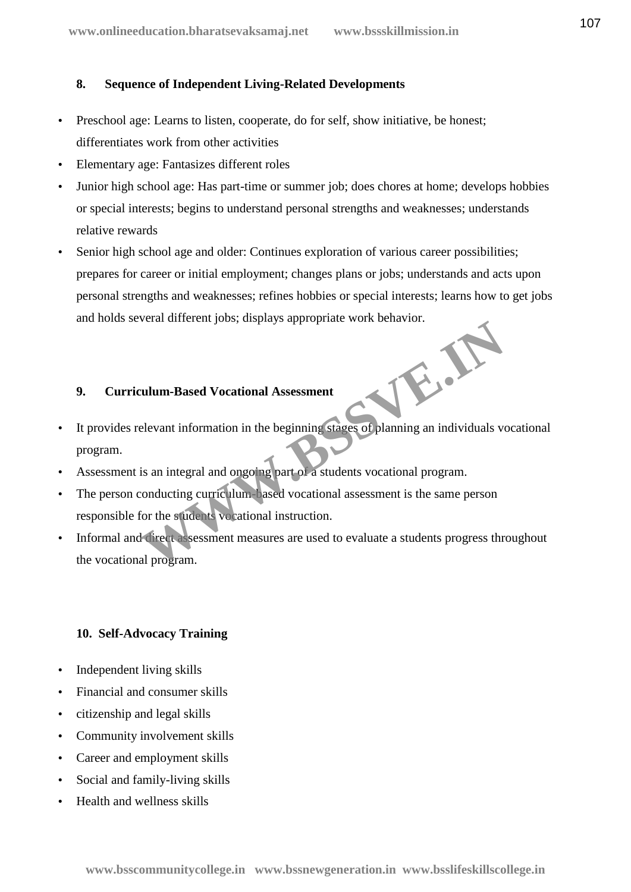**8. Sequence of Independent Living-Related Developments**

- Preschool age: Learns to listen, cooperate, do for self, show initiative, be honest; differentiates work from other activities
- Elementary age: Fantasizes different roles
- Junior high school age: Has part-time or summer job; does chores at home; develops hobbies or special interests; begins to understand personal strengths and weaknesses; understands relative rewards
- Senior high school age and older: Continues exploration of various career possibilities; prepares for career or initial employment; changes plans or jobs; understands and acts upon personal strengths and weaknesses; refines hobbies or special interests; learns how to get jobs and holds several different jobs; displays appropriate work behavior.

**9. Curriculum-Based Vocational Assessment**

- It provides relevant information in the beginning stages of planning an individuals vocational program.
- Assessment is an integral and ongoing part of a students vocational program.
- The person conducting curriculum-based vocational assessment is the same person responsible for the students vocational instruction.
- Informal and direct assessment measures are used to evaluate a students progress throughout the vocational program.

**10. Self-Advocacy Training**

- Independent living skills
- Financial and consumer skills
- citizenship and legal skills
- Community involvement skills
- Career and employment skills
- Social and family-living skills
- Health and wellness skills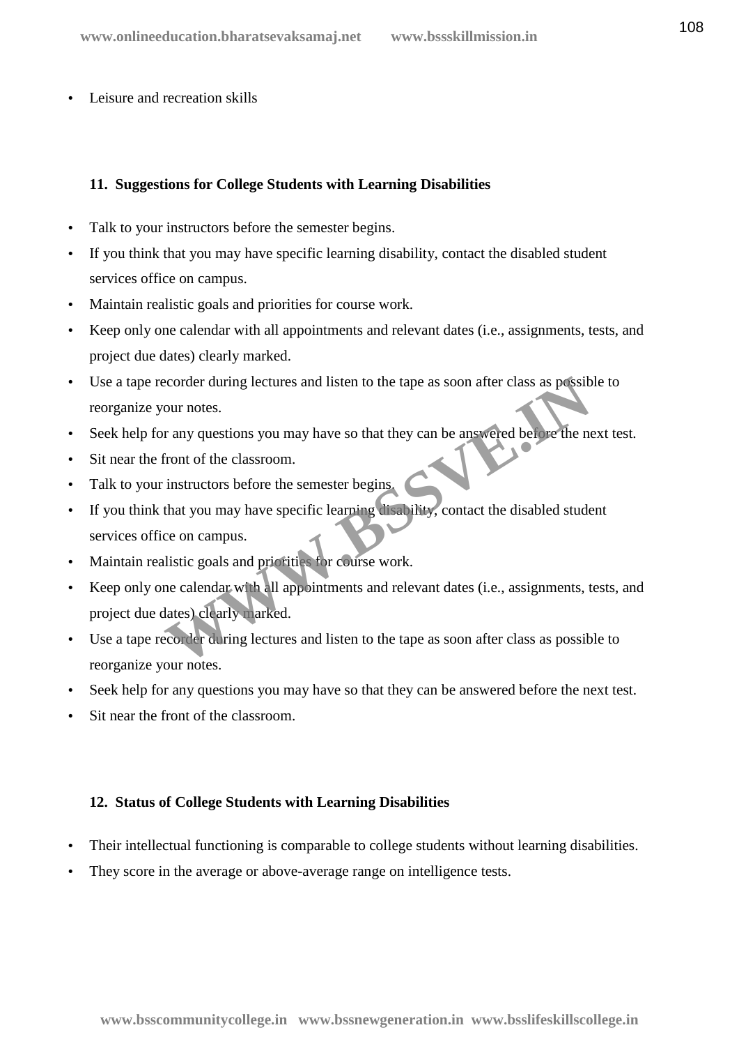- Leisure and recreation skills

### 11. Suggestions for College Students with Learning Disabilities

- Talk to your instructors before the semester begins.
- If you think that you may have specific learning disability, contact the disabled student services office on campus.
- Maintain realistic goals and priorities for course work.
- Keep only one calendar with all appointments and relevant dates (i.e., assignments, tests, and project due dates) clearly marked.
- Use a tape recorder during lectures and listen to the tape as soon after class as possible to reorganize your notes.
- Seek help for any questions you may have so that they can be answered before the next test.
- Sit near the front of the classroom.
- Talk to your instructors before the semester begins.
- If you think that you may have specific learning disability, contact the disabled student services office on campus.
- Maintain realistic goals and priorities for course work.
- Keep only one calendar with all appointments and relevant dates (i.e., assignments, tests, and project due dates) clearly marked.
- Use a tape recorder during lectures and listen to the tape as soon after class as possible to reorganize your notes.
- Seek help for any questions you may have so that they can be answered before the next test.
- Sit near the front of the classroom.

### 12. Status of College Students with Learning Disabilities

- Their intellectual functioning is comparable to college students without learning disabilities.
- They score in the average or above-average range on intelligence tests.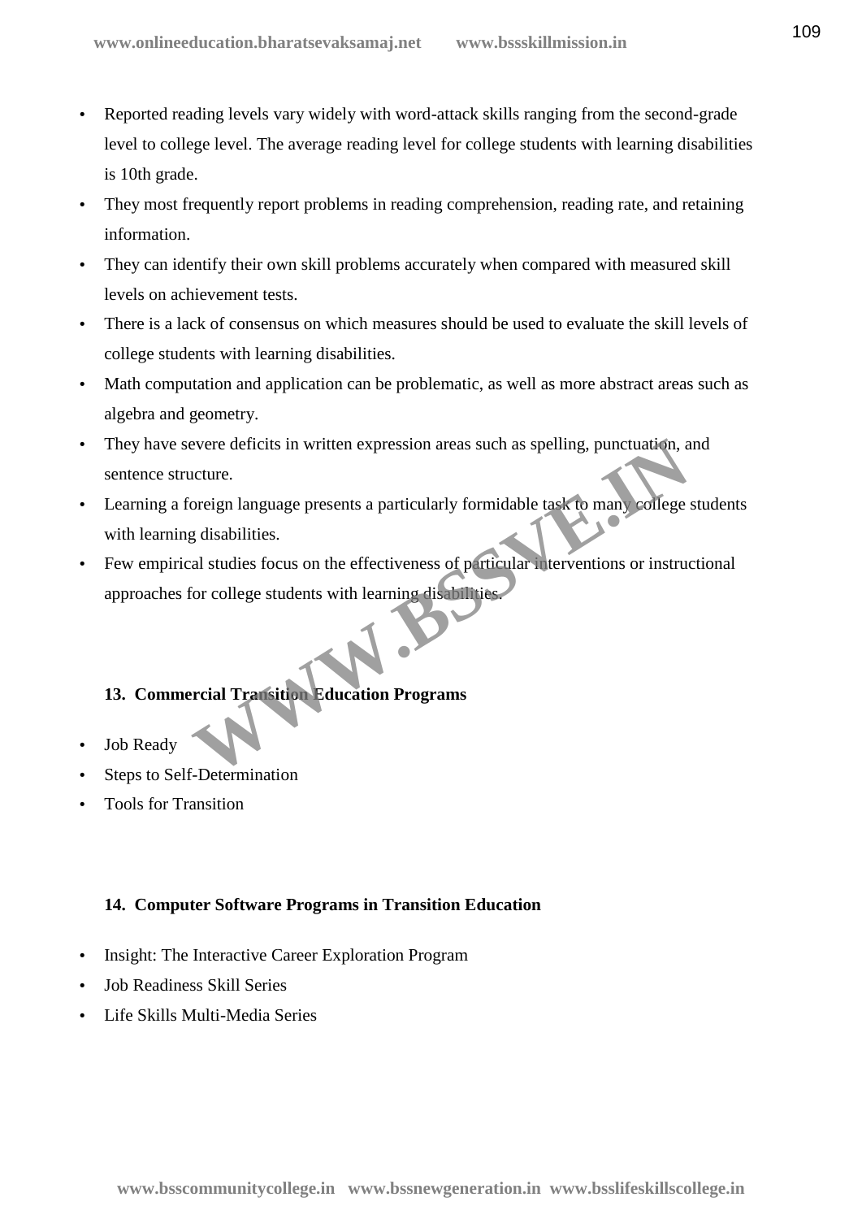- Reported reading levels vary widely with word-attack skills ranging from the second-grade level to college level. The average reading level for college students with learning disabilities is 10th grade.
- They most frequently report problems in reading comprehension, reading rate, and retaining information.
- They can identify their own skill problems accurately when compared with measured skill levels on achievement tests.
- There is a lack of consensus on which measures should be used to evaluate the skill levels of college students with learning disabilities.
- Math computation and application can be problematic, as well as more abstract areas such as algebra and geometry.
- They have severe deficits in written expression areas such as spelling, punctuation, and sentence structure.
- Learning a foreign language presents a particularly formidable task to many college students with learning disabilities.
- Few empirical studies focus on the effectiveness of particular interventions or instructional approaches for college students with learning disabilities.

### 13. Commercial Transition Education Programs

- Job Ready
- Steps to Self-Determination
- Tools for Transition

### 14. Computer Software Programs in Transition Education

- Insight: The Interactive Career Exploration Program
- Job Readiness Skill Series
- Life Skills Multi-Media Series